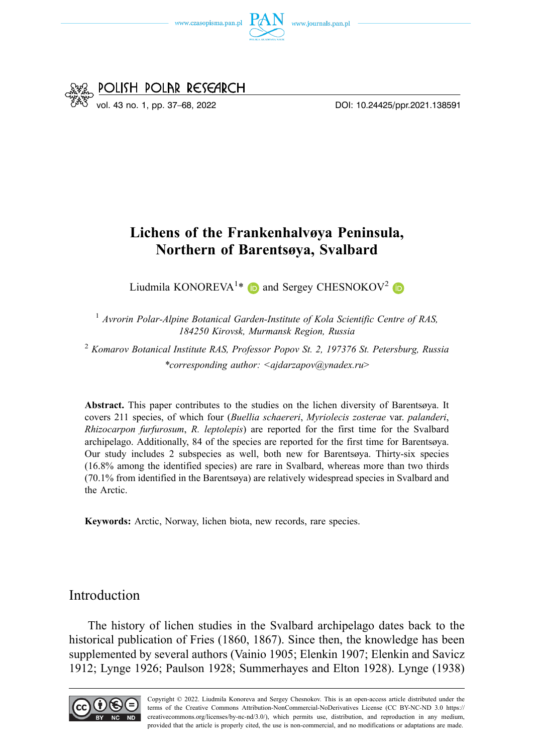# Lichens of the Frankenhalvøya Peninsula, Northern of Barentsøya, Svalbard

Liudmila KONOREVA[1]* and Sergey CHESNOKOV[2]

[1] *Avrorin Polar-Alpine Botanical Garden-Institute of Kola Scientific Centre of RAS, 184250 Kirovsk, Murmansk Region, Russia*

[2] *Komarov Botanical Institute RAS, Professor Popov St. 2, 197376 St. Petersburg, Russia*

*\*corresponding author: <ajdarzapov@ynadex.ru>*

**Abstract.** This paper contributes to the studies on the lichen diversity of Barentsøya. It covers 211 species, of which four (*Buellia schaereri*, *Myriolecis zosterae* var. *palanderi*, *Rhizocarpon furfurosum*, *R. leptolepis*) are reported for the first time for the Svalbard archipelago. Additionally, 84 of the species are reported for the first time for Barentsøya. Our study includes 2 subspecies as well, both new for Barentsøya. Thirty-six species (16.8% among the identified species) are rare in Svalbard, whereas more than two thirds (70.1% from identified in the Barentsøya) are relatively widespread species in Svalbard and the Arctic.

**Keywords:** Arctic, Norway, lichen biota, new records, rare species.

## Introduction

The history of lichen studies in the Svalbard archipelago dates back to the historical publication of Fries (1860, 1867). Since then, the knowledge has been supplemented by several authors (Vainio 1905; Elenkin 1907; Elenkin and Savicz 1912; Lynge 1926; Paulson 1928; Summerhayes and Elton 1928). Lynge (1938)

Copyright © 2022. Liudmila Konoreva and Sergey Chesnokov. This is an open-access article distributed under the terms of the Creative Commons Attribution-NonCommercial-NoDerivatives License (CC BY-NC-ND 3.0 https://creativecommons.org/licenses/by-nc-nd/3.0/), which permits use, distribution, and reproduction in any medium, provided that the article is properly cited, the use is non-commercial, and no modifications or adaptations are made.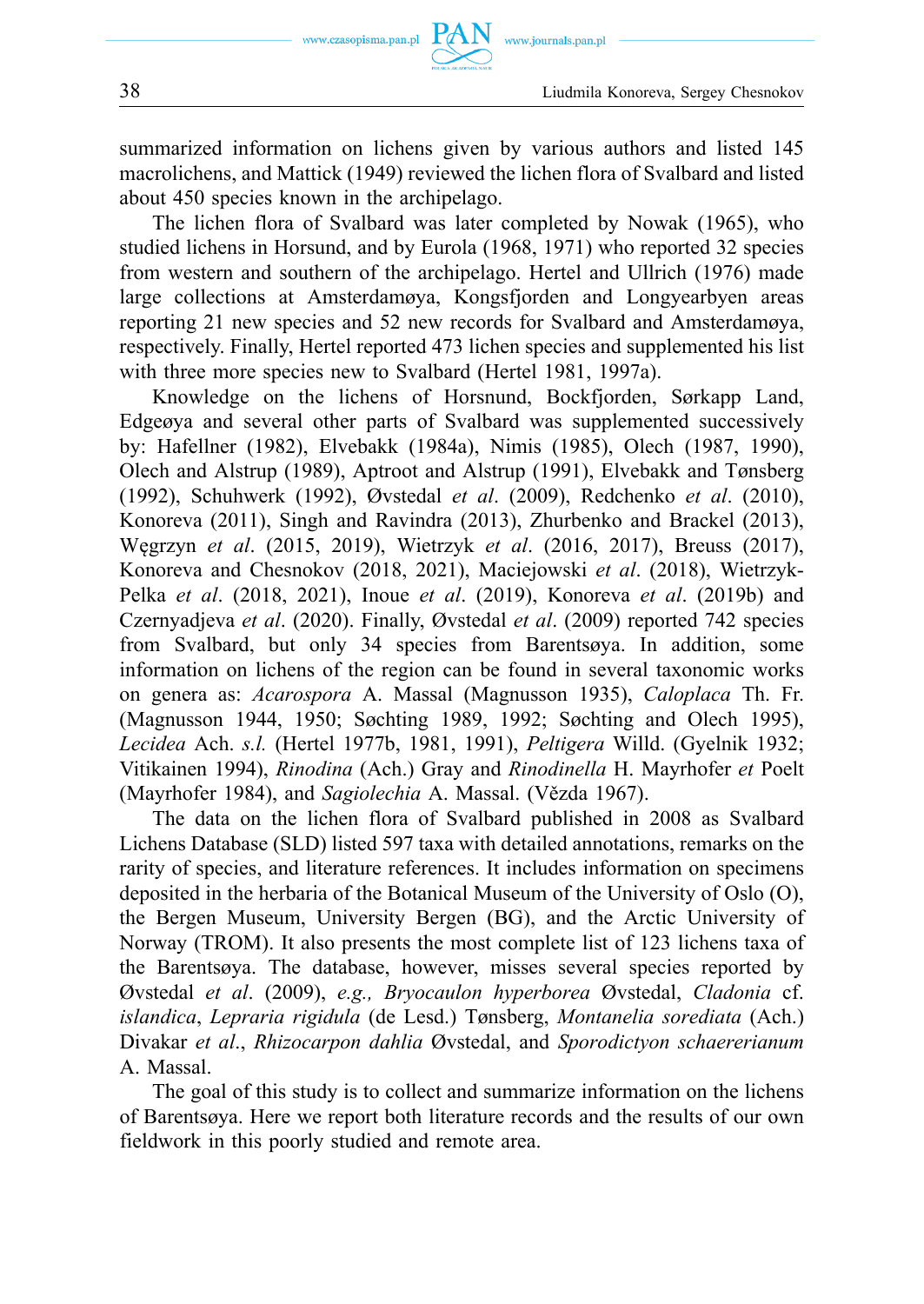summarized information on lichens given by various authors and listed 145 macrolichens, and Mattick (1949) reviewed the lichen flora of Svalbard and listed about 450 species known in the archipelago.

The lichen flora of Svalbard was later completed by Nowak (1965), who studied lichens in Horsund, and by Eurola (1968, 1971) who reported 32 species from western and southern of the archipelago. Hertel and Ullrich (1976) made large collections at Amsterdamøya, Kongsfjorden and Longyearbyen areas reporting 21 new species and 52 new records for Svalbard and Amsterdamøya, respectively. Finally, Hertel reported 473 lichen species and supplemented his list with three more species new to Svalbard (Hertel 1981, 1997a).

Knowledge on the lichens of Horsnund, Bockfjorden, Sørkapp Land, Edgeøya and several other parts of Svalbard was supplemented successively by: Hafellner (1982), Elvebakk (1984a), Nimis (1985), Olech (1987, 1990), Olech and Alstrup (1989), Aptroot and Alstrup (1991), Elvebakk and Tønsberg (1992), Schuhwerk (1992), Øvstedal *et al*. (2009), Redchenko *et al*. (2010), Konoreva (2011), Singh and Ravindra (2013), Zhurbenko and Brackel (2013), Węgrzyn *et al*. (2015, 2019), Wietrzyk *et al*. (2016, 2017), Breuss (2017), Konoreva and Chesnokov (2018, 2021), Maciejowski *et al*. (2018), Wietrzyk-Pelka *et al*. (2018, 2021), Inoue *et al*. (2019), Konoreva *et al*. (2019b) and Czernyadjeva *et al*. (2020). Finally, Øvstedal *et al*. (2009) reported 742 species from Svalbard, but only 34 species from Barentsøya. In addition, some information on lichens of the region can be found in several taxonomic works on genera as: *Acarospora* A. Massal (Magnusson 1935), *Caloplaca* Th. Fr. (Magnusson 1944, 1950; Søchting 1989, 1992; Søchting and Olech 1995), *Lecidea* Ach. *s.l.* (Hertel 1977b, 1981, 1991), *Peltigera* Willd. (Gyelnik 1932; Vitikainen 1994), *Rinodina* (Ach.) Gray and *Rinodinella* H. Mayrhofer *et* Poelt (Mayrhofer 1984), and *Sagiolechia* A. Massal. (Vězda 1967).

The data on the lichen flora of Svalbard published in 2008 as Svalbard Lichens Database (SLD) listed 597 taxa with detailed annotations, remarks on the rarity of species, and literature references. It includes information on specimens deposited in the herbaria of the Botanical Museum of the University of Oslo (O), the Bergen Museum, University Bergen (BG), and the Arctic University of Norway (TROM). It also presents the most complete list of 123 lichens taxa of the Barentsøya. The database, however, misses several species reported by Øvstedal *et al*. (2009), *e.g., Bryocaulon hyperborea* Øvstedal, *Cladonia* cf. *islandica*, *Lepraria rigidula* (de Lesd.) Tønsberg, *Montanelia sorediata* (Ach.) Divakar *et al*., *Rhizocarpon dahlia* Øvstedal, and *Sporodictyon schaererianum* A. Massal.

The goal of this study is to collect and summarize information on the lichens of Barentsøya. Here we report both literature records and the results of our own fieldwork in this poorly studied and remote area.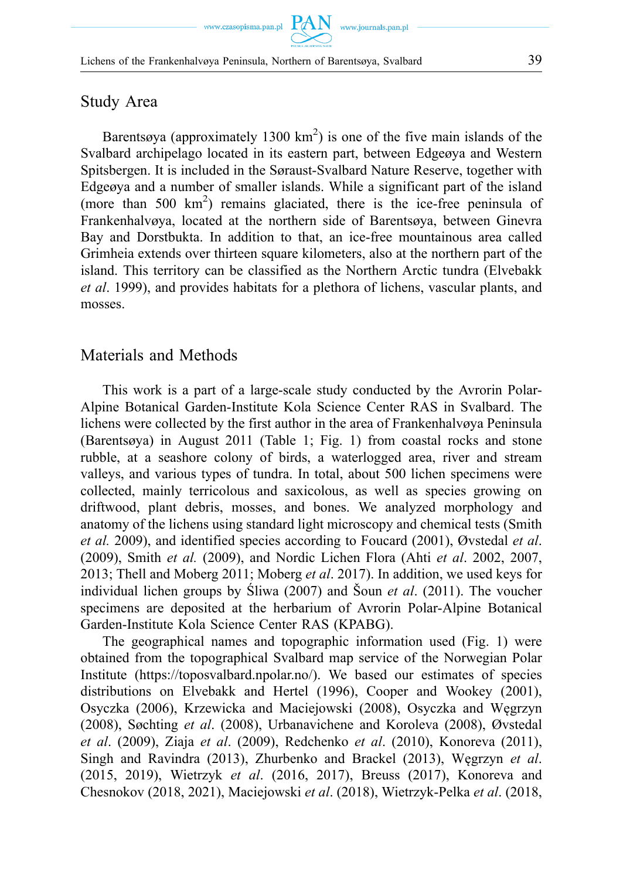## Study Area

Barentsøya (approximately 1300 km$^2$) is one of the five main islands of the Svalbard archipelago located in its eastern part, between Edgeøya and Western Spitsbergen. It is included in the Søraust-Svalbard Nature Reserve, together with Edgeøya and a number of smaller islands. While a significant part of the island (more than 500 km$^2$) remains glaciated, there is the ice-free peninsula of Frankenhalvøya, located at the northern side of Barentsøya, between Ginevra Bay and Dorstbukta. In addition to that, an ice-free mountainous area called Grimheia extends over thirteen square kilometers, also at the northern part of the island. This territory can be classified as the Northern Arctic tundra (Elvebakk *et al*. 1999), and provides habitats for a plethora of lichens, vascular plants, and mosses.

## Materials and Methods

This work is a part of a large-scale study conducted by the Avrorin Polar-Alpine Botanical Garden-Institute Kola Science Center RAS in Svalbard. The lichens were collected by the first author in the area of Frankenhalvøya Peninsula (Barentsøya) in August 2011 (Table 1; Fig. 1) from coastal rocks and stone rubble, at a seashore colony of birds, a waterlogged area, river and stream valleys, and various types of tundra. In total, about 500 lichen specimens were collected, mainly terricolous and saxicolous, as well as species growing on driftwood, plant debris, mosses, and bones. We analyzed morphology and anatomy of the lichens using standard light microscopy and chemical tests (Smith *et al.* 2009), and identified species according to Foucard (2001), Øvstedal *et al*. (2009), Smith *et al.* (2009), and Nordic Lichen Flora (Ahti *et al*. 2002, 2007, 2013; Thell and Moberg 2011; Moberg *et al*. 2017). In addition, we used keys for individual lichen groups by Śliwa (2007) and Šoun *et al*. (2011). The voucher specimens are deposited at the herbarium of Avrorin Polar-Alpine Botanical Garden-Institute Kola Science Center RAS (KPABG).

The geographical names and topographic information used (Fig. 1) were obtained from the topographical Svalbard map service of the Norwegian Polar Institute (https://toposvalbard.npolar.no/). We based our estimates of species distributions on Elvebakk and Hertel (1996), Cooper and Wookey (2001), Osyczka (2006), Krzewicka and Maciejowski (2008), Osyczka and Węgrzyn (2008), Søchting *et al*. (2008), Urbanavichene and Koroleva (2008), Øvstedal *et al*. (2009), Ziaja *et al*. (2009), Redchenko *et al*. (2010), Konoreva (2011), Singh and Ravindra (2013), Zhurbenko and Brackel (2013), Węgrzyn *et al*. (2015, 2019), Wietrzyk *et al*. (2016, 2017), Breuss (2017), Konoreva and Chesnokov (2018, 2021), Maciejowski *et al*. (2018), Wietrzyk-Pelka *et al*. (2018,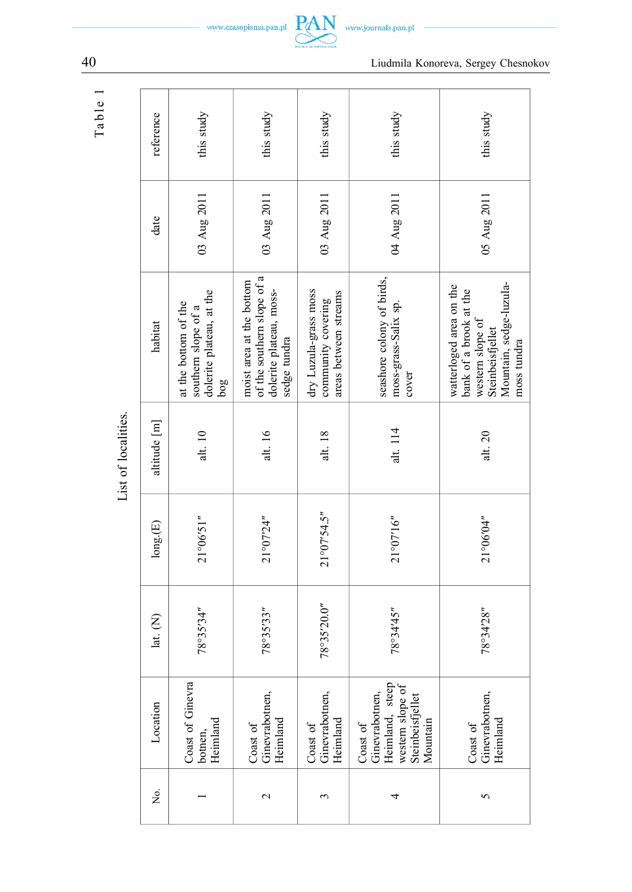Table 1

List of localities.

| No. | Location | lat. (N) | long.(E) | altitude [m] | habitat | date | reference |
|---|---|---|---|---|---|---|---|
| 1 | Coast of Ginevra botnen, Heimland | 78°35'34" | 21°06'51" | alt. 10 | at the bottom of the southern slope of a dolerite plateau, at the bog | 03 Aug 2011 | this study |
| 2 | Coast of Ginevrabotnen, Heimland | 78°35'33" | 21°07'24" | alt. 16 | moist area at the bottom of the southern slope of a dolerite plateau, moss-sedge tundra | 03 Aug 2011 | this study |
| 3 | Coast of Ginevrabotnen, Heimland | 78°35'20.0" | 21°07'54.5" | alt. 18 | dry Luzula-grass moss community covering areas between streams | 03 Aug 2011 | this study |
| 4 | Coast of Ginevrabotnen, Heimland, steep western slope of Steinbeisfjellet Mountain | 78°34'45" | 21°07'16" | alt. 114 | seashore colony of birds, moss-grass-Salix sp. cover | 04 Aug 2011 | this study |
| 5 | Coast of Ginevrabotnen, Heimland | 78°34'28" | 21°06'04" | alt. 20 | watterloged area on the bank of a brook at the western slope of Steinbeisfjellet Mountain, sedge-luzula-moss tundra | 05 Aug 2011 | this study |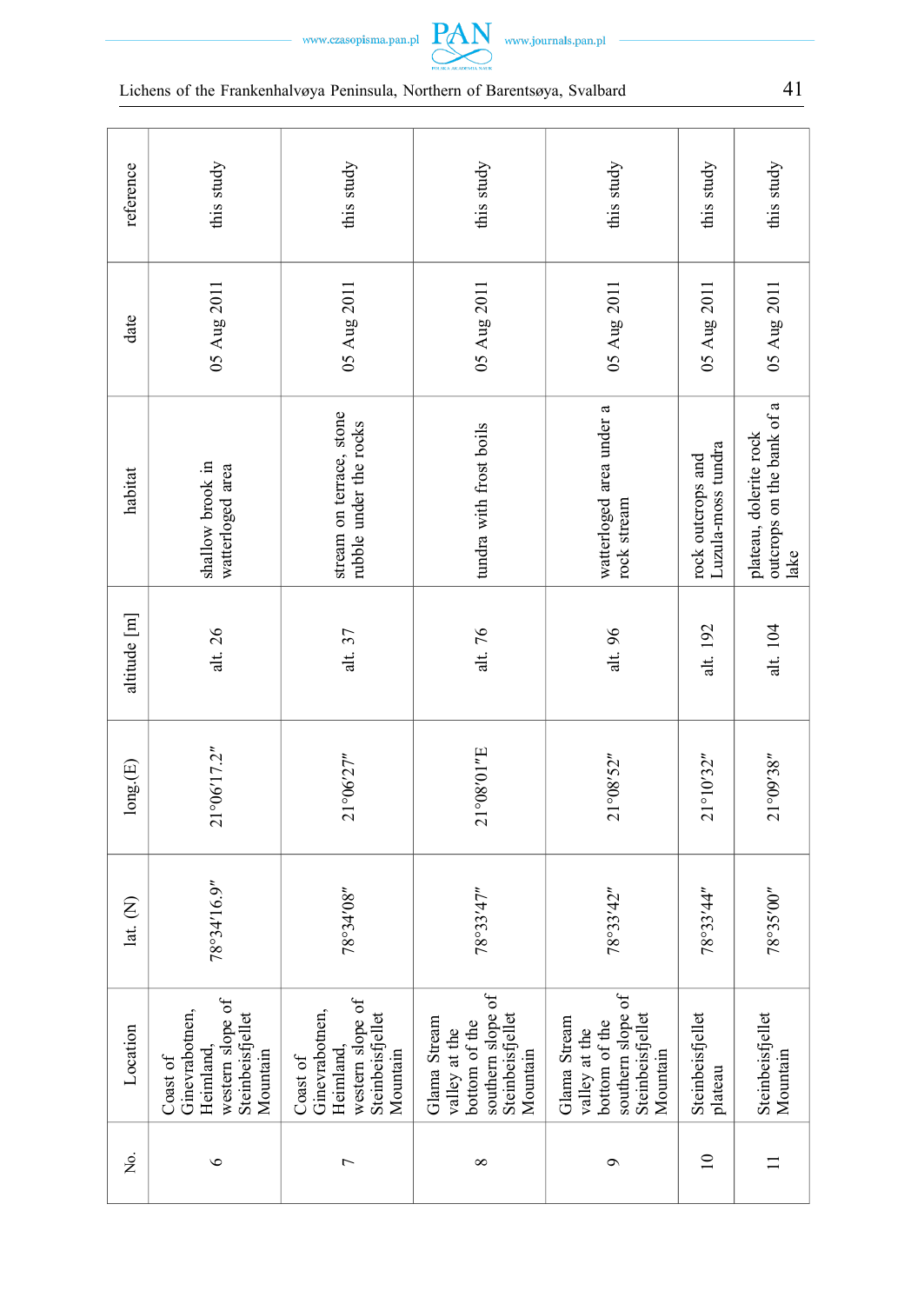| No. | Location | lat. (N) | long.(E) | altitude [m] | habitat | date | reference |
|---|---|---|---|---|---|---|---|
| 6 | Coast of Ginevrabotnen, Heimland, western slope of Steinbeisfjellet Mountain | 78°34′16.9″ | 21°06′17.2″ | alt. 26 | shallow brook in watterloged area | 05 Aug 2011 | this study |
| 7 | Coast of Ginevrabotnen, Heimland, western slope of Steinbeisfjellet Mountain | 78°34′08″ | 21°06′27″ | alt. 37 | stream on terrace, stone rubble under the rocks | 05 Aug 2011 | this study |
| 8 | Glama Stream valley at the bottom of the southern slope of Steinbeisfjellet Mountain | 78°33′47″ | 21°08′01″E | alt. 76 | tundra with frost boils | 05 Aug 2011 | this study |
| 9 | Glama Stream valley at the bottom of the southern slope of Steinbeisfjellet Mountain | 78°33′42″ | 21°08′52″ | alt. 96 | watterloged area under a rock stream | 05 Aug 2011 | this study |
| 10 | Steinbeisfjellet plateau | 78°33′44″ | 21°10′32″ | alt. 192 | rock outcrops and Luzula-moss tundra | 05 Aug 2011 | this study |
| 11 | Steinbeisfjellet Mountain | 78°35′00″ | 21°09′38″ | alt. 104 | plateau, dolerite rock outcrops on the bank of a lake | 05 Aug 2011 | this study |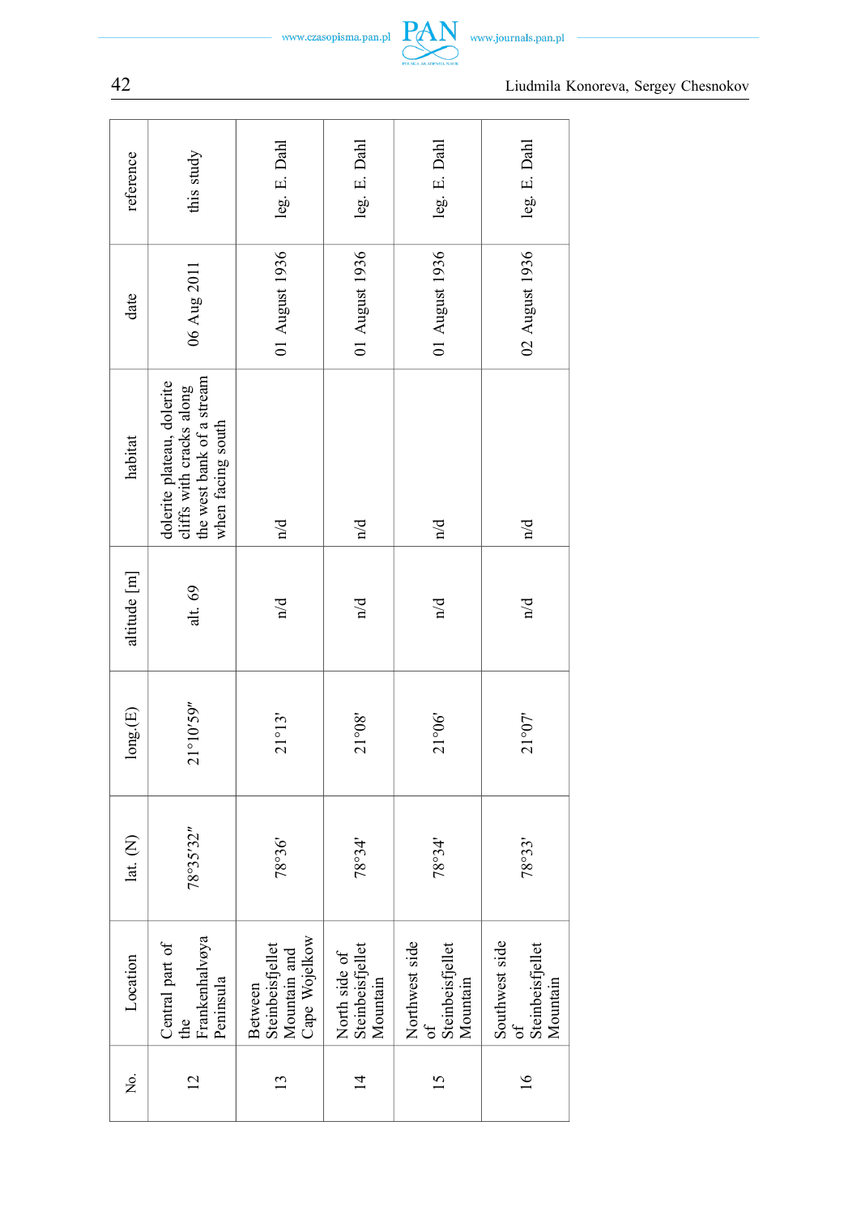| No. | Location | lat. (N) | long.(E) | altitude [m] | habitat | date | reference |
|---|---|---|---|---|---|---|---|
| 12 | Central part of the Frankenhalvøya Peninsula | 78°35'32" | 21°10'59" | alt. 69 | dolerite plateau, dolerite cliffs with cracks along the west bank of a stream when facing south | 06 Aug 2011 | this study |
| 13 | Between Steinbeisfjellet Mountain and Cape Wojelkow | 78°36' | 21°13' | n/d | n/d | 01 August 1936 | leg. E. Dahl |
| 14 | North side of Steinbeisfjellet Mountain | 78°34' | 21°08' | n/d | n/d | 01 August 1936 | leg. E. Dahl |
| 15 | Northwest side of Steinbeisfjellet Mountain | 78°34' | 21°06' | n/d | n/d | 01 August 1936 | leg. E. Dahl |
| 16 | Southwest side of Steinbeisfjellet Mountain | 78°33' | 21°07' | n/d | n/d | 02 August 1936 | leg. E. Dahl |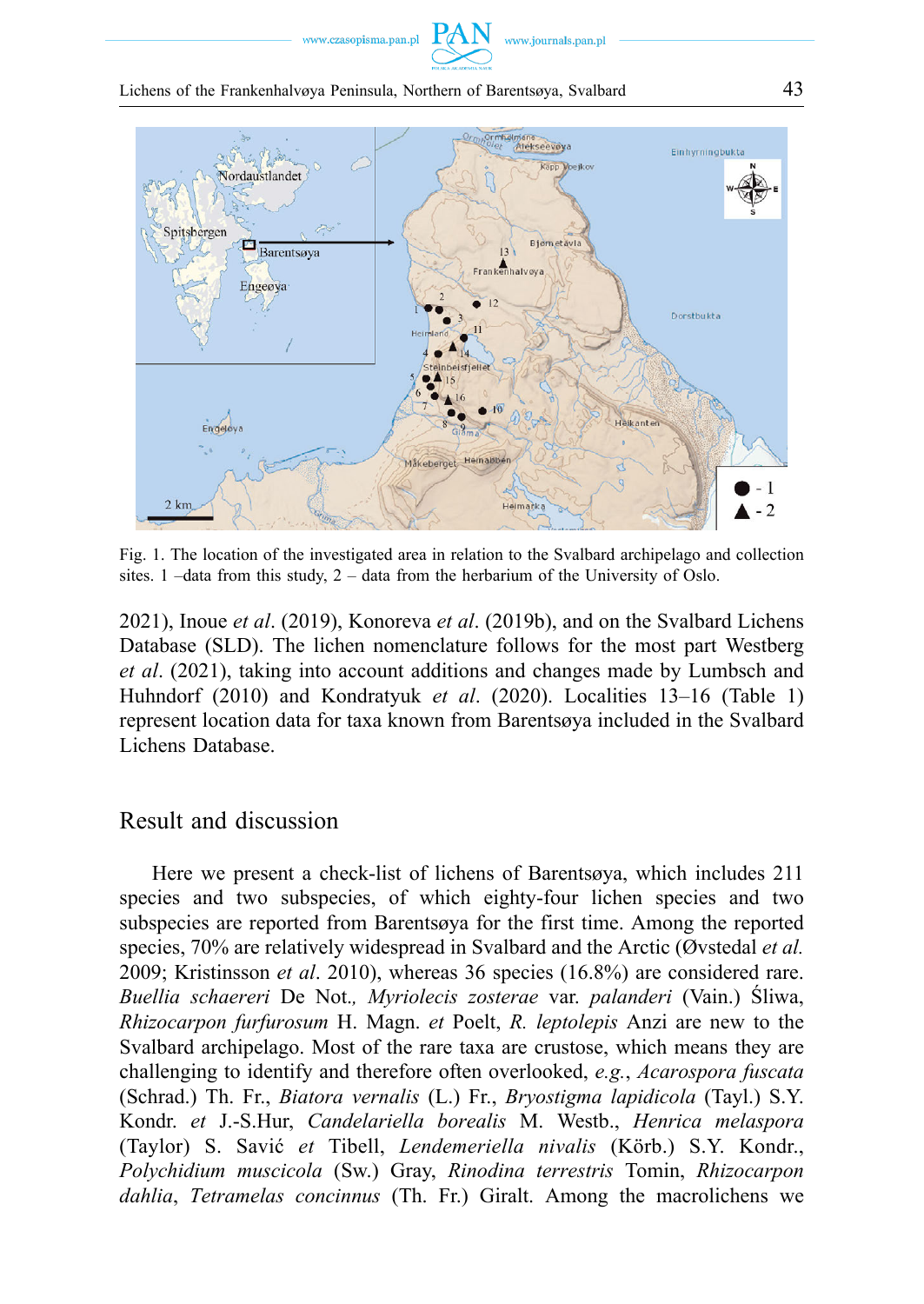Fig. 1. The location of the investigated area in relation to the Svalbard archipelago and collection sites. 1 –data from this study, 2 – data from the herbarium of the University of Oslo.

2021), Inoue *et al*. (2019), Konoreva *et al*. (2019b), and on the Svalbard Lichens Database (SLD). The lichen nomenclature follows for the most part Westberg *et al*. (2021), taking into account additions and changes made by Lumbsch and Huhndorf (2010) and Kondratyuk *et al*. (2020). Localities 13–16 (Table 1) represent location data for taxa known from Barentsøya included in the Svalbard Lichens Database.

## Result and discussion

Here we present a check-list of lichens of Barentsøya, which includes 211 species and two subspecies, of which eighty-four lichen species and two subspecies are reported from Barentsøya for the first time. Among the reported species, 70% are relatively widespread in Svalbard and the Arctic (Øvstedal *et al.* 2009; Kristinsson *et al*. 2010), whereas 36 species (16.8%) are considered rare. *Buellia schaereri* De Not.*, Myriolecis zosterae* var. *palanderi* (Vain.) Śliwa, *Rhizocarpon furfurosum* H. Magn. *et* Poelt, *R. leptolepis* Anzi are new to the Svalbard archipelago. Most of the rare taxa are crustose, which means they are challenging to identify and therefore often overlooked, *e.g.*, *Acarospora fuscata* (Schrad.) Th. Fr., *Biatora vernalis* (L.) Fr., *Bryostigma lapidicola* (Tayl.) S.Y. Kondr. *et* J.-S.Hur, *Candelariella borealis* M. Westb., *Henrica melaspora* (Taylor) S. Savić *et* Tibell, *Lendemeriella nivalis* (Körb.) S.Y. Kondr., *Polychidium muscicola* (Sw.) Gray, *Rinodina terrestris* Tomin, *Rhizocarpon dahlia*, *Tetramelas concinnus* (Th. Fr.) Giralt. Among the macrolichens we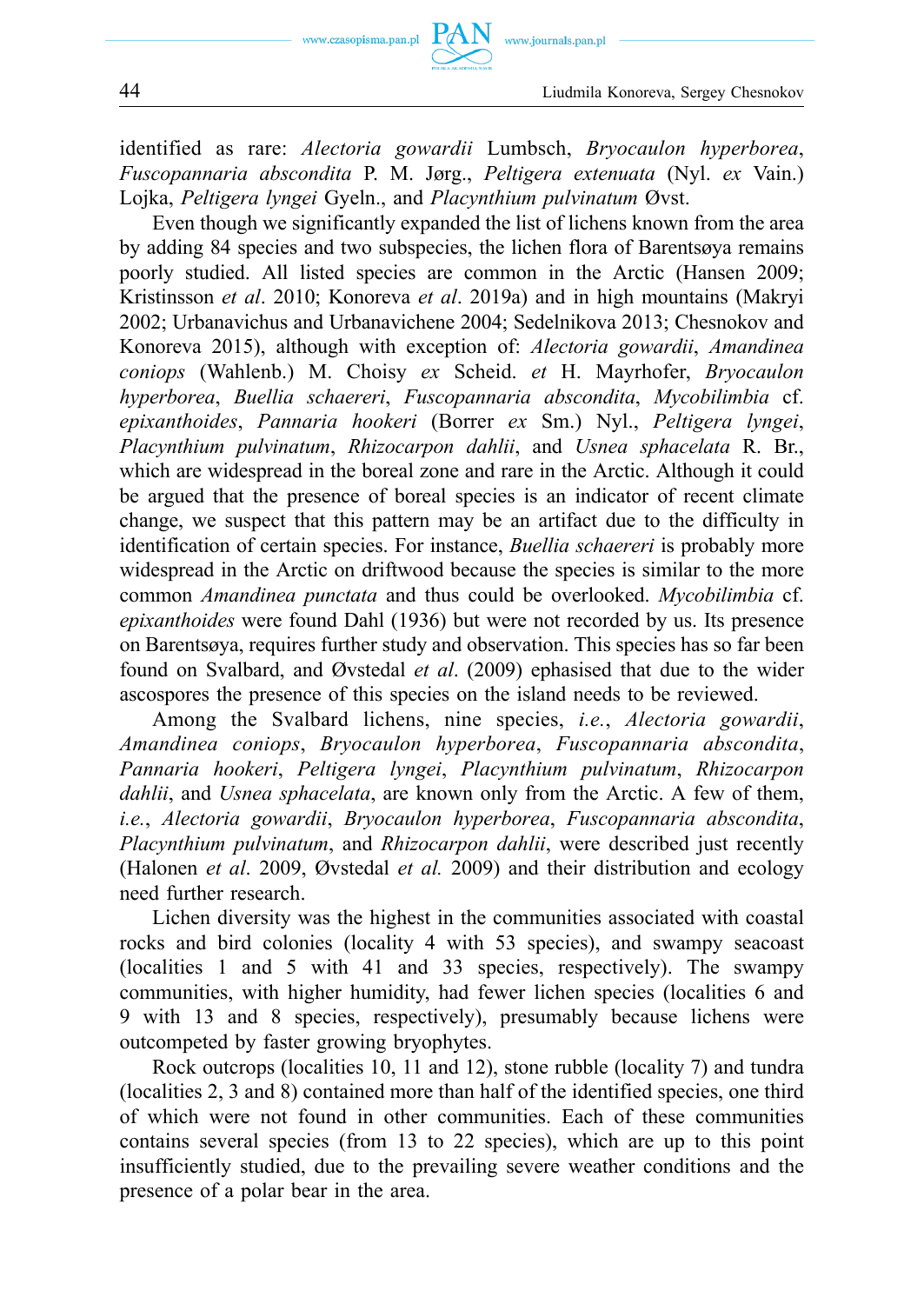identified as rare: *Alectoria gowardii* Lumbsch, *Bryocaulon hyperborea*, *Fuscopannaria abscondita* P. M. Jørg., *Peltigera extenuata* (Nyl. *ex* Vain.) Lojka, *Peltigera lyngei* Gyeln., and *Placynthium pulvinatum* Øvst.

Even though we significantly expanded the list of lichens known from the area by adding 84 species and two subspecies, the lichen flora of Barentsøya remains poorly studied. All listed species are common in the Arctic (Hansen 2009; Kristinsson *et al*. 2010; Konoreva *et al*. 2019a) and in high mountains (Makryi 2002; Urbanavichus and Urbanavichene 2004; Sedelnikova 2013; Chesnokov and Konoreva 2015), although with exception of: *Alectoria gowardii*, *Amandinea coniops* (Wahlenb.) M. Choisy *ex* Scheid. *et* H. Mayrhofer, *Bryocaulon hyperborea*, *Buellia schaereri*, *Fuscopannaria abscondita*, *Mycobilimbia* cf. *epixanthoides*, *Pannaria hookeri* (Borrer *ex* Sm.) Nyl., *Peltigera lyngei*, *Placynthium pulvinatum*, *Rhizocarpon dahlii*, and *Usnea sphacelata* R. Br., which are widespread in the boreal zone and rare in the Arctic. Although it could be argued that the presence of boreal species is an indicator of recent climate change, we suspect that this pattern may be an artifact due to the difficulty in identification of certain species. For instance, *Buellia schaereri* is probably more widespread in the Arctic on driftwood because the species is similar to the more common *Amandinea punctata* and thus could be overlooked. *Mycobilimbia* cf. *epixanthoides* were found Dahl (1936) but were not recorded by us. Its presence on Barentsøya, requires further study and observation. This species has so far been found on Svalbard, and Øvstedal *et al*. (2009) ephasised that due to the wider ascospores the presence of this species on the island needs to be reviewed.

Among the Svalbard lichens, nine species, *i.e.*, *Alectoria gowardii*, *Amandinea coniops*, *Bryocaulon hyperborea*, *Fuscopannaria abscondita*, *Pannaria hookeri*, *Peltigera lyngei*, *Placynthium pulvinatum*, *Rhizocarpon dahlii*, and *Usnea sphacelata*, are known only from the Arctic. A few of them, *i.e.*, *Alectoria gowardii*, *Bryocaulon hyperborea*, *Fuscopannaria abscondita*, *Placynthium pulvinatum*, and *Rhizocarpon dahlii*, were described just recently (Halonen *et al*. 2009, Øvstedal *et al.* 2009) and their distribution and ecology need further research.

Lichen diversity was the highest in the communities associated with coastal rocks and bird colonies (locality 4 with 53 species), and swampy seacoast (localities 1 and 5 with 41 and 33 species, respectively). The swampy communities, with higher humidity, had fewer lichen species (localities 6 and 9 with 13 and 8 species, respectively), presumably because lichens were outcompeted by faster growing bryophytes.

Rock outcrops (localities 10, 11 and 12), stone rubble (locality 7) and tundra (localities 2, 3 and 8) contained more than half of the identified species, one third of which were not found in other communities. Each of these communities contains several species (from 13 to 22 species), which are up to this point insufficiently studied, due to the prevailing severe weather conditions and the presence of a polar bear in the area.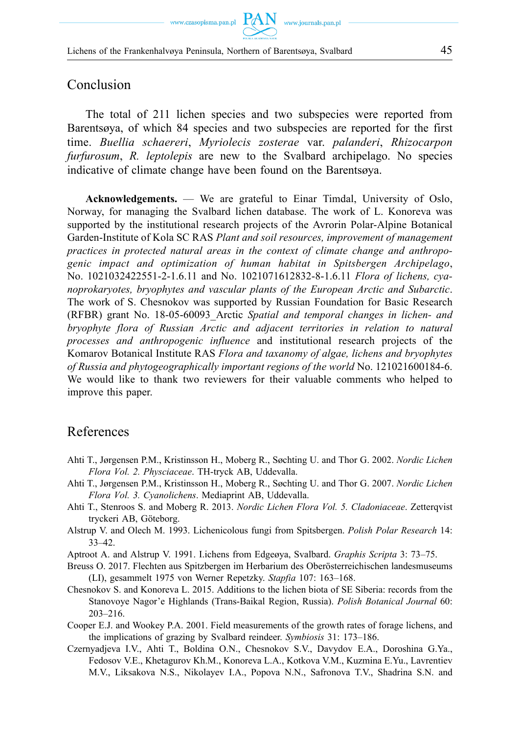## Conclusion

The total of 211 lichen species and two subspecies were reported from Barentsøya, of which 84 species and two subspecies are reported for the first time. *Buellia schaereri*, *Myriolecis zosterae* var. *palanderi*, *Rhizocarpon furfurosum*, *R. leptolepis* are new to the Svalbard archipelago. No species indicative of climate change have been found on the Barentsøya.

**Acknowledgements.** — We are grateful to Einar Timdal, University of Oslo, Norway, for managing the Svalbard lichen database. The work of L. Konoreva was supported by the institutional research projects of the Avrorin Polar-Alpine Botanical Garden-Institute of Kola SC RAS *Plant and soil resources, improvement of management practices in protected natural areas in the context of climate change and anthropogenic impact and optimization of human habitat in Spitsbergen Archipelago*, No. 1021032422551-2-1.6.11 and No. 1021071612832-8-1.6.11 *Flora of lichens, cyanoprokaryotes, bryophytes and vascular plants of the European Arctic and Subarctic*. The work of S. Chesnokov was supported by Russian Foundation for Basic Research (RFBR) grant No. 18-05-60093_Arctic *Spatial and temporal changes in lichen- and bryophyte flora of Russian Arctic and adjacent territories in relation to natural processes and anthropogenic influence* and institutional research projects of the Komarov Botanical Institute RAS *Flora and taxonomy of algae, lichens and bryophytes of Russia and phytogeographically important regions of the world* No. 121021600184-6. We would like to thank two reviewers for their valuable comments who helped to improve this paper.

## References

Ahti T., Jørgensen P.M., Kristinsson H., Moberg R., Søchting U. and Thor G. 2002. *Nordic Lichen Flora Vol. 2. Physciaceae*. TH-tryck AB, Uddevalla.

Ahti T., Jørgensen P.M., Kristinsson H., Moberg R., Søchting U. and Thor G. 2007. *Nordic Lichen Flora Vol. 3. Cyanolichens*. Mediaprint AB, Uddevalla.

Ahti T., Stenroos S. and Moberg R. 2013. *Nordic Lichen Flora Vol. 5. Cladoniaceae*. Zetterqvist tryckeri AB, Göteborg.

Alstrup V. and Olech M. 1993. Lichenicolous fungi from Spitsbergen. *Polish Polar Research* 14: 33–42.

Aptroot A. and Alstrup V. 1991. Lichens from Edgeøya, Svalbard. *Graphis Scripta* 3: 73–75.

Breuss O. 2017. Flechten aus Spitzbergen im Herbarium des Oberösterreichischen landesmuseums (LI), gesammelt 1975 von Werner Repetzky. *Stapfia* 107: 163–168.

Chesnokov S. and Konoreva L. 2015. Additions to the lichen biota of SE Siberia: records from the Stanovoye Nagor'e Highlands (Trans-Baikal Region, Russia). *Polish Botanical Journal* 60: 203–216.

Cooper E.J. and Wookey P.A. 2001. Field measurements of the growth rates of forage lichens, and the implications of grazing by Svalbard reindeer. *Symbiosis* 31: 173–186.

Czernyadjeva I.V., Ahti T., Boldina O.N., Chesnokov S.V., Davydov E.A., Doroshina G.Ya., Fedosov V.E., Khetagurov Kh.M., Konoreva L.A., Kotkova V.M., Kuzmina E.Yu., Lavrentiev M.V., Liksakova N.S., Nikolayev I.A., Popova N.N., Safronova T.V., Shadrina S.N. and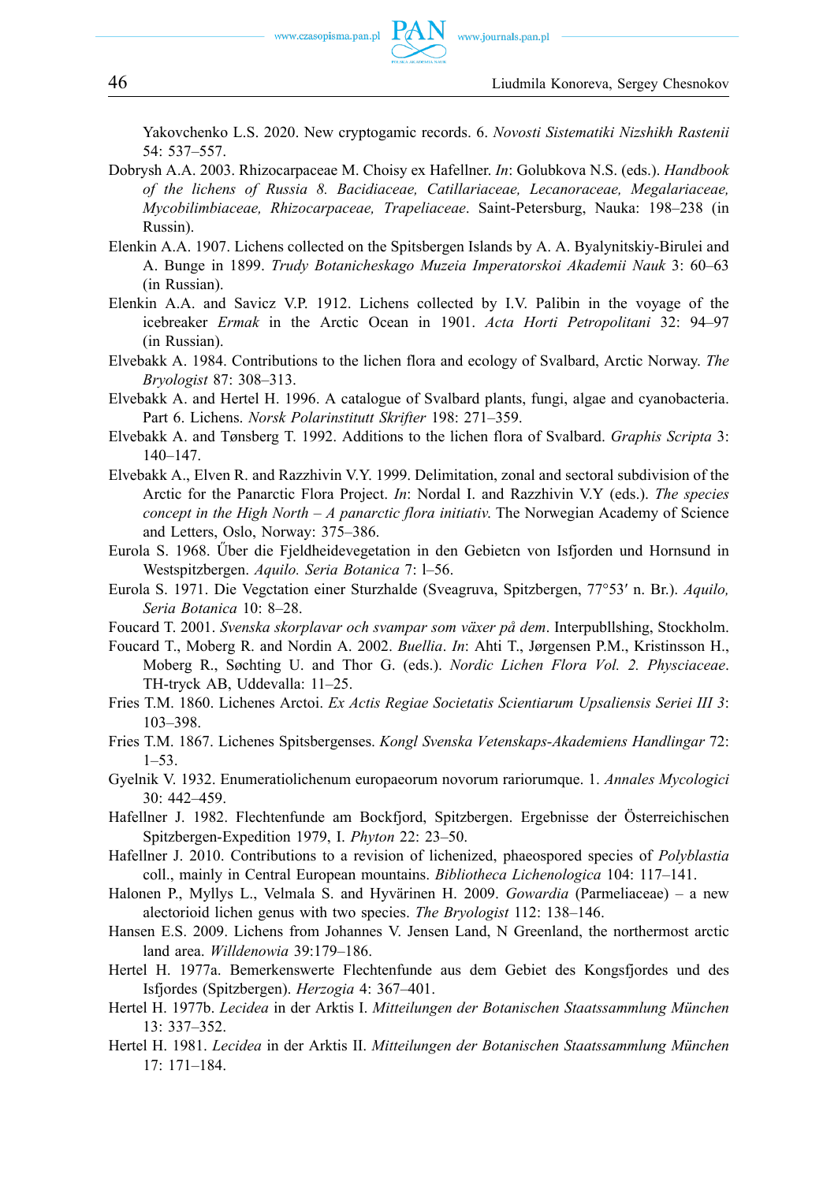Yakovchenko L.S. 2020. New cryptogamic records. 6. *Novosti Sistematiki Nizshikh Rastenii* 54: 537–557.

Dobrysh A.A. 2003. Rhizocarpaceae M. Choisy ex Hafellner. *In*: Golubkova N.S. (eds.). *Handbook of the lichens of Russia 8. Bacidiaceae, Catillariaceae, Lecanoraceae, Megalariaceae, Mycobilimbiaceae, Rhizocarpaceae, Trapeliaceae*. Saint-Petersburg, Nauka: 198–238 (in Russin).

Elenkin A.A. 1907. Lichens collected on the Spitsbergen Islands by A. A. Byalynitskiy-Birulei and A. Bunge in 1899. *Trudy Botanicheskago Muzeia Imperatorskoi Akademii Nauk* 3: 60–63 (in Russian).

Elenkin A.A. and Savicz V.P. 1912. Lichens collected by I.V. Palibin in the voyage of the icebreaker *Ermak* in the Arctic Ocean in 1901. *Acta Horti Petropolitani* 32: 94–97 (in Russian).

Elvebakk A. 1984. Contributions to the lichen flora and ecology of Svalbard, Arctic Norway. *The Bryologist* 87: 308–313.

Elvebakk A. and Hertel H. 1996. A catalogue of Svalbard plants, fungi, algae and cyanobacteria. Part 6. Lichens. *Norsk Polarinstitutt Skrifter* 198: 271–359.

Elvebakk A. and Tønsberg T. 1992. Additions to the lichen flora of Svalbard. *Graphis Scripta* 3: 140–147.

Elvebakk A., Elven R. and Razzhivin V.Y. 1999. Delimitation, zonal and sectoral subdivision of the Arctic for the Panarctic Flora Project. *In*: Nordal I. and Razzhivin V.Y (eds.). *The species concept in the High North – A panarctic flora initiativ*. The Norwegian Academy of Science and Letters, Oslo, Norway: 375–386.

Eurola S. 1968. Űber die Fjeldheidevegetation in den Gebietcn von Isfjorden und Hornsund in Westspitzbergen. *Aquilo. Seria Botanica* 7: l–56.

Eurola S. 1971. Die Vegctation einer Sturzhalde (Sveagruva, Spitzbergen, 77°53′ n. Br.). *Aquilo, Seria Botanica* 10: 8–28.

Foucard T. 2001. *Svenska skorplavar och svampar som växer på dem*. Interpubllshing, Stockholm.

Foucard T., Moberg R. and Nordin A. 2002. *Buellia*. *In*: Ahti T., Jørgensen P.M., Kristinsson H., Moberg R., Søchting U. and Thor G. (eds.). *Nordic Lichen Flora Vol. 2. Physciaceae*. TH-tryck AB, Uddevalla: 11–25.

Fries T.M. 1860. Lichenes Arctoi. *Ex Actis Regiae Societatis Scientiarum Upsaliensis Seriei III 3*: 103–398.

Fries T.M. 1867. Lichenes Spitsbergenses. *Kongl Svenska Vetenskaps-Akademiens Handlingar* 72: 1–53.

Gyelnik V. 1932. Enumeratiolichenum europaeorum novorum rariorumque. 1. *Annales Mycologici* 30: 442–459.

Hafellner J. 1982. Flechtenfunde am Bockfjord, Spitzbergen. Ergebnisse der Österreichischen Spitzbergen-Expedition 1979, I. *Phyton* 22: 23–50.

Hafellner J. 2010. Contributions to a revision of lichenized, phaeospored species of *Polyblastia* coll., mainly in Central European mountains. *Bibliotheca Lichenologica* 104: 117–141.

Halonen P., Myllys L., Velmala S. and Hyvärinen H. 2009. *Gowardia* (Parmeliaceae) – a new alectorioid lichen genus with two species. *The Bryologist* 112: 138–146.

Hansen E.S. 2009. Lichens from Johannes V. Jensen Land, N Greenland, the northermost arctic land area. *Willdenowia* 39:179–186.

Hertel H. 1977a. Bemerkenswerte Flechtenfunde aus dem Gebiet des Kongsfjordes und des Isfjordes (Spitzbergen). *Herzogia* 4: 367–401.

Hertel H. 1977b. *Lecidea* in der Arktis I. *Mitteilungen der Botanischen Staatssammlung München* 13: 337–352.

Hertel H. 1981. *Lecidea* in der Arktis II. *Mitteilungen der Botanischen Staatssammlung München* 17: 171–184.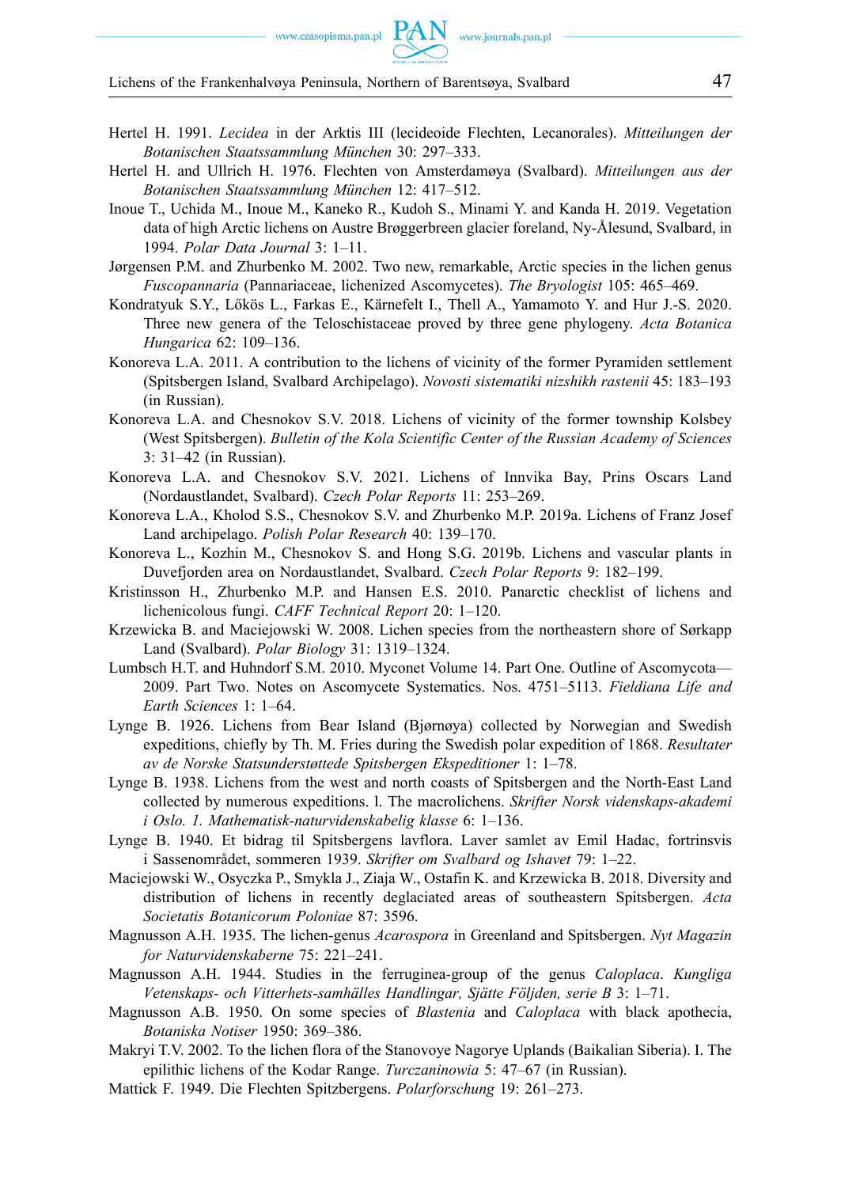Hertel H. 1991. *Lecidea* in der Arktis III (lecideoide Flechten, Lecanorales). *Mitteilungen der Botanischen Staatssammlung München* 30: 297–333.

Hertel H. and Ullrich H. 1976. Flechten von Amsterdamøya (Svalbard). *Mitteilungen aus der Botanischen Staatssammlung München* 12: 417–512.

Inoue T., Uchida M., Inoue M., Kaneko R., Kudoh S., Minami Y. and Kanda H. 2019. Vegetation data of high Arctic lichens on Austre Brøggerbreen glacier foreland, Ny-Ålesund, Svalbard, in 1994. *Polar Data Journal* 3: 1–11.

Jørgensen P.M. and Zhurbenko M. 2002. Two new, remarkable, Arctic species in the lichen genus *Fuscopannaria* (Pannariaceae, lichenized Ascomycetes). *The Bryologist* 105: 465–469.

Kondratyuk S.Y., Lőkös L., Farkas E., Kärnefelt I., Thell A., Yamamoto Y. and Hur J.-S. 2020. Three new genera of the Teloschistaceae proved by three gene phylogeny. *Acta Botanica Hungarica* 62: 109–136.

Konoreva L.A. 2011. A contribution to the lichens of vicinity of the former Pyramiden settlement (Spitsbergen Island, Svalbard Archipelago). *Novosti sistematiki nizshikh rastenii* 45: 183–193 (in Russian).

Konoreva L.A. and Chesnokov S.V. 2018. Lichens of vicinity of the former township Kolsbey (West Spitsbergen). *Bulletin of the Kola Scientific Center of the Russian Academy of Sciences* 3: 31–42 (in Russian).

Konoreva L.A. and Chesnokov S.V. 2021. Lichens of Innvika Bay, Prins Oscars Land (Nordaustlandet, Svalbard). *Czech Polar Reports* 11: 253–269.

Konoreva L.A., Kholod S.S., Chesnokov S.V. and Zhurbenko M.P. 2019a. Lichens of Franz Josef Land archipelago. *Polish Polar Research* 40: 139–170.

Konoreva L., Kozhin M., Chesnokov S. and Hong S.G. 2019b. Lichens and vascular plants in Duvefjorden area on Nordaustlandet, Svalbard. *Czech Polar Reports* 9: 182–199.

Kristinsson H., Zhurbenko M.P. and Hansen E.S. 2010. Panarctic checklist of lichens and lichenicolous fungi. *CAFF Technical Report* 20: 1–120.

Krzewicka B. and Maciejowski W. 2008. Lichen species from the northeastern shore of Sørkapp Land (Svalbard). *Polar Biology* 31: 1319–1324.

Lumbsch H.T. and Huhndorf S.M. 2010. Myconet Volume 14. Part One. Outline of Ascomycota—2009. Part Two. Notes on Ascomycete Systematics. Nos. 4751–5113. *Fieldiana Life and Earth Sciences* 1: 1–64.

Lynge B. 1926. Lichens from Bear Island (Bjørnøya) collected by Norwegian and Swedish expeditions, chiefly by Th. M. Fries during the Swedish polar expedition of 1868. *Resultater av de Norske Statsunderstøttede Spitsbergen Ekspeditioner* 1: 1–78.

Lynge B. 1938. Lichens from the west and north coasts of Spitsbergen and the North-East Land collected by numerous expeditions. I. The macrolichens. *Skrifter Norsk videnskaps-akademi i Oslo. 1. Mathematisk-naturvidenskabelig klasse* 6: 1–136.

Lynge B. 1940. Et bidrag til Spitsbergens lavflora. Laver samlet av Emil Hadac, fortrinsvis i Sassenområdet, sommeren 1939. *Skrifter om Svalbard og Ishavet* 79: 1–22.

Maciejowski W., Osyczka P., Smykla J., Ziaja W., Ostafin K. and Krzewicka B. 2018. Diversity and distribution of lichens in recently deglaciated areas of southeastern Spitsbergen. *Acta Societatis Botanicorum Poloniae* 87: 3596.

Magnusson A.H. 1935. The lichen-genus *Acarospora* in Greenland and Spitsbergen. *Nyt Magazin for Naturvidenskaberne* 75: 221–241.

Magnusson A.H. 1944. Studies in the ferruginea-group of the genus *Caloplaca*. *Kungliga Vetenskaps- och Vitterhets-samhälles Handlingar, Sjätte Följden, serie B* 3: 1–71.

Magnusson A.B. 1950. On some species of *Blastenia* and *Caloplaca* with black apothecia, *Botaniska Notiser* 1950: 369–386.

Makryi T.V. 2002. To the lichen flora of the Stanovoye Nagorye Uplands (Baikalian Siberia). I. The epilithic lichens of the Kodar Range. *Turczaninowia* 5: 47–67 (in Russian).

Mattick F. 1949. Die Flechten Spitzbergens. *Polarforschung* 19: 261–273.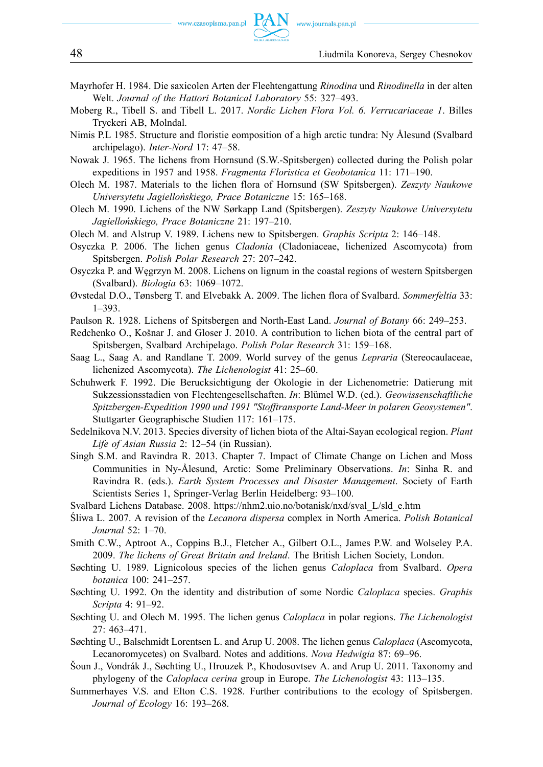Mayrhofer H. 1984. Die saxicolen Arten der Fleehtengattung *Rinodina* und *Rinodinella* in der alten Welt. *Journal of the Hattori Botanical Laboratory* 55: 327–493.

Moberg R., Tibell S. and Tibell L. 2017. *Nordic Lichen Flora Vol. 6. Verrucariaceae 1*. Billes Tryckeri AB, Molndal.

Nimis P.L 1985. Structure and floristie eomposition of a high arctic tundra: Ny Ålesund (Svalbard archipelago). *Inter-Nord* 17: 47–58.

Nowak J. 1965. The lichens from Hornsund (S.W.-Spitsbergen) collected during the Polish polar expeditions in 1957 and 1958. *Fragmenta Floristica et Geobotanica* 11: 171–190.

Olech M. 1987. Materials to the lichen flora of Hornsund (SW Spitsbergen). *Zeszyty Naukowe Universytetu Jagiellońskiego, Prace Botaniczne* 15: 165–168.

Olech M. 1990. Lichens of the NW Sørkapp Land (Spitsbergen). *Zeszyty Naukowe Universytetu Jagiellońskiego, Prace Botaniczne* 21: 197–210.

Olech M. and Alstrup V. 1989. Lichens new to Spitsbergen. *Graphis Scripta* 2: 146–148.

Osyczka P. 2006. The lichen genus *Cladonia* (Cladoniaceae, lichenized Ascomycota) from Spitsbergen. *Polish Polar Research* 27: 207–242.

Osyczka P. and Węgrzyn M. 2008. Lichens on lignum in the coastal regions of western Spitsbergen (Svalbard). *Biologia* 63: 1069–1072.

Øvstedal D.O., Tønsberg T. and Elvebakk A. 2009. The lichen flora of Svalbard. *Sommerfeltia* 33: 1–393.

Paulson R. 1928. Lichens of Spitsbergen and North-East Land. *Journal of Botany* 66: 249–253.

Redchenko O., Košnar J. and Gloser J. 2010. A contribution to lichen biota of the central part of Spitsbergen, Svalbard Archipelago. *Polish Polar Research* 31: 159–168.

Saag L., Saag A. and Randlane T. 2009. World survey of the genus *Lepraria* (Stereocaulaceae, lichenized Ascomycota). *The Lichenologist* 41: 25–60.

Schuhwerk F. 1992. Die Berucksichtigung der Okologie in der Lichenometrie: Datierung mit Sukzessionsstadien von Flechtengesellschaften. *In*: Blümel W.D. (ed.). *Geowissenschaftliche Spitzbergen-Expedition 1990 und 1991 "Stofftransporte Land-Meer in polaren Geosystemen"*. Stuttgarter Geographische Studien 117: 161–175.

Sedelnikova N.V. 2013. Species diversity of lichen biota of the Altai-Sayan ecological region. *Plant Life of Asian Russia* 2: 12–54 (in Russian).

Singh S.M. and Ravindra R. 2013. Chapter 7. Impact of Climate Change on Lichen and Moss Communities in Ny-Ålesund, Arctic: Some Preliminary Observations. *In*: Sinha R. and Ravindra R. (eds.). *Earth System Processes and Disaster Management*. Society of Earth Scientists Series 1, Springer-Verlag Berlin Heidelberg: 93–100.

Svalbard Lichens Database. 2008. https://nhm2.uio.no/botanisk/nxd/sval_L/sld_e.htm

Śliwa L. 2007. A revision of the *Lecanora dispersa* complex in North America. *Polish Botanical Journal* 52: 1–70.

Smith C.W., Aptroot A., Coppins B.J., Fletcher A., Gilbert O.L., James P.W. and Wolseley P.A. 2009. *The lichens of Great Britain and Ireland*. The British Lichen Society, London.

Søchting U. 1989. Lignicolous species of the lichen genus *Caloplaca* from Svalbard. *Opera botanica* 100: 241–257.

Søchting U. 1992. On the identity and distribution of some Nordic *Caloplaca* species. *Graphis Scripta* 4: 91–92.

Søchting U. and Olech M. 1995. The lichen genus *Caloplaca* in polar regions. *The Lichenologist* 27: 463–471.

Søchting U., Balschmidt Lorentsen L. and Arup U. 2008. The lichen genus *Caloplaca* (Ascomycota, Lecanoromycetes) on Svalbard. Notes and additions. *Nova Hedwigia* 87: 69–96.

Šoun J., Vondrák J., Søchting U., Hrouzek P., Khodosovtsev A. and Arup U. 2011. Taxonomy and phylogeny of the *Caloplaca cerina* group in Europe. *The Lichenologist* 43: 113–135.

Summerhayes V.S. and Elton C.S. 1928. Further contributions to the ecology of Spitsbergen. *Journal of Ecology* 16: 193–268.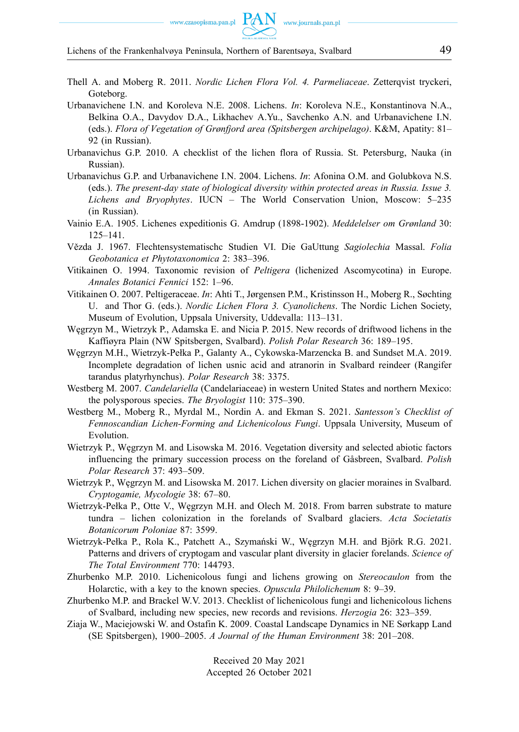Thell A. and Moberg R. 2011. *Nordic Lichen Flora Vol. 4. Parmeliaceae*. Zetterqvist tryckeri, Goteborg.

Urbanavichene I.N. and Koroleva N.E. 2008. Lichens. *In*: Koroleva N.E., Konstantinova N.A., Belkina O.A., Davydov D.A., Likhachev A.Yu., Savchenko A.N. and Urbanavichene I.N. (eds.). *Flora of Vegetation of Grønfjord area (Spitsbergen archipelago)*. K&M, Apatity: 81–92 (in Russian).

Urbanavichus G.P. 2010. A checklist of the lichen flora of Russia. St. Petersburg, Nauka (in Russian).

Urbanavichus G.P. and Urbanavichene I.N. 2004. Lichens. *In*: Afonina O.M. and Golubkova N.S. (eds.). *The present-day state of biological diversity within protected areas in Russia. Issue 3. Lichens and Bryophytes*. IUCN – The World Conservation Union, Moscow: 5–235 (in Russian).

Vainio E.A. 1905. Lichenes expeditionis G. Amdrup (1898-1902). *Meddelelser om Grønland* 30: 125–141.

Vězda J. 1967. Flechtensystematischc Studien VI. Die GaUttung *Sagiolechia* Massal. *Folia Geobotanica et Phytotaxonomica* 2: 383–396.

Vitikainen O. 1994. Taxonomic revision of *Peltigera* (lichenized Ascomycotina) in Europe. *Annales Botanici Fennici* 152: 1–96.

Vitikainen O. 2007. Peltigeraceae. *In*: Ahti T., Jørgensen P.M., Kristinsson H., Moberg R., Søchting U. and Thor G. (eds.). *Nordic Lichen Flora 3. Cyanolichens*. The Nordic Lichen Society, Museum of Evolution, Uppsala University, Uddevalla: 113–131.

Węgrzyn M., Wietrzyk P., Adamska E. and Nicia P. 2015. New records of driftwood lichens in the Kaffiøyra Plain (NW Spitsbergen, Svalbard). *Polish Polar Research* 36: 189–195.

Węgrzyn M.H., Wietrzyk-Pełka P., Galanty A., Cykowska-Marzencka B. and Sundset M.A. 2019. Incomplete degradation of lichen usnic acid and atranorin in Svalbard reindeer (Rangifer tarandus platyrhynchus). *Polar Research* 38: 3375.

Westberg M. 2007. *Candelariella* (Candelariaceae) in western United States and northern Mexico: the polysporous species. *The Bryologist* 110: 375–390.

Westberg M., Moberg R., Myrdal M., Nordin A. and Ekman S. 2021. *Santesson's Checklist of Fennoscandian Lichen-Forming and Lichenicolous Fungi*. Uppsala University, Museum of Evolution.

Wietrzyk P., Węgrzyn M. and Lisowska M. 2016. Vegetation diversity and selected abiotic factors influencing the primary succession process on the foreland of Gåsbreen, Svalbard. *Polish Polar Research* 37: 493–509.

Wietrzyk P., Węgrzyn M. and Lisowska M. 2017. Lichen diversity on glacier moraines in Svalbard. *Cryptogamie, Mycologie* 38: 67–80.

Wietrzyk-Pełka P., Otte V., Węgrzyn M.H. and Olech M. 2018. From barren substrate to mature tundra – lichen colonization in the forelands of Svalbard glaciers. *Acta Societatis Botanicorum Poloniae* 87: 3599.

Wietrzyk-Pełka P., Rola K., Patchett A., Szymański W., Węgrzyn M.H. and Björk R.G. 2021. Patterns and drivers of cryptogam and vascular plant diversity in glacier forelands. *Science of The Total Environment* 770: 144793.

Zhurbenko M.P. 2010. Lichenicolous fungi and lichens growing on *Stereocaulon* from the Holarctic, with a key to the known species. *Opuscula Philolichenum* 8: 9–39.

Zhurbenko M.P. and Brackel W.V. 2013. Checklist of lichenicolous fungi and lichenicolous lichens of Svalbard, including new species, new records and revisions. *Herzogia* 26: 323–359.

Ziaja W., Maciejowski W. and Ostafin K. 2009. Coastal Landscape Dynamics in NE Sørkapp Land (SE Spitsbergen), 1900–2005. *A Journal of the Human Environment* 38: 201–208.

Received 20 May 2021
Accepted 26 October 2021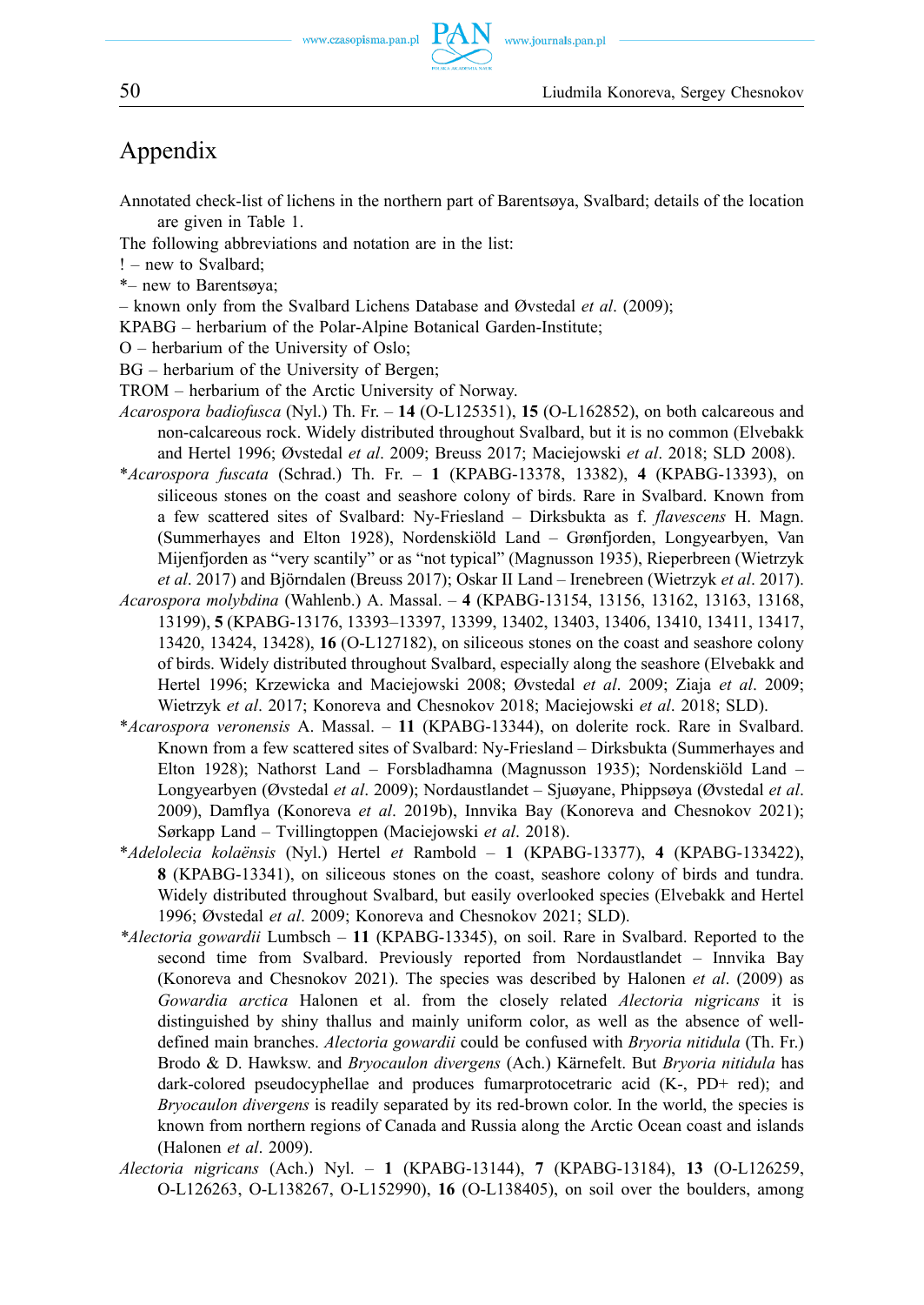# Appendix

Annotated check-list of lichens in the northern part of Barentsøya, Svalbard; details of the location are given in Table 1.

The following abbreviations and notation are in the list:

! – new to Svalbard;

*– new to Barentsøya;

– known only from the Svalbard Lichens Database and Øvstedal *et al*. (2009);

KPABG – herbarium of the Polar-Alpine Botanical Garden-Institute;

O – herbarium of the University of Oslo;

BG – herbarium of the University of Bergen;

TROM – herbarium of the Arctic University of Norway.

*Acarospora badiofusca* (Nyl.) Th. Fr. – **14** (O-L125351), **15** (O-L162852), on both calcareous and non-calcareous rock. Widely distributed throughout Svalbard, but it is no common (Elvebakk and Hertel 1996; Øvstedal *et al*. 2009; Breuss 2017; Maciejowski *et al*. 2018; SLD 2008).

*\*Acarospora fuscata* (Schrad.) Th. Fr. – **1** (KPABG-13378, 13382), **4** (KPABG-13393), on siliceous stones on the coast and seashore colony of birds. Rare in Svalbard. Known from a few scattered sites of Svalbard: Ny-Friesland – Dirksbukta as f. *flavescens* H. Magn. (Summerhayes and Elton 1928), Nordenskiöld Land – Grønfjorden, Longyearbyen, Van Mijenfjorden as "very scantily" or as "not typical" (Magnusson 1935), Rieperbreen (Wietrzyk *et al*. 2017) and Björndalen (Breuss 2017); Oskar II Land – Irenebreen (Wietrzyk *et al*. 2017).

*Acarospora molybdina* (Wahlenb.) A. Massal. – **4** (KPABG-13154, 13156, 13162, 13163, 13168, 13199), **5** (KPABG-13176, 13393–13397, 13399, 13402, 13403, 13406, 13410, 13411, 13417, 13420, 13424, 13428), **16** (O-L127182), on siliceous stones on the coast and seashore colony of birds. Widely distributed throughout Svalbard, especially along the seashore (Elvebakk and Hertel 1996; Krzewicka and Maciejowski 2008; Øvstedal *et al*. 2009; Ziaja *et al*. 2009; Wietrzyk *et al*. 2017; Konoreva and Chesnokov 2018; Maciejowski *et al*. 2018; SLD).

*\*Acarospora veronensis* A. Massal. – **11** (KPABG-13344), on dolerite rock. Rare in Svalbard. Known from a few scattered sites of Svalbard: Ny-Friesland – Dirksbukta (Summerhayes and Elton 1928); Nathorst Land – Forsbladhamna (Magnusson 1935); Nordenskiöld Land – Longyearbyen (Øvstedal *et al*. 2009); Nordaustlandet – Sjuøyane, Phippsøya (Øvstedal *et al*. 2009), Damflya (Konoreva *et al*. 2019b), Innvika Bay (Konoreva and Chesnokov 2021); Sørkapp Land – Tvillingtoppen (Maciejowski *et al*. 2018).

*\*Adelolecia kolaënsis* (Nyl.) Hertel *et* Rambold – **1** (KPABG-13377), **4** (KPABG-133422), **8** (KPABG-13341), on siliceous stones on the coast, seashore colony of birds and tundra. Widely distributed throughout Svalbard, but easily overlooked species (Elvebakk and Hertel 1996; Øvstedal *et al*. 2009; Konoreva and Chesnokov 2021; SLD).

*\*Alectoria gowardii* Lumbsch – **11** (KPABG-13345), on soil. Rare in Svalbard. Reported to the second time from Svalbard. Previously reported from Nordaustlandet – Innvika Bay (Konoreva and Chesnokov 2021). The species was described by Halonen *et al*. (2009) as *Gowardia arctica* Halonen et al. from the closely related *Alectoria nigricans* it is distinguished by shiny thallus and mainly uniform color, as well as the absence of well-defined main branches. *Alectoria gowardii* could be confused with *Bryoria nitidula* (Th. Fr.) Brodo & D. Hawksw. and *Bryocaulon divergens* (Ach.) Kärnefelt. But *Bryoria nitidula* has dark-colored pseudocyphellae and produces fumarprotocetraric acid (K-, PD+ red); and *Bryocaulon divergens* is readily separated by its red-brown color. In the world, the species is known from northern regions of Canada and Russia along the Arctic Ocean coast and islands (Halonen *et al*. 2009).

*Alectoria nigricans* (Ach.) Nyl. – **1** (KPABG-13144), **7** (KPABG-13184), **13** (O-L126259, O-L126263, O-L138267, O-L152990), **16** (O-L138405), on soil over the boulders, among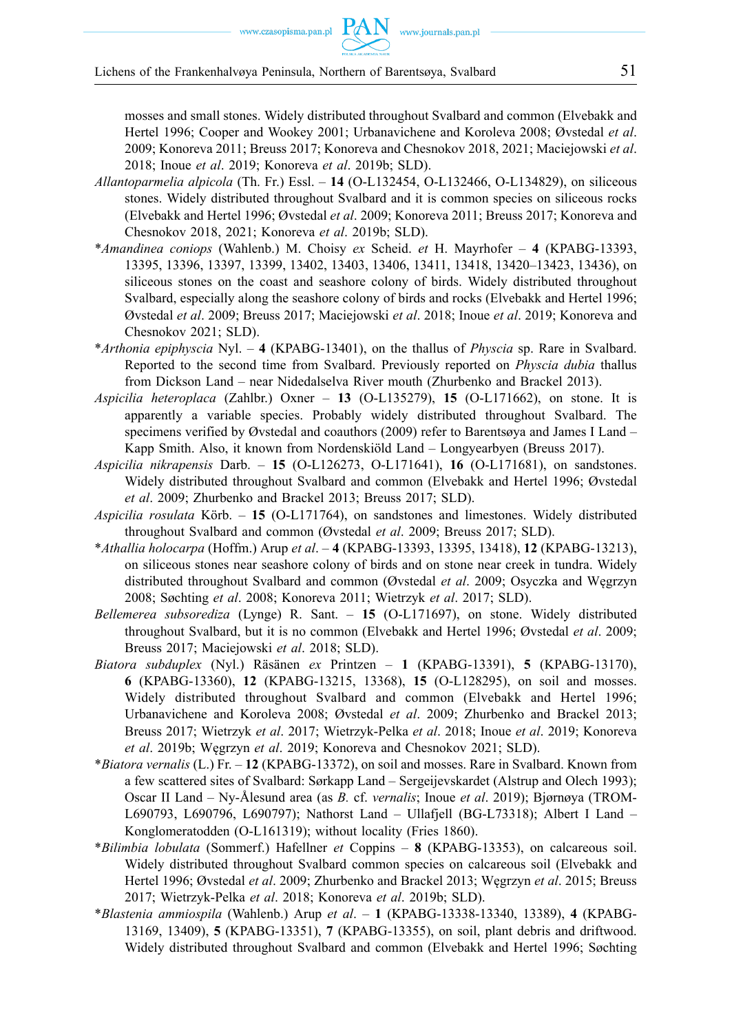mosses and small stones. Widely distributed throughout Svalbard and common (Elvebakk and Hertel 1996; Cooper and Wookey 2001; Urbanavichene and Koroleva 2008; Øvstedal *et al*. 2009; Konoreva 2011; Breuss 2017; Konoreva and Chesnokov 2018, 2021; Maciejowski *et al*. 2018; Inoue *et al*. 2019; Konoreva *et al*. 2019b; SLD).

*Allantoparmelia alpicola* (Th. Fr.) Essl. – **14** (O-L132454, O-L132466, O-L134829), on siliceous stones. Widely distributed throughout Svalbard and it is common species on siliceous rocks (Elvebakk and Hertel 1996; Øvstedal *et al*. 2009; Konoreva 2011; Breuss 2017; Konoreva and Chesnokov 2018, 2021; Konoreva *et al*. 2019b; SLD).

**Amandinea coniops* (Wahlenb.) M. Choisy *ex* Scheid. *et* H. Mayrhofer – **4** (KPABG-13393, 13395, 13396, 13397, 13399, 13402, 13403, 13406, 13411, 13418, 13420–13423, 13436), on siliceous stones on the coast and seashore colony of birds. Widely distributed throughout Svalbard, especially along the seashore colony of birds and rocks (Elvebakk and Hertel 1996; Øvstedal *et al*. 2009; Breuss 2017; Maciejowski *et al*. 2018; Inoue *et al*. 2019; Konoreva and Chesnokov 2021; SLD).

**Arthonia epiphyscia* Nyl. – **4** (KPABG-13401), on the thallus of *Physcia* sp. Rare in Svalbard. Reported to the second time from Svalbard. Previously reported on *Physcia dubia* thallus from Dickson Land – near Nidedalselva River mouth (Zhurbenko and Brackel 2013).

*Aspicilia heteroplaca* (Zahlbr.) Oxner – **13** (O-L135279), **15** (O-L171662), on stone. It is apparently a variable species. Probably widely distributed throughout Svalbard. The specimens verified by Øvstedal and coauthors (2009) refer to Barentsøya and James I Land – Kapp Smith. Also, it known from Nordenskiöld Land – Longyearbyen (Breuss 2017).

*Aspicilia nikrapensis* Darb. – **15** (O-L126273, O-L171641), **16** (O-L171681), on sandstones. Widely distributed throughout Svalbard and common (Elvebakk and Hertel 1996; Øvstedal *et al*. 2009; Zhurbenko and Brackel 2013; Breuss 2017; SLD).

*Aspicilia rosulata* Körb. – **15** (O-L171764), on sandstones and limestones. Widely distributed throughout Svalbard and common (Øvstedal *et al*. 2009; Breuss 2017; SLD).

**Athallia holocarpa* (Hoffm.) Arup *et al*. – **4** (KPABG-13393, 13395, 13418), **12** (KPABG-13213), on siliceous stones near seashore colony of birds and on stone near creek in tundra. Widely distributed throughout Svalbard and common (Øvstedal *et al*. 2009; Osyczka and Węgrzyn 2008; Søchting *et al*. 2008; Konoreva 2011; Wietrzyk *et al*. 2017; SLD).

*Bellemerea subsorediza* (Lynge) R. Sant. – **15** (O-L171697), on stone. Widely distributed throughout Svalbard, but it is no common (Elvebakk and Hertel 1996; Øvstedal *et al*. 2009; Breuss 2017; Maciejowski *et al*. 2018; SLD).

*Biatora subduplex* (Nyl.) Räsänen *ex* Printzen – **1** (KPABG-13391), **5** (KPABG-13170), **6** (KPABG-13360), **12** (KPABG-13215, 13368), **15** (O-L128295), on soil and mosses. Widely distributed throughout Svalbard and common (Elvebakk and Hertel 1996; Urbanavichene and Koroleva 2008; Øvstedal *et al*. 2009; Zhurbenko and Brackel 2013; Breuss 2017; Wietrzyk *et al*. 2017; Wietrzyk-Pelka *et al*. 2018; Inoue *et al*. 2019; Konoreva *et al*. 2019b; Węgrzyn *et al*. 2019; Konoreva and Chesnokov 2021; SLD).

**Biatora vernalis* (L.) Fr. – **12** (KPABG-13372), on soil and mosses. Rare in Svalbard. Known from a few scattered sites of Svalbard: Sørkapp Land – Sergeijevskardet (Alstrup and Olech 1993); Oscar II Land – Ny-Ålesund area (as *B*. cf. *vernalis*; Inoue *et al*. 2019); Bjørnøya (TROM-L690793, L690796, L690797); Nathorst Land – Ullafjell (BG-L73318); Albert I Land – Konglomeratodden (O-L161319); without locality (Fries 1860).

**Bilimbia lobulata* (Sommerf.) Hafellner *et* Coppins – **8** (KPABG-13353), on calcareous soil. Widely distributed throughout Svalbard common species on calcareous soil (Elvebakk and Hertel 1996; Øvstedal *et al*. 2009; Zhurbenko and Brackel 2013; Węgrzyn *et al*. 2015; Breuss 2017; Wietrzyk-Pelka *et al*. 2018; Konoreva *et al*. 2019b; SLD).

**Blastenia ammiospila* (Wahlenb.) Arup *et al*. – **1** (KPABG-13338-13340, 13389), **4** (KPABG-13169, 13409), **5** (KPABG-13351), **7** (KPABG-13355), on soil, plant debris and driftwood. Widely distributed throughout Svalbard and common (Elvebakk and Hertel 1996; Søchting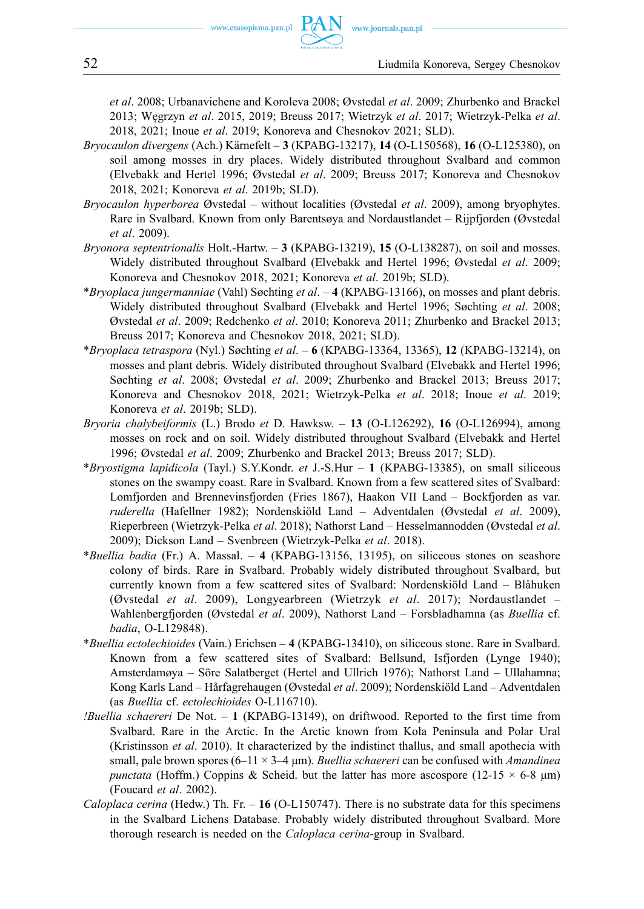*et al*. 2008; Urbanavichene and Koroleva 2008; Øvstedal *et al*. 2009; Zhurbenko and Brackel 2013; Węgrzyn *et al*. 2015, 2019; Breuss 2017; Wietrzyk *et al*. 2017; Wietrzyk-Pelka *et al*. 2018, 2021; Inoue *et al*. 2019; Konoreva and Chesnokov 2021; SLD).

*Bryocaulon divergens* (Ach.) Kärnefelt – **3** (KPABG-13217), **14** (O-L150568), **16** (O-L125380), on soil among mosses in dry places. Widely distributed throughout Svalbard and common (Elvebakk and Hertel 1996; Øvstedal *et al*. 2009; Breuss 2017; Konoreva and Chesnokov 2018, 2021; Konoreva *et al*. 2019b; SLD).

*Bryocaulon hyperborea* Øvstedal – without localities (Øvstedal *et al*. 2009), among bryophytes. Rare in Svalbard. Known from only Barentsøya and Nordaustlandet – Rijpfjorden (Øvstedal *et al*. 2009).

*Bryonora septentrionalis* Holt.-Hartw. – **3** (KPABG-13219), **15** (O-L138287), on soil and mosses. Widely distributed throughout Svalbard (Elvebakk and Hertel 1996; Øvstedal *et al*. 2009; Konoreva and Chesnokov 2018, 2021; Konoreva *et al*. 2019b; SLD).

\**Bryoplaca jungermanniae* (Vahl) Søchting *et al*. – **4** (KPABG-13166), on mosses and plant debris. Widely distributed throughout Svalbard (Elvebakk and Hertel 1996; Søchting *et al*. 2008; Øvstedal *et al*. 2009; Redchenko *et al*. 2010; Konoreva 2011; Zhurbenko and Brackel 2013; Breuss 2017; Konoreva and Chesnokov 2018, 2021; SLD).

\**Bryoplaca tetraspora* (Nyl.) Søchting *et al*. – **6** (KPABG-13364, 13365), **12** (KPABG-13214), on mosses and plant debris. Widely distributed throughout Svalbard (Elvebakk and Hertel 1996; Søchting *et al*. 2008; Øvstedal *et al*. 2009; Zhurbenko and Brackel 2013; Breuss 2017; Konoreva and Chesnokov 2018, 2021; Wietrzyk-Pelka *et al*. 2018; Inoue *et al*. 2019; Konoreva *et al*. 2019b; SLD).

*Bryoria chalybeiformis* (L.) Brodo *et* D. Hawksw. – **13** (O-L126292), **16** (O-L126994), among mosses on rock and on soil. Widely distributed throughout Svalbard (Elvebakk and Hertel 1996; Øvstedal *et al*. 2009; Zhurbenko and Brackel 2013; Breuss 2017; SLD).

\**Bryostigma lapidicola* (Tayl.) S.Y.Kondr. *et* J.-S.Hur – **1** (KPABG-13385), on small siliceous stones on the swampy coast. Rare in Svalbard. Known from a few scattered sites of Svalbard: Lomfjorden and Brennevinsfjorden (Fries 1867), Haakon VII Land – Bockfjorden as var. *ruderella* (Hafellner 1982); Nordenskiöld Land – Adventdalen (Øvstedal *et al*. 2009), Rieperbreen (Wietrzyk-Pelka *et al*. 2018); Nathorst Land – Hesselmannodden (Øvstedal *et al*. 2009); Dickson Land – Svenbreen (Wietrzyk-Pelka *et al*. 2018).

\**Buellia badia* (Fr.) A. Massal. – **4** (KPABG-13156, 13195), on siliceous stones on seashore colony of birds. Rare in Svalbard. Probably widely distributed throughout Svalbard, but currently known from a few scattered sites of Svalbard: Nordenskiöld Land – Blåhuken (Øvstedal *et al*. 2009), Longyearbreen (Wietrzyk *et al*. 2017); Nordaustlandet – Wahlenbergfjorden (Øvstedal *et al*. 2009), Nathorst Land – Forsbladhamna (as *Buellia* cf. *badia*, O-L129848).

\**Buellia ectolechioides* (Vain.) Erichsen – **4** (KPABG-13410), on siliceous stone. Rare in Svalbard. Known from a few scattered sites of Svalbard: Bellsund, Isfjorden (Lynge 1940); Amsterdamøya – Söre Salatberget (Hertel and Ullrich 1976); Nathorst Land – Ullahamna; Kong Karls Land – Hårfagrehaugen (Øvstedal *et al*. 2009); Nordenskiöld Land – Adventdalen (as *Buellia* cf. *ectolechioides* O-L116710).

!*Buellia schaereri* De Not. – **1** (KPABG-13149), on driftwood. Reported to the first time from Svalbard. Rare in the Arctic. In the Arctic known from Kola Peninsula and Polar Ural (Kristinsson *et al*. 2010). It characterized by the indistinct thallus, and small apothecia with small, pale brown spores (6–11 × 3–4 µm). *Buellia schaereri* can be confused with *Amandinea punctata* (Hoffm.) Coppins & Scheid. but the latter has more ascospore (12-15 × 6-8 µm) (Foucard *et al*. 2002).

*Caloplaca cerina* (Hedw.) Th. Fr. – **16** (O-L150747). There is no substrate data for this specimens in the Svalbard Lichens Database. Probably widely distributed throughout Svalbard. More thorough research is needed on the *Caloplaca cerina*-group in Svalbard.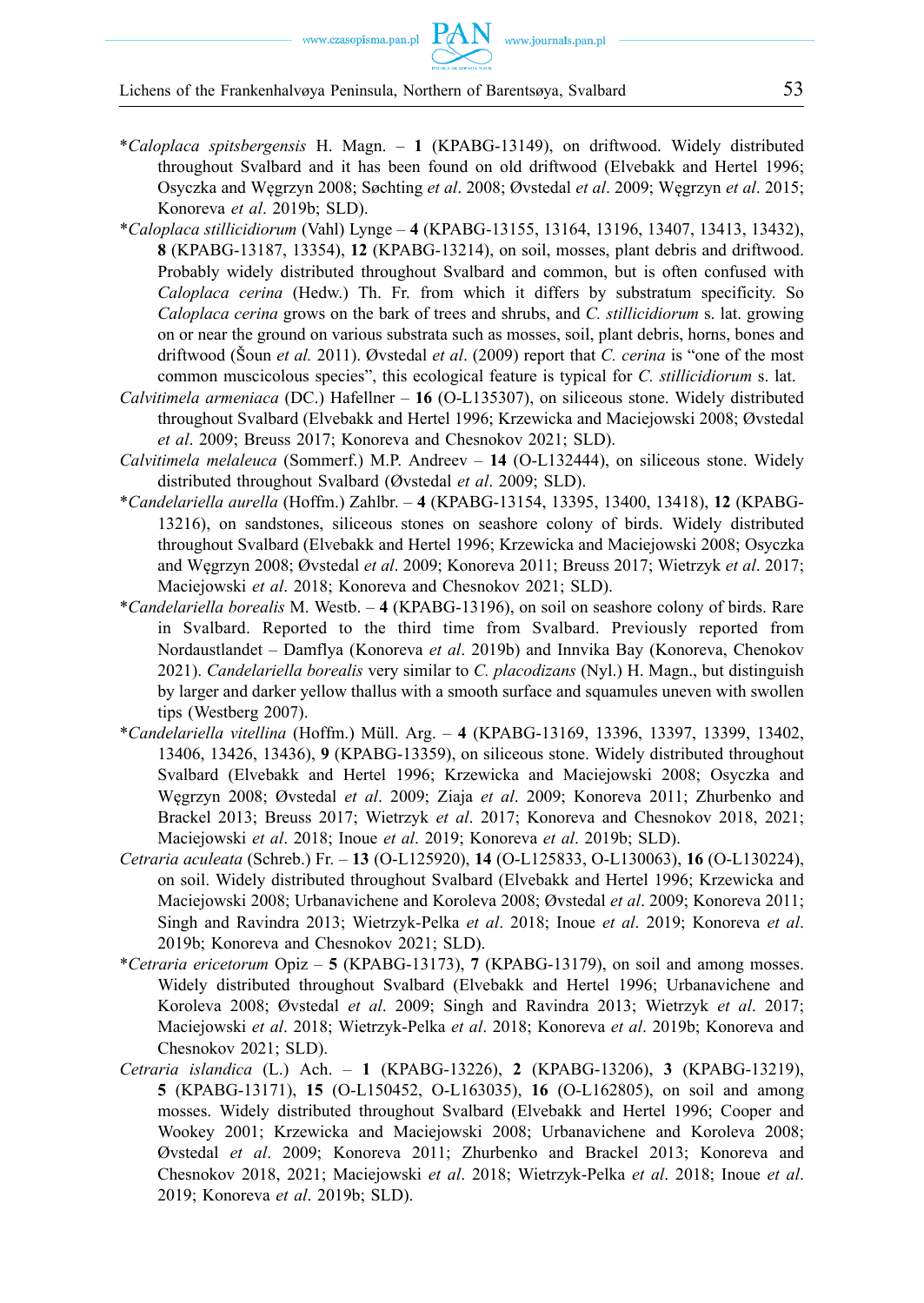*\**Caloplaca spitsbergensis* H. Magn. – **1** (KPABG-13149), on driftwood. Widely distributed throughout Svalbard and it has been found on old driftwood (Elvebakk and Hertel 1996; Osyczka and Węgrzyn 2008; Søchting *et al*. 2008; Øvstedal *et al*. 2009; Węgrzyn *et al*. 2015; Konoreva *et al*. 2019b; SLD).

*\**Caloplaca stillicidiorum* (Vahl) Lynge – **4** (KPABG-13155, 13164, 13196, 13407, 13413, 13432), **8** (KPABG-13187, 13354), **12** (KPABG-13214), on soil, mosses, plant debris and driftwood. Probably widely distributed throughout Svalbard and common, but is often confused with *Caloplaca cerina* (Hedw.) Th. Fr. from which it differs by substratum specificity. So *Caloplaca cerina* grows on the bark of trees and shrubs, and *C. stillicidiorum* s. lat. growing on or near the ground on various substrata such as mosses, soil, plant debris, horns, bones and driftwood (Šoun *et al.* 2011). Øvstedal *et al*. (2009) report that *C. cerina* is "one of the most common muscicolous species", this ecological feature is typical for *C. stillicidiorum* s. lat.

*Calvitimela armeniaca* (DC.) Hafellner – **16** (O-L135307), on siliceous stone. Widely distributed throughout Svalbard (Elvebakk and Hertel 1996; Krzewicka and Maciejowski 2008; Øvstedal *et al*. 2009; Breuss 2017; Konoreva and Chesnokov 2021; SLD).

*Calvitimela melaleuca* (Sommerf.) M.P. Andreev – **14** (O-L132444), on siliceous stone. Widely distributed throughout Svalbard (Øvstedal *et al*. 2009; SLD).

*\**Candelariella aurella* (Hoffm.) Zahlbr. – **4** (KPABG-13154, 13395, 13400, 13418), **12** (KPABG-13216), on sandstones, siliceous stones on seashore colony of birds. Widely distributed throughout Svalbard (Elvebakk and Hertel 1996; Krzewicka and Maciejowski 2008; Osyczka and Węgrzyn 2008; Øvstedal *et al*. 2009; Konoreva 2011; Breuss 2017; Wietrzyk *et al*. 2017; Maciejowski *et al*. 2018; Konoreva and Chesnokov 2021; SLD).

*\**Candelariella borealis* M. Westb. – **4** (KPABG-13196), on soil on seashore colony of birds. Rare in Svalbard. Reported to the third time from Svalbard. Previously reported from Nordaustlandet – Damflya (Konoreva *et al*. 2019b) and Innvika Bay (Konoreva, Chenokov 2021). *Candelariella borealis* very similar to *C. placodizans* (Nyl.) H. Magn., but distinguish by larger and darker yellow thallus with a smooth surface and squamules uneven with swollen tips (Westberg 2007).

*\**Candelariella vitellina* (Hoffm.) Müll. Arg. – **4** (KPABG-13169, 13396, 13397, 13399, 13402, 13406, 13426, 13436), **9** (KPABG-13359), on siliceous stone. Widely distributed throughout Svalbard (Elvebakk and Hertel 1996; Krzewicka and Maciejowski 2008; Osyczka and Węgrzyn 2008; Øvstedal *et al*. 2009; Ziaja *et al*. 2009; Konoreva 2011; Zhurbenko and Brackel 2013; Breuss 2017; Wietrzyk *et al*. 2017; Konoreva and Chesnokov 2018, 2021; Maciejowski *et al*. 2018; Inoue *et al*. 2019; Konoreva *et al*. 2019b; SLD).

*Cetraria aculeata* (Schreb.) Fr. – **13** (O-L125920), **14** (O-L125833, O-L130063), **16** (O-L130224), on soil. Widely distributed throughout Svalbard (Elvebakk and Hertel 1996; Krzewicka and Maciejowski 2008; Urbanavichene and Koroleva 2008; Øvstedal *et al*. 2009; Konoreva 2011; Singh and Ravindra 2013; Wietrzyk-Pelka *et al*. 2018; Inoue *et al*. 2019; Konoreva *et al*. 2019b; Konoreva and Chesnokov 2021; SLD).

*\**Cetraria ericetorum* Opiz – **5** (KPABG-13173), **7** (KPABG-13179), on soil and among mosses. Widely distributed throughout Svalbard (Elvebakk and Hertel 1996; Urbanavichene and Koroleva 2008; Øvstedal *et al*. 2009; Singh and Ravindra 2013; Wietrzyk *et al*. 2017; Maciejowski *et al*. 2018; Wietrzyk-Pelka *et al*. 2018; Konoreva *et al*. 2019b; Konoreva and Chesnokov 2021; SLD).

*Cetraria islandica* (L.) Ach. – **1** (KPABG-13226), **2** (KPABG-13206), **3** (KPABG-13219), **5** (KPABG-13171), **15** (O-L150452, O-L163035), **16** (O-L162805), on soil and among mosses. Widely distributed throughout Svalbard (Elvebakk and Hertel 1996; Cooper and Wookey 2001; Krzewicka and Maciejowski 2008; Urbanavichene and Koroleva 2008; Øvstedal *et al*. 2009; Konoreva 2011; Zhurbenko and Brackel 2013; Konoreva and Chesnokov 2018, 2021; Maciejowski *et al*. 2018; Wietrzyk-Pelka *et al*. 2018; Inoue *et al*. 2019; Konoreva *et al*. 2019b; SLD).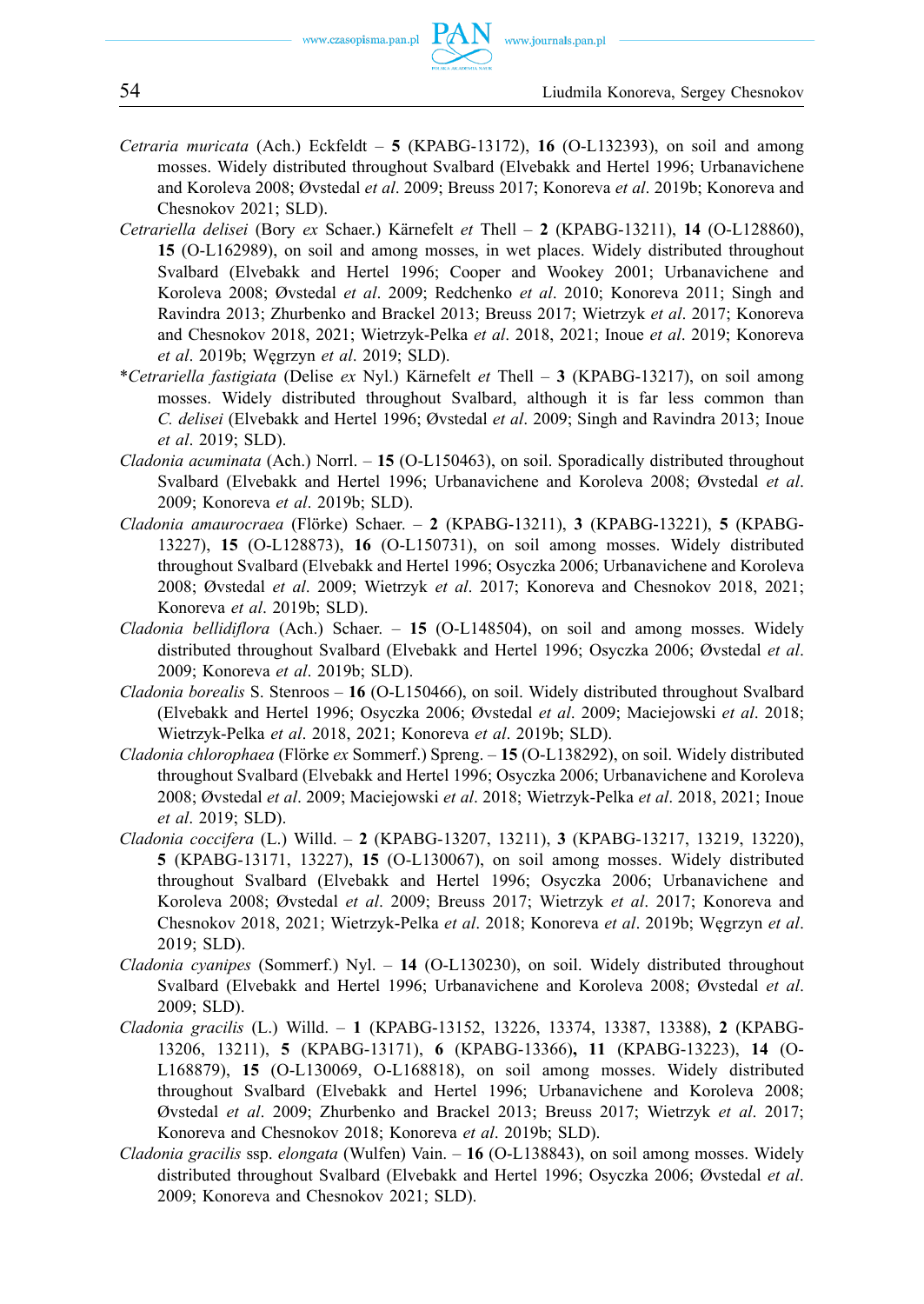*Cetraria muricata* (Ach.) Eckfeldt – **5** (KPABG-13172), **16** (O-L132393), on soil and among mosses. Widely distributed throughout Svalbard (Elvebakk and Hertel 1996; Urbanavichene and Koroleva 2008; Øvstedal *et al*. 2009; Breuss 2017; Konoreva *et al*. 2019b; Konoreva and Chesnokov 2021; SLD).

*Cetrariella delisei* (Bory *ex* Schaer.) Kärnefelt *et* Thell – **2** (KPABG-13211), **14** (O-L128860), **15** (O-L162989), on soil and among mosses, in wet places. Widely distributed throughout Svalbard (Elvebakk and Hertel 1996; Cooper and Wookey 2001; Urbanavichene and Koroleva 2008; Øvstedal *et al*. 2009; Redchenko *et al*. 2010; Konoreva 2011; Singh and Ravindra 2013; Zhurbenko and Brackel 2013; Breuss 2017; Wietrzyk *et al*. 2017; Konoreva and Chesnokov 2018, 2021; Wietrzyk-Pelka *et al*. 2018, 2021; Inoue *et al*. 2019; Konoreva *et al*. 2019b; Węgrzyn *et al*. 2019; SLD).

*\*Cetrariella fastigiata* (Delise *ex* Nyl.) Kärnefelt *et* Thell – **3** (KPABG-13217), on soil among mosses. Widely distributed throughout Svalbard, although it is far less common than *C. delisei* (Elvebakk and Hertel 1996; Øvstedal *et al*. 2009; Singh and Ravindra 2013; Inoue *et al*. 2019; SLD).

*Cladonia acuminata* (Ach.) Norrl. – **15** (O-L150463), on soil. Sporadically distributed throughout Svalbard (Elvebakk and Hertel 1996; Urbanavichene and Koroleva 2008; Øvstedal *et al*. 2009; Konoreva *et al*. 2019b; SLD).

*Cladonia amaurocraea* (Flörke) Schaer. – **2** (KPABG-13211), **3** (KPABG-13221), **5** (KPABG-13227), **15** (O-L128873), **16** (O-L150731), on soil among mosses. Widely distributed throughout Svalbard (Elvebakk and Hertel 1996; Osyczka 2006; Urbanavichene and Koroleva 2008; Øvstedal *et al*. 2009; Wietrzyk *et al*. 2017; Konoreva and Chesnokov 2018, 2021; Konoreva *et al*. 2019b; SLD).

*Cladonia bellidiflora* (Ach.) Schaer. – **15** (O-L148504), on soil and among mosses. Widely distributed throughout Svalbard (Elvebakk and Hertel 1996; Osyczka 2006; Øvstedal *et al*. 2009; Konoreva *et al*. 2019b; SLD).

*Cladonia borealis* S. Stenroos – **16** (O-L150466), on soil. Widely distributed throughout Svalbard (Elvebakk and Hertel 1996; Osyczka 2006; Øvstedal *et al*. 2009; Maciejowski *et al*. 2018; Wietrzyk-Pelka *et al*. 2018, 2021; Konoreva *et al*. 2019b; SLD).

*Cladonia chlorophaea* (Flörke *ex* Sommerf.) Spreng. – **15** (O-L138292), on soil. Widely distributed throughout Svalbard (Elvebakk and Hertel 1996; Osyczka 2006; Urbanavichene and Koroleva 2008; Øvstedal *et al*. 2009; Maciejowski *et al*. 2018; Wietrzyk-Pelka *et al*. 2018, 2021; Inoue *et al*. 2019; SLD).

*Cladonia coccifera* (L.) Willd. – **2** (KPABG-13207, 13211), **3** (KPABG-13217, 13219, 13220), **5** (KPABG-13171, 13227), **15** (O-L130067), on soil among mosses. Widely distributed throughout Svalbard (Elvebakk and Hertel 1996; Osyczka 2006; Urbanavichene and Koroleva 2008; Øvstedal *et al*. 2009; Breuss 2017; Wietrzyk *et al*. 2017; Konoreva and Chesnokov 2018, 2021; Wietrzyk-Pelka *et al*. 2018; Konoreva *et al*. 2019b; Węgrzyn *et al*. 2019; SLD).

*Cladonia cyanipes* (Sommerf.) Nyl. – **14** (O-L130230), on soil. Widely distributed throughout Svalbard (Elvebakk and Hertel 1996; Urbanavichene and Koroleva 2008; Øvstedal *et al*. 2009; SLD).

*Cladonia gracilis* (L.) Willd. – **1** (KPABG-13152, 13226, 13374, 13387, 13388), **2** (KPABG-13206, 13211), **5** (KPABG-13171), **6** (KPABG-13366)**, 11** (KPABG-13223), **14** (O-L168879), **15** (O-L130069, O-L168818), on soil among mosses. Widely distributed throughout Svalbard (Elvebakk and Hertel 1996; Urbanavichene and Koroleva 2008; Øvstedal *et al*. 2009; Zhurbenko and Brackel 2013; Breuss 2017; Wietrzyk *et al*. 2017; Konoreva and Chesnokov 2018; Konoreva *et al*. 2019b; SLD).

*Cladonia gracilis* ssp. *elongata* (Wulfen) Vain. – **16** (O-L138843), on soil among mosses. Widely distributed throughout Svalbard (Elvebakk and Hertel 1996; Osyczka 2006; Øvstedal *et al*. 2009; Konoreva and Chesnokov 2021; SLD).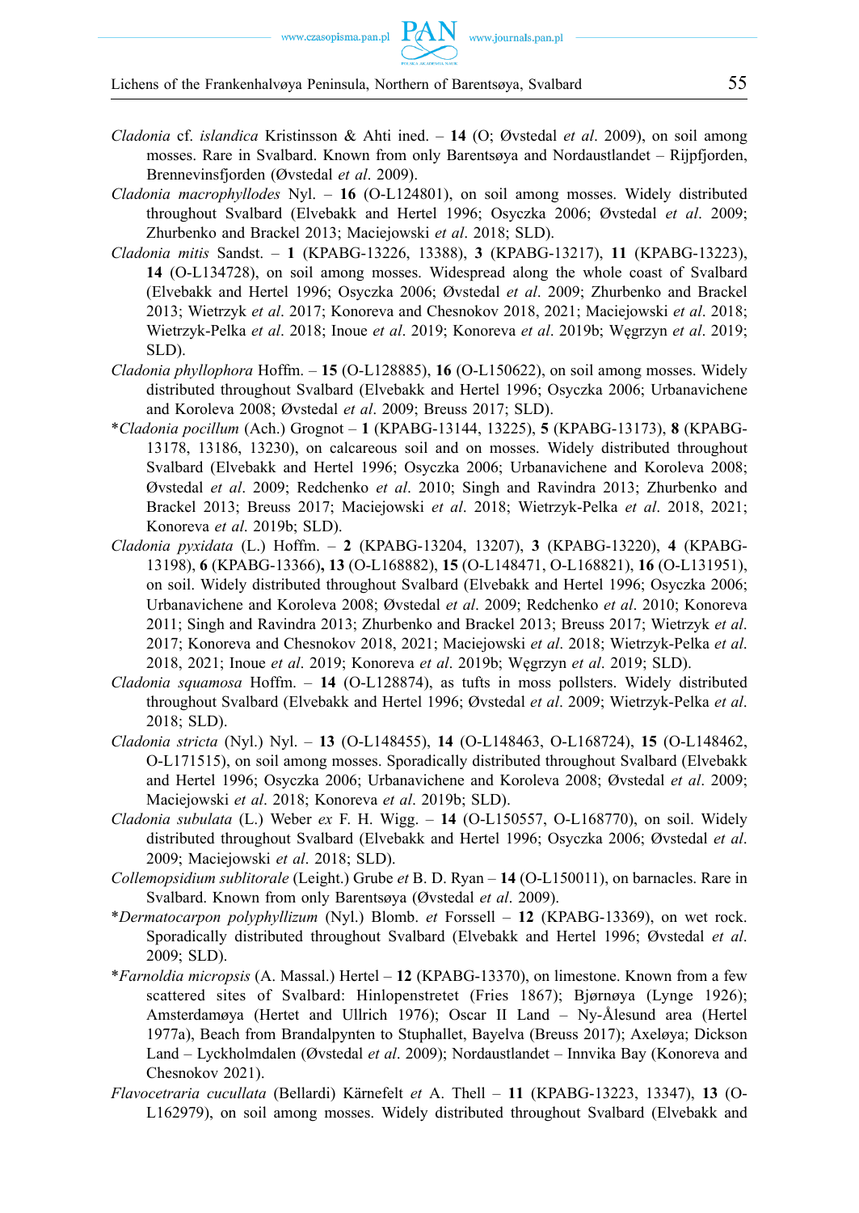*Cladonia* cf. *islandica* Kristinsson & Ahti ined. – **14** (O; Øvstedal *et al*. 2009), on soil among mosses. Rare in Svalbard. Known from only Barentsøya and Nordaustlandet – Rijpfjorden, Brennevinsfjorden (Øvstedal *et al*. 2009).

*Cladonia macrophyllodes* Nyl. – **16** (O-L124801), on soil among mosses. Widely distributed throughout Svalbard (Elvebakk and Hertel 1996; Osyczka 2006; Øvstedal *et al*. 2009; Zhurbenko and Brackel 2013; Maciejowski *et al*. 2018; SLD).

*Cladonia mitis* Sandst. – **1** (KPABG-13226, 13388), **3** (KPABG-13217), **11** (KPABG-13223), **14** (O-L134728), on soil among mosses. Widespread along the whole coast of Svalbard (Elvebakk and Hertel 1996; Osyczka 2006; Øvstedal *et al*. 2009; Zhurbenko and Brackel 2013; Wietrzyk *et al*. 2017; Konoreva and Chesnokov 2018, 2021; Maciejowski *et al*. 2018; Wietrzyk-Pelka *et al*. 2018; Inoue *et al*. 2019; Konoreva *et al*. 2019b; Węgrzyn *et al*. 2019; SLD).

*Cladonia phyllophora* Hoffm. – **15** (O-L128885), **16** (O-L150622), on soil among mosses. Widely distributed throughout Svalbard (Elvebakk and Hertel 1996; Osyczka 2006; Urbanavichene and Koroleva 2008; Øvstedal *et al*. 2009; Breuss 2017; SLD).

**Cladonia pocillum* (Ach.) Grognot – **1** (KPABG-13144, 13225), **5** (KPABG-13173), **8** (KPABG-13178, 13186, 13230), on calcareous soil and on mosses. Widely distributed throughout Svalbard (Elvebakk and Hertel 1996; Osyczka 2006; Urbanavichene and Koroleva 2008; Øvstedal *et al*. 2009; Redchenko *et al*. 2010; Singh and Ravindra 2013; Zhurbenko and Brackel 2013; Breuss 2017; Maciejowski *et al*. 2018; Wietrzyk-Pelka *et al*. 2018, 2021; Konoreva *et al*. 2019b; SLD).

*Cladonia pyxidata* (L.) Hoffm. – **2** (KPABG-13204, 13207), **3** (KPABG-13220), **4** (KPABG-13198), **6** (KPABG-13366), **13** (O-L168882), **15** (O-L148471, O-L168821), **16** (O-L131951), on soil. Widely distributed throughout Svalbard (Elvebakk and Hertel 1996; Osyczka 2006; Urbanavichene and Koroleva 2008; Øvstedal *et al*. 2009; Redchenko *et al*. 2010; Konoreva 2011; Singh and Ravindra 2013; Zhurbenko and Brackel 2013; Breuss 2017; Wietrzyk *et al*. 2017; Konoreva and Chesnokov 2018, 2021; Maciejowski *et al*. 2018; Wietrzyk-Pelka *et al*. 2018, 2021; Inoue *et al*. 2019; Konoreva *et al*. 2019b; Węgrzyn *et al*. 2019; SLD).

*Cladonia squamosa* Hoffm. – **14** (O-L128874), as tufts in moss pollsters. Widely distributed throughout Svalbard (Elvebakk and Hertel 1996; Øvstedal *et al*. 2009; Wietrzyk-Pelka *et al*. 2018; SLD).

*Cladonia stricta* (Nyl.) Nyl. – **13** (O-L148455), **14** (O-L148463, O-L168724), **15** (O-L148462, O-L171515), on soil among mosses. Sporadically distributed throughout Svalbard (Elvebakk and Hertel 1996; Osyczka 2006; Urbanavichene and Koroleva 2008; Øvstedal *et al*. 2009; Maciejowski *et al*. 2018; Konoreva *et al*. 2019b; SLD).

*Cladonia subulata* (L.) Weber *ex* F. H. Wigg. – **14** (O-L150557, O-L168770), on soil. Widely distributed throughout Svalbard (Elvebakk and Hertel 1996; Osyczka 2006; Øvstedal *et al*. 2009; Maciejowski *et al*. 2018; SLD).

*Collemopsidium sublitorale* (Leight.) Grube *et* B. D. Ryan – **14** (O-L150011), on barnacles. Rare in Svalbard. Known from only Barentsøya (Øvstedal *et al*. 2009).

**Dermatocarpon polyphyllizum* (Nyl.) Blomb. *et* Forssell – **12** (KPABG-13369), on wet rock. Sporadically distributed throughout Svalbard (Elvebakk and Hertel 1996; Øvstedal *et al*. 2009; SLD).

**Farnoldia micropsis* (A. Massal.) Hertel – **12** (KPABG-13370), on limestone. Known from a few scattered sites of Svalbard: Hinlopenstretet (Fries 1867); Bjørnøya (Lynge 1926); Amsterdamøya (Hertel and Ullrich 1976); Oscar II Land – Ny-Ålesund area (Hertel 1977a), Beach from Brandalpynten to Stuphallet, Bayelva (Breuss 2017); Axeløya; Dickson Land – Lyckholmdalen (Øvstedal *et al*. 2009); Nordaustlandet – Innvika Bay (Konoreva and Chesnokov 2021).

*Flavocetraria cucullata* (Bellardi) Kärnefelt *et* A. Thell – **11** (KPABG-13223, 13347), **13** (O-L162979), on soil among mosses. Widely distributed throughout Svalbard (Elvebakk and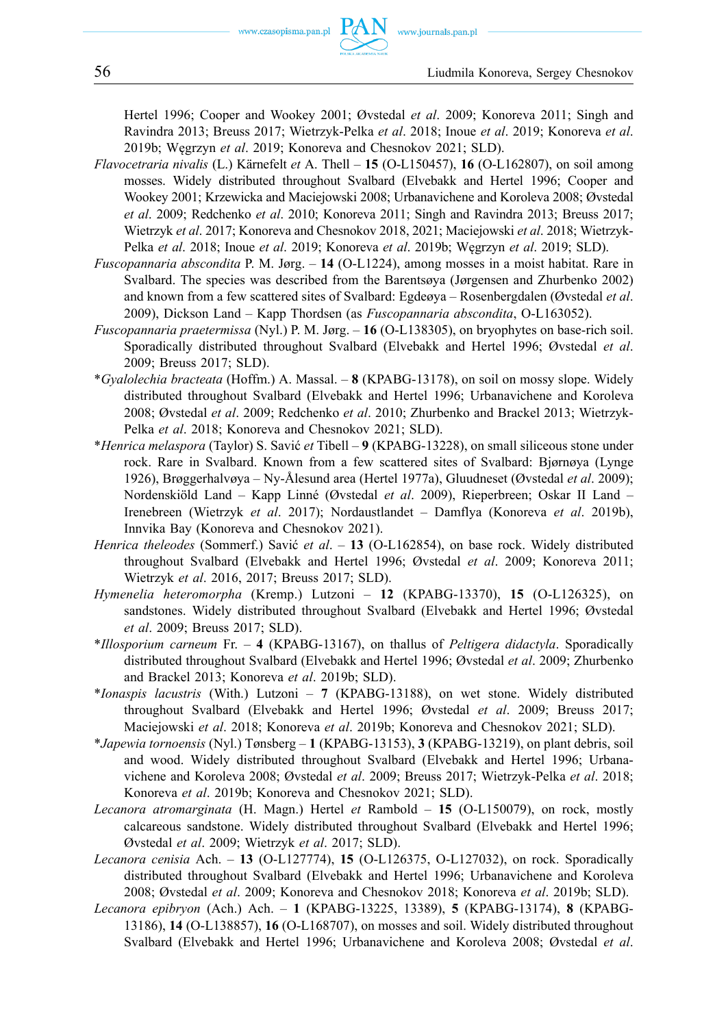Hertel 1996; Cooper and Wookey 2001; Øvstedal *et al*. 2009; Konoreva 2011; Singh and Ravindra 2013; Breuss 2017; Wietrzyk-Pelka *et al*. 2018; Inoue *et al*. 2019; Konoreva *et al*. 2019b; Węgrzyn *et al*. 2019; Konoreva and Chesnokov 2021; SLD).

*Flavocetraria nivalis* (L.) Kärnefelt *et* A. Thell – **15** (O-L150457), **16** (O-L162807), on soil among mosses. Widely distributed throughout Svalbard (Elvebakk and Hertel 1996; Cooper and Wookey 2001; Krzewicka and Maciejowski 2008; Urbanavichene and Koroleva 2008; Øvstedal *et al*. 2009; Redchenko *et al*. 2010; Konoreva 2011; Singh and Ravindra 2013; Breuss 2017; Wietrzyk *et al*. 2017; Konoreva and Chesnokov 2018, 2021; Maciejowski *et al*. 2018; Wietrzyk-Pelka *et al*. 2018; Inoue *et al*. 2019; Konoreva *et al*. 2019b; Węgrzyn *et al*. 2019; SLD).

*Fuscopannaria abscondita* P. M. Jørg. – **14** (O-L1224), among mosses in a moist habitat. Rare in Svalbard. The species was described from the Barentsøya (Jørgensen and Zhurbenko 2002) and known from a few scattered sites of Svalbard: Egdeøya – Rosenbergdalen (Øvstedal *et al*. 2009), Dickson Land – Kapp Thordsen (as *Fuscopannaria abscondita*, O-L163052).

*Fuscopannaria praetermissa* (Nyl.) P. M. Jørg. – **16** (O-L138305), on bryophytes on base-rich soil. Sporadically distributed throughout Svalbard (Elvebakk and Hertel 1996; Øvstedal *et al*. 2009; Breuss 2017; SLD).

\**Gyalolechia bracteata* (Hoffm.) A. Massal. – **8** (KPABG-13178), on soil on mossy slope. Widely distributed throughout Svalbard (Elvebakk and Hertel 1996; Urbanavichene and Koroleva 2008; Øvstedal *et al*. 2009; Redchenko *et al*. 2010; Zhurbenko and Brackel 2013; Wietrzyk-Pelka *et al*. 2018; Konoreva and Chesnokov 2021; SLD).

\**Henrica melaspora* (Taylor) S. Savić *et* Tibell – **9** (KPABG-13228), on small siliceous stone under rock. Rare in Svalbard. Known from a few scattered sites of Svalbard: Bjørnøya (Lynge 1926), Brøggerhalvøya – Ny-Ålesund area (Hertel 1977a), Gluudneset (Øvstedal *et al*. 2009); Nordenskiöld Land – Kapp Linné (Øvstedal *et al*. 2009), Rieperbreen; Oskar II Land – Irenebreen (Wietrzyk *et al*. 2017); Nordaustlandet – Damflya (Konoreva *et al*. 2019b), Innvika Bay (Konoreva and Chesnokov 2021).

*Henrica theleodes* (Sommerf.) Savić *et al*. – **13** (O-L162854), on base rock. Widely distributed throughout Svalbard (Elvebakk and Hertel 1996; Øvstedal *et al*. 2009; Konoreva 2011; Wietrzyk *et al*. 2016, 2017; Breuss 2017; SLD).

*Hymenelia heteromorpha* (Kremp.) Lutzoni – **12** (KPABG-13370), **15** (O-L126325), on sandstones. Widely distributed throughout Svalbard (Elvebakk and Hertel 1996; Øvstedal *et al*. 2009; Breuss 2017; SLD).

\**Illosporium carneum* Fr. – **4** (KPABG-13167), on thallus of *Peltigera didactyla*. Sporadically distributed throughout Svalbard (Elvebakk and Hertel 1996; Øvstedal *et al*. 2009; Zhurbenko and Brackel 2013; Konoreva *et al*. 2019b; SLD).

\**Ionaspis lacustris* (With.) Lutzoni – **7** (KPABG-13188), on wet stone. Widely distributed throughout Svalbard (Elvebakk and Hertel 1996; Øvstedal *et al*. 2009; Breuss 2017; Maciejowski *et al*. 2018; Konoreva *et al*. 2019b; Konoreva and Chesnokov 2021; SLD).

\**Japewia tornoensis* (Nyl.) Tønsberg – **1** (KPABG-13153), **3** (KPABG-13219), on plant debris, soil and wood. Widely distributed throughout Svalbard (Elvebakk and Hertel 1996; Urbanavichene and Koroleva 2008; Øvstedal *et al*. 2009; Breuss 2017; Wietrzyk-Pelka *et al*. 2018; Konoreva *et al*. 2019b; Konoreva and Chesnokov 2021; SLD).

*Lecanora atromarginata* (H. Magn.) Hertel *et* Rambold – **15** (O-L150079), on rock, mostly calcareous sandstone. Widely distributed throughout Svalbard (Elvebakk and Hertel 1996; Øvstedal *et al*. 2009; Wietrzyk *et al*. 2017; SLD).

*Lecanora cenisia* Ach. – **13** (O-L127774), **15** (O-L126375, O-L127032), on rock. Sporadically distributed throughout Svalbard (Elvebakk and Hertel 1996; Urbanavichene and Koroleva 2008; Øvstedal *et al*. 2009; Konoreva and Chesnokov 2018; Konoreva *et al*. 2019b; SLD).

*Lecanora epibryon* (Ach.) Ach. – **1** (KPABG-13225, 13389), **5** (KPABG-13174), **8** (KPABG-13186), **14** (O-L138857), **16** (O-L168707), on mosses and soil. Widely distributed throughout Svalbard (Elvebakk and Hertel 1996; Urbanavichene and Koroleva 2008; Øvstedal *et al*.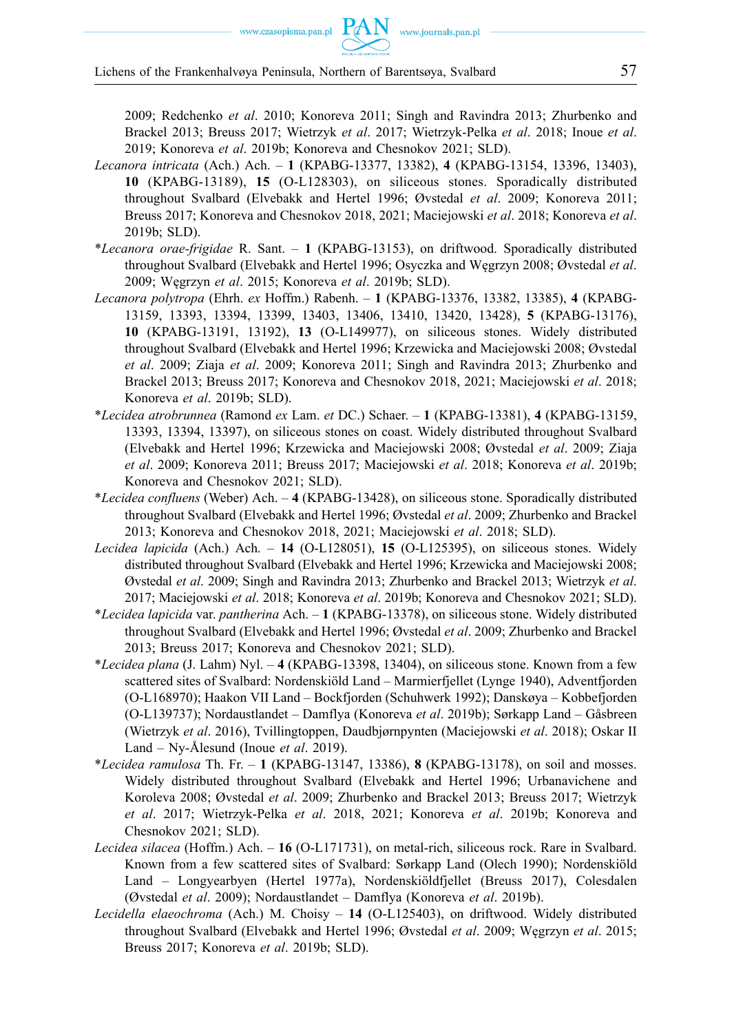2009; Redchenko *et al*. 2010; Konoreva 2011; Singh and Ravindra 2013; Zhurbenko and Brackel 2013; Breuss 2017; Wietrzyk *et al*. 2017; Wietrzyk-Pelka *et al*. 2018; Inoue *et al*. 2019; Konoreva *et al*. 2019b; Konoreva and Chesnokov 2021; SLD).

*Lecanora intricata* (Ach.) Ach. – **1** (KPABG-13377, 13382), **4** (KPABG-13154, 13396, 13403), **10** (KPABG-13189), **15** (O-L128303), on siliceous stones. Sporadically distributed throughout Svalbard (Elvebakk and Hertel 1996; Øvstedal *et al*. 2009; Konoreva 2011; Breuss 2017; Konoreva and Chesnokov 2018, 2021; Maciejowski *et al*. 2018; Konoreva *et al*. 2019b; SLD).

*\*Lecanora orae-frigidae* R. Sant. – **1** (KPABG-13153), on driftwood. Sporadically distributed throughout Svalbard (Elvebakk and Hertel 1996; Osyczka and Węgrzyn 2008; Øvstedal *et al*. 2009; Węgrzyn *et al*. 2015; Konoreva *et al*. 2019b; SLD).

*Lecanora polytropa* (Ehrh. *ex* Hoffm.) Rabenh. – **1** (KPABG-13376, 13382, 13385), **4** (KPABG-13159, 13393, 13394, 13399, 13403, 13406, 13410, 13420, 13428), **5** (KPABG-13176), **10** (KPABG-13191, 13192), **13** (O-L149977), on siliceous stones. Widely distributed throughout Svalbard (Elvebakk and Hertel 1996; Krzewicka and Maciejowski 2008; Øvstedal *et al*. 2009; Ziaja *et al*. 2009; Konoreva 2011; Singh and Ravindra 2013; Zhurbenko and Brackel 2013; Breuss 2017; Konoreva and Chesnokov 2018, 2021; Maciejowski *et al*. 2018; Konoreva *et al*. 2019b; SLD).

*\*Lecidea atrobrunnea* (Ramond *ex* Lam. *et* DC.) Schaer. – **1** (KPABG-13381), **4** (KPABG-13159, 13393, 13394, 13397), on siliceous stones on coast. Widely distributed throughout Svalbard (Elvebakk and Hertel 1996; Krzewicka and Maciejowski 2008; Øvstedal *et al*. 2009; Ziaja *et al*. 2009; Konoreva 2011; Breuss 2017; Maciejowski *et al*. 2018; Konoreva *et al*. 2019b; Konoreva and Chesnokov 2021; SLD).

*\*Lecidea confluens* (Weber) Ach. – **4** (KPABG-13428), on siliceous stone. Sporadically distributed throughout Svalbard (Elvebakk and Hertel 1996; Øvstedal *et al*. 2009; Zhurbenko and Brackel 2013; Konoreva and Chesnokov 2018, 2021; Maciejowski *et al*. 2018; SLD).

*Lecidea lapicida* (Ach.) Ach. – **14** (O-L128051), **15** (O-L125395), on siliceous stones. Widely distributed throughout Svalbard (Elvebakk and Hertel 1996; Krzewicka and Maciejowski 2008; Øvstedal *et al*. 2009; Singh and Ravindra 2013; Zhurbenko and Brackel 2013; Wietrzyk *et al*. 2017; Maciejowski *et al*. 2018; Konoreva *et al*. 2019b; Konoreva and Chesnokov 2021; SLD).

*\*Lecidea lapicida* var. *pantherina* Ach. – **1** (KPABG-13378), on siliceous stone. Widely distributed throughout Svalbard (Elvebakk and Hertel 1996; Øvstedal *et al*. 2009; Zhurbenko and Brackel 2013; Breuss 2017; Konoreva and Chesnokov 2021; SLD).

*\*Lecidea plana* (J. Lahm) Nyl. – **4** (KPABG-13398, 13404), on siliceous stone. Known from a few scattered sites of Svalbard: Nordenskiöld Land – Marmierfjellet (Lynge 1940), Adventfjorden (O-L168970); Haakon VII Land – Bockfjorden (Schuhwerk 1992); Danskøya – Kobbefjorden (O-L139737); Nordaustlandet – Damflya (Konoreva *et al*. 2019b); Sørkapp Land – Gåsbreen (Wietrzyk *et al*. 2016), Tvillingtoppen, Daudbjørnpynten (Maciejowski *et al*. 2018); Oskar II Land – Ny-Ålesund (Inoue *et al*. 2019).

*\*Lecidea ramulosa* Th. Fr. – **1** (KPABG-13147, 13386), **8** (KPABG-13178), on soil and mosses. Widely distributed throughout Svalbard (Elvebakk and Hertel 1996; Urbanavichene and Koroleva 2008; Øvstedal *et al*. 2009; Zhurbenko and Brackel 2013; Breuss 2017; Wietrzyk *et al*. 2017; Wietrzyk-Pelka *et al*. 2018, 2021; Konoreva *et al*. 2019b; Konoreva and Chesnokov 2021; SLD).

*Lecidea silacea* (Hoffm.) Ach. – **16** (O-L171731), on metal-rich, siliceous rock. Rare in Svalbard. Known from a few scattered sites of Svalbard: Sørkapp Land (Olech 1990); Nordenskiöld Land – Longyearbyen (Hertel 1977a), Nordenskiöldfjellet (Breuss 2017), Colesdalen (Øvstedal *et al*. 2009); Nordaustlandet – Damflya (Konoreva *et al*. 2019b).

*Lecidella elaeochroma* (Ach.) M. Choisy – **14** (O-L125403), on driftwood. Widely distributed throughout Svalbard (Elvebakk and Hertel 1996; Øvstedal *et al*. 2009; Węgrzyn *et al*. 2015; Breuss 2017; Konoreva *et al*. 2019b; SLD).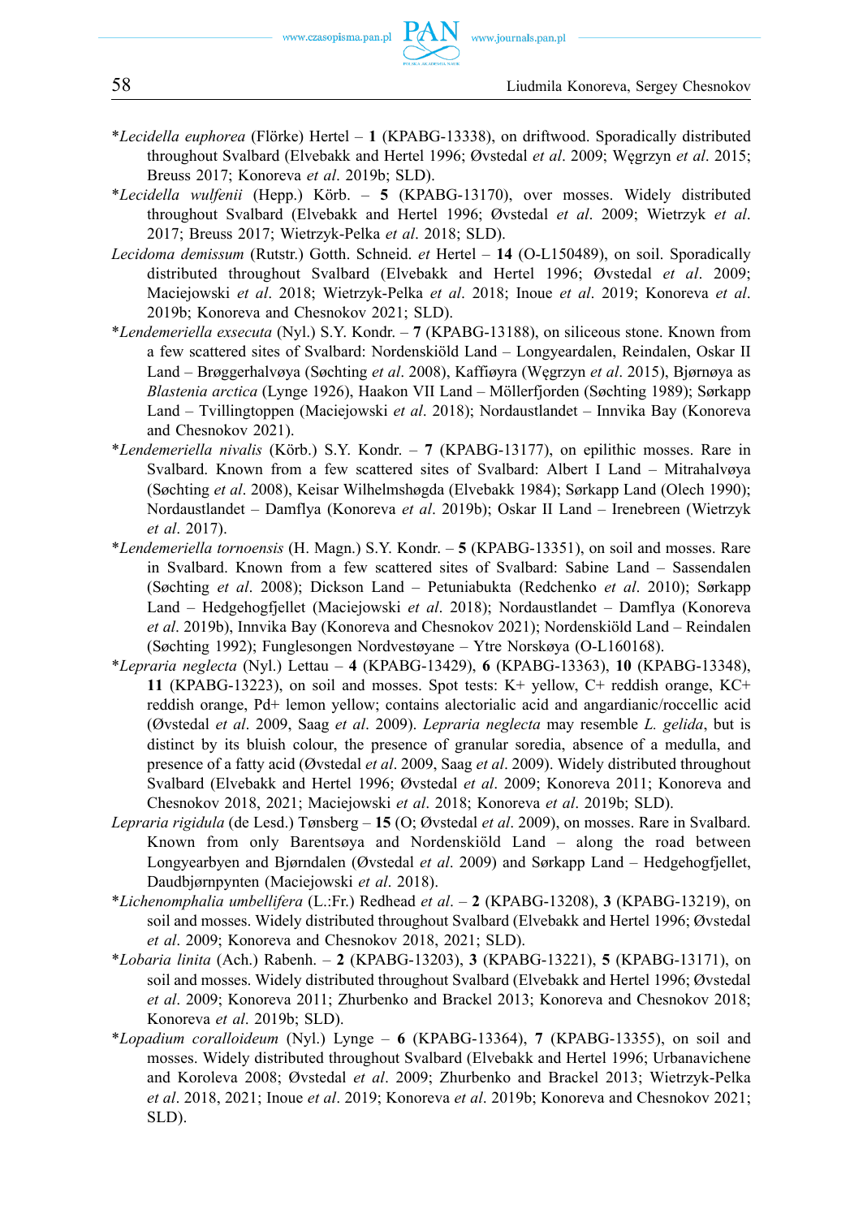*Lecidella euphorea* (Flörke) Hertel – **1** (KPABG-13338), on driftwood. Sporadically distributed throughout Svalbard (Elvebakk and Hertel 1996; Øvstedal *et al*. 2009; Węgrzyn *et al*. 2015; Breuss 2017; Konoreva *et al*. 2019b; SLD).

*Lecidella wulfenii* (Hepp.) Körb. – **5** (KPABG-13170), over mosses. Widely distributed throughout Svalbard (Elvebakk and Hertel 1996; Øvstedal *et al*. 2009; Wietrzyk *et al*. 2017; Breuss 2017; Wietrzyk-Pelka *et al*. 2018; SLD).

*Lecidoma demissum* (Rutstr.) Gotth. Schneid. *et* Hertel – **14** (O-L150489), on soil. Sporadically distributed throughout Svalbard (Elvebakk and Hertel 1996; Øvstedal *et al*. 2009; Maciejowski *et al*. 2018; Wietrzyk-Pelka *et al*. 2018; Inoue *et al*. 2019; Konoreva *et al*. 2019b; Konoreva and Chesnokov 2021; SLD).

*Lendemeriella exsecuta* (Nyl.) S.Y. Kondr. – **7** (KPABG-13188), on siliceous stone. Known from a few scattered sites of Svalbard: Nordenskiöld Land – Longyeardalen, Reindalen, Oskar II Land – Brøggerhalvøya (Søchting *et al*. 2008), Kaffiøyra (Węgrzyn *et al*. 2015), Bjørnøya as *Blastenia arctica* (Lynge 1926), Haakon VII Land – Möllerfjorden (Søchting 1989); Sørkapp Land – Tvillingtoppen (Maciejowski *et al*. 2018); Nordaustlandet – Innvika Bay (Konoreva and Chesnokov 2021).

*Lendemeriella nivalis* (Körb.) S.Y. Kondr. – **7** (KPABG-13177), on epilithic mosses. Rare in Svalbard. Known from a few scattered sites of Svalbard: Albert I Land – Mitrahalvøya (Søchting *et al*. 2008), Keisar Wilhelmshøgda (Elvebakk 1984); Sørkapp Land (Olech 1990); Nordaustlandet – Damflya (Konoreva *et al*. 2019b); Oskar II Land – Irenebreen (Wietrzyk *et al*. 2017).

*Lendemeriella tornoensis* (H. Magn.) S.Y. Kondr. – **5** (KPABG-13351), on soil and mosses. Rare in Svalbard. Known from a few scattered sites of Svalbard: Sabine Land – Sassendalen (Søchting *et al*. 2008); Dickson Land – Petuniabukta (Redchenko *et al*. 2010); Sørkapp Land – Hedgehogfjellet (Maciejowski *et al*. 2018); Nordaustlandet – Damflya (Konoreva *et al*. 2019b), Innvika Bay (Konoreva and Chesnokov 2021); Nordenskiöld Land – Reindalen (Søchting 1992); Funglesongen Nordvestøyane – Ytre Norskøya (O-L160168).

*Lepraria neglecta* (Nyl.) Lettau – **4** (KPABG-13429), **6** (KPABG-13363), **10** (KPABG-13348), **11** (KPABG-13223), on soil and mosses. Spot tests: K+ yellow, C+ reddish orange, KC+ reddish orange, Pd+ lemon yellow; contains alectorialic acid and angardianic/roccellic acid (Øvstedal *et al*. 2009, Saag *et al*. 2009). *Lepraria neglecta* may resemble *L. gelida*, but is distinct by its bluish colour, the presence of granular soredia, absence of a medulla, and presence of a fatty acid (Øvstedal *et al*. 2009, Saag *et al*. 2009). Widely distributed throughout Svalbard (Elvebakk and Hertel 1996; Øvstedal *et al*. 2009; Konoreva 2011; Konoreva and Chesnokov 2018, 2021; Maciejowski *et al*. 2018; Konoreva *et al*. 2019b; SLD).

*Lepraria rigidula* (de Lesd.) Tønsberg – **15** (O; Øvstedal *et al*. 2009), on mosses. Rare in Svalbard. Known from only Barentsøya and Nordenskiöld Land – along the road between Longyearbyen and Bjørndalen (Øvstedal *et al*. 2009) and Sørkapp Land – Hedgehogfjellet, Daudbjørnpynten (Maciejowski *et al*. 2018).

*Lichenomphalia umbellifera* (L.:Fr.) Redhead *et al*. – **2** (KPABG-13208), **3** (KPABG-13219), on soil and mosses. Widely distributed throughout Svalbard (Elvebakk and Hertel 1996; Øvstedal *et al*. 2009; Konoreva and Chesnokov 2018, 2021; SLD).

*Lobaria linita* (Ach.) Rabenh. – **2** (KPABG-13203), **3** (KPABG-13221), **5** (KPABG-13171), on soil and mosses. Widely distributed throughout Svalbard (Elvebakk and Hertel 1996; Øvstedal *et al*. 2009; Konoreva 2011; Zhurbenko and Brackel 2013; Konoreva and Chesnokov 2018; Konoreva *et al*. 2019b; SLD).

*Lopadium coralloideum* (Nyl.) Lynge – **6** (KPABG-13364), **7** (KPABG-13355), on soil and mosses. Widely distributed throughout Svalbard (Elvebakk and Hertel 1996; Urbanavichene and Koroleva 2008; Øvstedal *et al*. 2009; Zhurbenko and Brackel 2013; Wietrzyk-Pelka *et al*. 2018, 2021; Inoue *et al*. 2019; Konoreva *et al*. 2019b; Konoreva and Chesnokov 2021; SLD).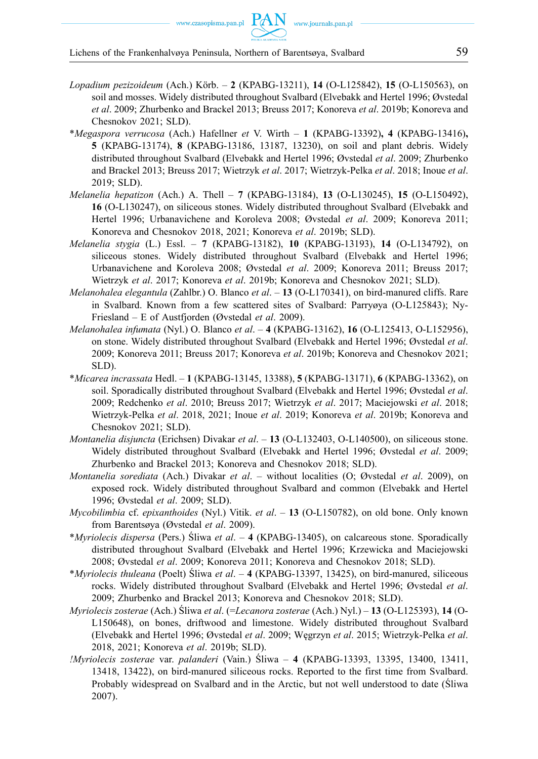*Lopadium pezizoideum* (Ach.) Körb. – **2** (KPABG-13211), **14** (O-L125842), **15** (O-L150563), on soil and mosses. Widely distributed throughout Svalbard (Elvebakk and Hertel 1996; Øvstedal *et al*. 2009; Zhurbenko and Brackel 2013; Breuss 2017; Konoreva *et al*. 2019b; Konoreva and Chesnokov 2021; SLD).

*\*Megaspora verrucosa* (Ach.) Hafellner *et* V. Wirth – **1** (KPABG-13392)**, 4** (KPABG-13416)**, 5** (KPABG-13174), **8** (KPABG-13186, 13187, 13230), on soil and plant debris. Widely distributed throughout Svalbard (Elvebakk and Hertel 1996; Øvstedal *et al*. 2009; Zhurbenko and Brackel 2013; Breuss 2017; Wietrzyk *et al*. 2017; Wietrzyk-Pelka *et al*. 2018; Inoue *et al*. 2019; SLD).

*Melanelia hepatizon* (Ach.) A. Thell – **7** (KPABG-13184), **13** (O-L130245), **15** (O-L150492), **16** (O-L130247), on siliceous stones. Widely distributed throughout Svalbard (Elvebakk and Hertel 1996; Urbanavichene and Koroleva 2008; Øvstedal *et al*. 2009; Konoreva 2011; Konoreva and Chesnokov 2018, 2021; Konoreva *et al*. 2019b; SLD).

*Melanelia stygia* (L.) Essl. – **7** (KPABG-13182), **10** (KPABG-13193), **14** (O-L134792), on siliceous stones. Widely distributed throughout Svalbard (Elvebakk and Hertel 1996; Urbanavichene and Koroleva 2008; Øvstedal *et al*. 2009; Konoreva 2011; Breuss 2017; Wietrzyk *et al*. 2017; Konoreva *et al*. 2019b; Konoreva and Chesnokov 2021; SLD).

*Melanohalea elegantula* (Zahlbr.) O. Blanco *et al*. – **13** (O-L170341), on bird-manured cliffs. Rare in Svalbard. Known from a few scattered sites of Svalbard: Parryøya (O-L125843); Ny-Friesland – E of Austfjorden (Øvstedal *et al*. 2009).

*Melanohalea infumata* (Nyl.) O. Blanco *et al*. – **4** (KPABG-13162), **16** (O-L125413, O-L152956), on stone. Widely distributed throughout Svalbard (Elvebakk and Hertel 1996; Øvstedal *et al*. 2009; Konoreva 2011; Breuss 2017; Konoreva *et al*. 2019b; Konoreva and Chesnokov 2021; SLD).

*\*Micarea incrassata* Hedl. – **1** (KPABG-13145, 13388), **5** (KPABG-13171), **6** (KPABG-13362), on soil. Sporadically distributed throughout Svalbard (Elvebakk and Hertel 1996; Øvstedal *et al*. 2009; Redchenko *et al*. 2010; Breuss 2017; Wietrzyk *et al*. 2017; Maciejowski *et al*. 2018; Wietrzyk-Pelka *et al*. 2018, 2021; Inoue *et al*. 2019; Konoreva *et al*. 2019b; Konoreva and Chesnokov 2021; SLD).

*Montanelia disjuncta* (Erichsen) Divakar *et al*. – **13** (O-L132403, O-L140500), on siliceous stone. Widely distributed throughout Svalbard (Elvebakk and Hertel 1996; Øvstedal *et al*. 2009; Zhurbenko and Brackel 2013; Konoreva and Chesnokov 2018; SLD).

*Montanelia sorediata* (Ach.) Divakar *et al*. – without localities (O; Øvstedal *et al*. 2009), on exposed rock. Widely distributed throughout Svalbard and common (Elvebakk and Hertel 1996; Øvstedal *et al*. 2009; SLD).

*Mycobilimbia* cf. *epixanthoides* (Nyl.) Vitik. *et al*. – **13** (O-L150782), on old bone. Only known from Barentsøya (Øvstedal *et al*. 2009).

*\*Myriolecis dispersa* (Pers.) Śliwa *et al*. – **4** (KPABG-13405), on calcareous stone. Sporadically distributed throughout Svalbard (Elvebakk and Hertel 1996; Krzewicka and Maciejowski 2008; Øvstedal *et al*. 2009; Konoreva 2011; Konoreva and Chesnokov 2018; SLD).

*\*Myriolecis thuleana* (Poelt) Śliwa *et al*. – **4** (KPABG-13397, 13425), on bird-manured, siliceous rocks. Widely distributed throughout Svalbard (Elvebakk and Hertel 1996; Øvstedal *et al*. 2009; Zhurbenko and Brackel 2013; Konoreva and Chesnokov 2018; SLD).

*Myriolecis zosterae* (Ach.) Śliwa *et al*. (=*Lecanora zosterae* (Ach.) Nyl.) – **13** (O-L125393), **14** (O-L150648), on bones, driftwood and limestone. Widely distributed throughout Svalbard (Elvebakk and Hertel 1996; Øvstedal *et al*. 2009; Węgrzyn *et al*. 2015; Wietrzyk-Pelka *et al*. 2018, 2021; Konoreva *et al*. 2019b; SLD).

*!Myriolecis zosterae* var. *palanderi* (Vain.) Śliwa – **4** (KPABG-13393, 13395, 13400, 13411, 13418, 13422), on bird-manured siliceous rocks. Reported to the first time from Svalbard. Probably widespread on Svalbard and in the Arctic, but not well understood to date (Śliwa 2007).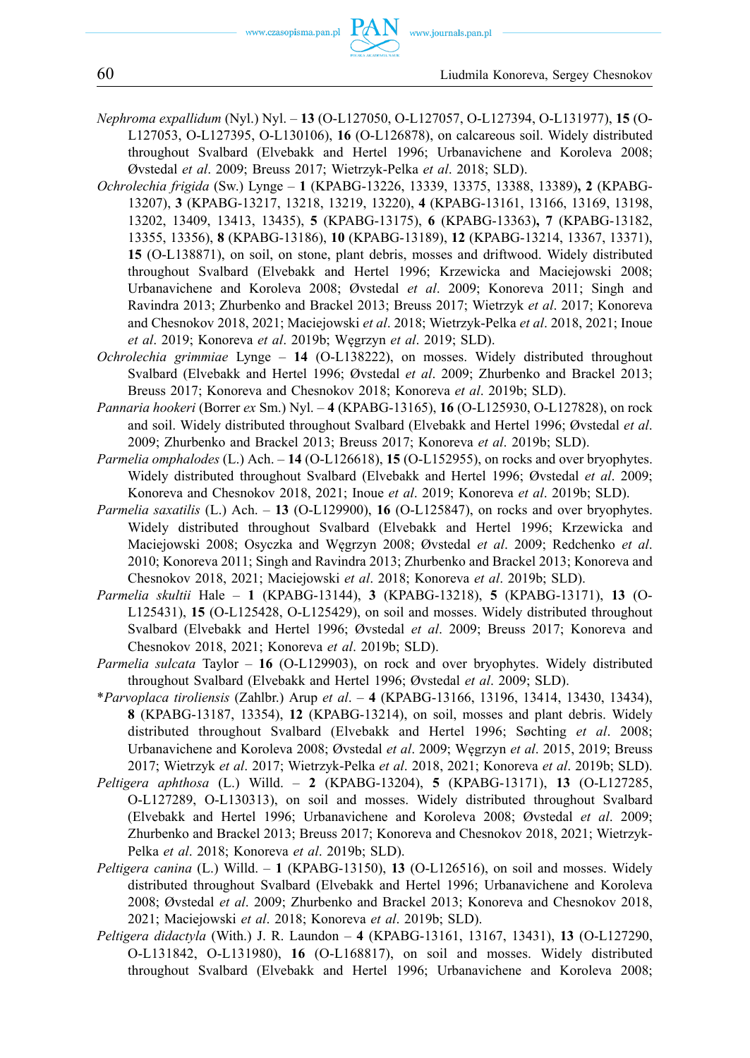*Nephroma expallidum* (Nyl.) Nyl. – **13** (O-L127050, O-L127057, O-L127394, O-L131977), **15** (O-L127053, O-L127395, O-L130106), **16** (O-L126878), on calcareous soil. Widely distributed throughout Svalbard (Elvebakk and Hertel 1996; Urbanavichene and Koroleva 2008; Øvstedal *et al*. 2009; Breuss 2017; Wietrzyk-Pelka *et al*. 2018; SLD).

*Ochrolechia frigida* (Sw.) Lynge – **1** (KPABG-13226, 13339, 13375, 13388, 13389)**, 2** (KPABG-13207), **3** (KPABG-13217, 13218, 13219, 13220), **4** (KPABG-13161, 13166, 13169, 13198, 13202, 13409, 13413, 13435), **5** (KPABG-13175), **6** (KPABG-13363)**, 7** (KPABG-13182, 13355, 13356), **8** (KPABG-13186), **10** (KPABG-13189), **12** (KPABG-13214, 13367, 13371), **15** (O-L138871), on soil, on stone, plant debris, mosses and driftwood. Widely distributed throughout Svalbard (Elvebakk and Hertel 1996; Krzewicka and Maciejowski 2008; Urbanavichene and Koroleva 2008; Øvstedal *et al*. 2009; Konoreva 2011; Singh and Ravindra 2013; Zhurbenko and Brackel 2013; Breuss 2017; Wietrzyk *et al*. 2017; Konoreva and Chesnokov 2018, 2021; Maciejowski *et al*. 2018; Wietrzyk-Pelka *et al*. 2018, 2021; Inoue *et al*. 2019; Konoreva *et al*. 2019b; Węgrzyn *et al*. 2019; SLD).

*Ochrolechia grimmiae* Lynge – **14** (O-L138222), on mosses. Widely distributed throughout Svalbard (Elvebakk and Hertel 1996; Øvstedal *et al*. 2009; Zhurbenko and Brackel 2013; Breuss 2017; Konoreva and Chesnokov 2018; Konoreva *et al*. 2019b; SLD).

*Pannaria hookeri* (Borrer *ex* Sm.) Nyl. – **4** (KPABG-13165), **16** (O-L125930, O-L127828), on rock and soil. Widely distributed throughout Svalbard (Elvebakk and Hertel 1996; Øvstedal *et al*. 2009; Zhurbenko and Brackel 2013; Breuss 2017; Konoreva *et al*. 2019b; SLD).

*Parmelia omphalodes* (L.) Ach. – **14** (O-L126618), **15** (O-L152955), on rocks and over bryophytes. Widely distributed throughout Svalbard (Elvebakk and Hertel 1996; Øvstedal *et al*. 2009; Konoreva and Chesnokov 2018, 2021; Inoue *et al*. 2019; Konoreva *et al*. 2019b; SLD).

*Parmelia saxatilis* (L.) Ach. – **13** (O-L129900), **16** (O-L125847), on rocks and over bryophytes. Widely distributed throughout Svalbard (Elvebakk and Hertel 1996; Krzewicka and Maciejowski 2008; Osyczka and Węgrzyn 2008; Øvstedal *et al*. 2009; Redchenko *et al*. 2010; Konoreva 2011; Singh and Ravindra 2013; Zhurbenko and Brackel 2013; Konoreva and Chesnokov 2018, 2021; Maciejowski *et al*. 2018; Konoreva *et al*. 2019b; SLD).

*Parmelia skultii* Hale – **1** (KPABG-13144), **3** (KPABG-13218), **5** (KPABG-13171), **13** (O-L125431), **15** (O-L125428, O-L125429), on soil and mosses. Widely distributed throughout Svalbard (Elvebakk and Hertel 1996; Øvstedal *et al*. 2009; Breuss 2017; Konoreva and Chesnokov 2018, 2021; Konoreva *et al*. 2019b; SLD).

*Parmelia sulcata* Taylor – **16** (O-L129903), on rock and over bryophytes. Widely distributed throughout Svalbard (Elvebakk and Hertel 1996; Øvstedal *et al*. 2009; SLD).

**Parvoplaca tiroliensis* (Zahlbr.) Arup *et al*. – **4** (KPABG-13166, 13196, 13414, 13430, 13434), **8** (KPABG-13187, 13354), **12** (KPABG-13214), on soil, mosses and plant debris. Widely distributed throughout Svalbard (Elvebakk and Hertel 1996; Søchting *et al*. 2008; Urbanavichene and Koroleva 2008; Øvstedal *et al*. 2009; Węgrzyn *et al*. 2015, 2019; Breuss 2017; Wietrzyk *et al*. 2017; Wietrzyk-Pelka *et al*. 2018, 2021; Konoreva *et al*. 2019b; SLD).

*Peltigera aphthosa* (L.) Willd. – **2** (KPABG-13204), **5** (KPABG-13171), **13** (O-L127285, O-L127289, O-L130313), on soil and mosses. Widely distributed throughout Svalbard (Elvebakk and Hertel 1996; Urbanavichene and Koroleva 2008; Øvstedal *et al*. 2009; Zhurbenko and Brackel 2013; Breuss 2017; Konoreva and Chesnokov 2018, 2021; Wietrzyk-Pelka *et al*. 2018; Konoreva *et al*. 2019b; SLD).

*Peltigera canina* (L.) Willd. – **1** (KPABG-13150), **13** (O-L126516), on soil and mosses. Widely distributed throughout Svalbard (Elvebakk and Hertel 1996; Urbanavichene and Koroleva 2008; Øvstedal *et al*. 2009; Zhurbenko and Brackel 2013; Konoreva and Chesnokov 2018, 2021; Maciejowski *et al*. 2018; Konoreva *et al*. 2019b; SLD).

*Peltigera didactyla* (With.) J. R. Laundon – **4** (KPABG-13161, 13167, 13431), **13** (O-L127290, O-L131842, O-L131980), **16** (O-L168817), on soil and mosses. Widely distributed throughout Svalbard (Elvebakk and Hertel 1996; Urbanavichene and Koroleva 2008;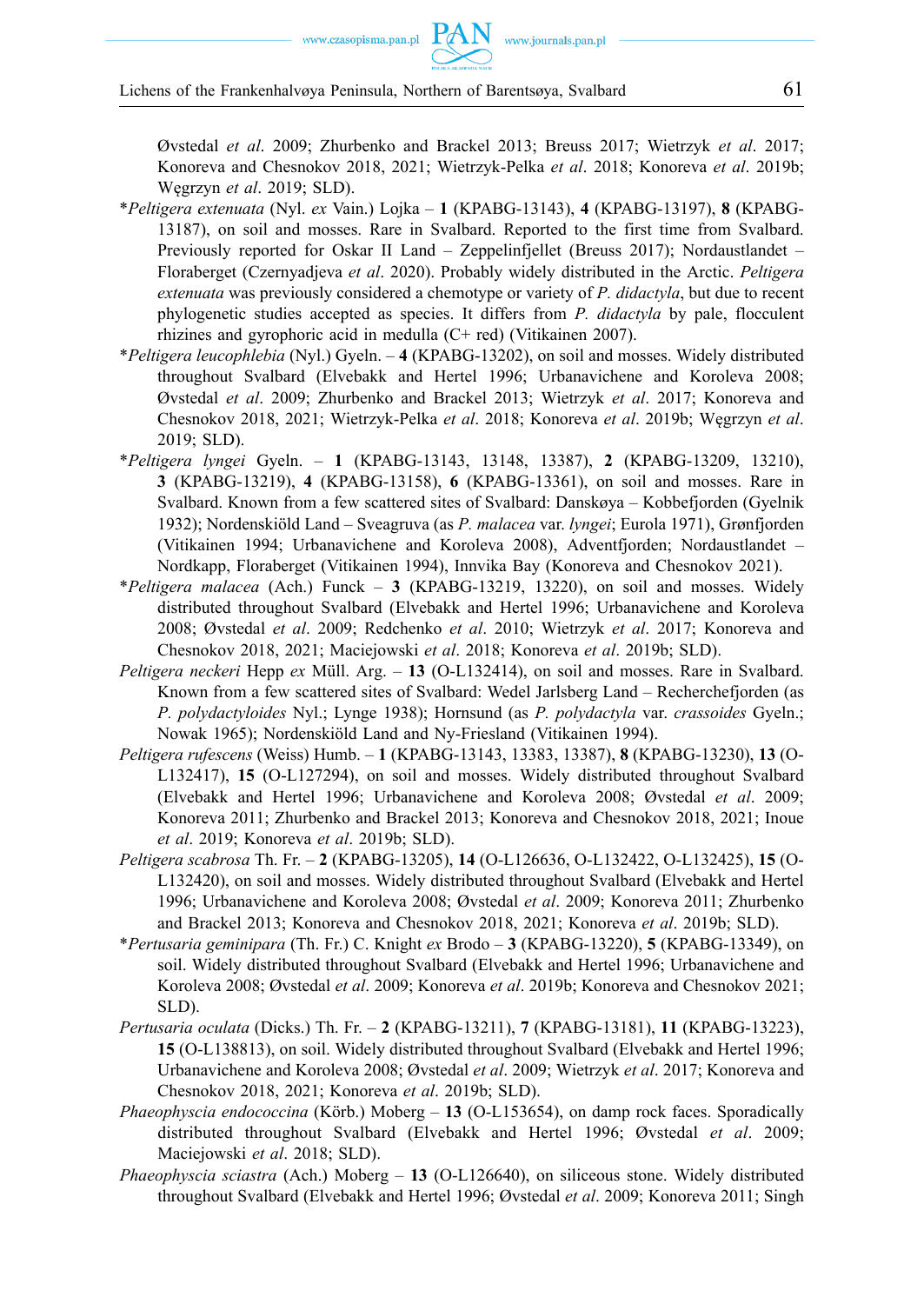Øvstedal *et al*. 2009; Zhurbenko and Brackel 2013; Breuss 2017; Wietrzyk *et al*. 2017; Konoreva and Chesnokov 2018, 2021; Wietrzyk-Pelka *et al*. 2018; Konoreva *et al*. 2019b; Węgrzyn *et al*. 2019; SLD).

*\*Peltigera extenuata* (Nyl. *ex* Vain.) Lojka – **1** (KPABG-13143), **4** (KPABG-13197), **8** (KPABG-13187), on soil and mosses. Rare in Svalbard. Reported to the first time from Svalbard. Previously reported for Oskar II Land – Zeppelinfjellet (Breuss 2017); Nordaustlandet – Floraberget (Czernyadjeva *et al*. 2020). Probably widely distributed in the Arctic. *Peltigera extenuata* was previously considered a chemotype or variety of *P. didactyla*, but due to recent phylogenetic studies accepted as species. It differs from *P. didactyla* by pale, flocculent rhizines and gyrophoric acid in medulla (C+ red) (Vitikainen 2007).

*\*Peltigera leucophlebia* (Nyl.) Gyeln. – **4** (KPABG-13202), on soil and mosses. Widely distributed throughout Svalbard (Elvebakk and Hertel 1996; Urbanavichene and Koroleva 2008; Øvstedal *et al*. 2009; Zhurbenko and Brackel 2013; Wietrzyk *et al*. 2017; Konoreva and Chesnokov 2018, 2021; Wietrzyk-Pelka *et al*. 2018; Konoreva *et al*. 2019b; Węgrzyn *et al*. 2019; SLD).

*\*Peltigera lyngei* Gyeln. – **1** (KPABG-13143, 13148, 13387), **2** (KPABG-13209, 13210), **3** (KPABG-13219), **4** (KPABG-13158), **6** (KPABG-13361), on soil and mosses. Rare in Svalbard. Known from a few scattered sites of Svalbard: Danskøya – Kobbefjorden (Gyelnik 1932); Nordenskiöld Land – Sveagruva (as *P. malacea* var. *lyngei*; Eurola 1971), Grønfjorden (Vitikainen 1994; Urbanavichene and Koroleva 2008), Adventfjorden; Nordaustlandet – Nordkapp, Floraberget (Vitikainen 1994), Innvika Bay (Konoreva and Chesnokov 2021).

*\*Peltigera malacea* (Ach.) Funck – **3** (KPABG-13219, 13220), on soil and mosses. Widely distributed throughout Svalbard (Elvebakk and Hertel 1996; Urbanavichene and Koroleva 2008; Øvstedal *et al*. 2009; Redchenko *et al*. 2010; Wietrzyk *et al*. 2017; Konoreva and Chesnokov 2018, 2021; Maciejowski *et al*. 2018; Konoreva *et al*. 2019b; SLD).

*Peltigera neckeri* Hepp *ex* Müll. Arg. – **13** (O-L132414), on soil and mosses. Rare in Svalbard. Known from a few scattered sites of Svalbard: Wedel Jarlsberg Land – Recherchefjorden (as *P. polydactyloides* Nyl.; Lynge 1938); Hornsund (as *P. polydactyla* var. *crassoides* Gyeln.; Nowak 1965); Nordenskiöld Land and Ny-Friesland (Vitikainen 1994).

*Peltigera rufescens* (Weiss) Humb. – **1** (KPABG-13143, 13383, 13387), **8** (KPABG-13230), **13** (O-L132417), **15** (O-L127294), on soil and mosses. Widely distributed throughout Svalbard (Elvebakk and Hertel 1996; Urbanavichene and Koroleva 2008; Øvstedal *et al*. 2009; Konoreva 2011; Zhurbenko and Brackel 2013; Konoreva and Chesnokov 2018, 2021; Inoue *et al*. 2019; Konoreva *et al*. 2019b; SLD).

*Peltigera scabrosa* Th. Fr. – **2** (KPABG-13205), **14** (O-L126636, O-L132422, O-L132425), **15** (O-L132420), on soil and mosses. Widely distributed throughout Svalbard (Elvebakk and Hertel 1996; Urbanavichene and Koroleva 2008; Øvstedal *et al*. 2009; Konoreva 2011; Zhurbenko and Brackel 2013; Konoreva and Chesnokov 2018, 2021; Konoreva *et al*. 2019b; SLD).

*\*Pertusaria geminipara* (Th. Fr.) C. Knight *ex* Brodo – **3** (KPABG-13220), **5** (KPABG-13349), on soil. Widely distributed throughout Svalbard (Elvebakk and Hertel 1996; Urbanavichene and Koroleva 2008; Øvstedal *et al*. 2009; Konoreva *et al*. 2019b; Konoreva and Chesnokov 2021; SLD).

*Pertusaria oculata* (Dicks.) Th. Fr. – **2** (KPABG-13211), **7** (KPABG-13181), **11** (KPABG-13223), **15** (O-L138813), on soil. Widely distributed throughout Svalbard (Elvebakk and Hertel 1996; Urbanavichene and Koroleva 2008; Øvstedal *et al*. 2009; Wietrzyk *et al*. 2017; Konoreva and Chesnokov 2018, 2021; Konoreva *et al*. 2019b; SLD).

*Phaeophyscia endococcina* (Körb.) Moberg – **13** (O-L153654), on damp rock faces. Sporadically distributed throughout Svalbard (Elvebakk and Hertel 1996; Øvstedal *et al*. 2009; Maciejowski *et al*. 2018; SLD).

*Phaeophyscia sciastra* (Ach.) Moberg – **13** (O-L126640), on siliceous stone. Widely distributed throughout Svalbard (Elvebakk and Hertel 1996; Øvstedal *et al*. 2009; Konoreva 2011; Singh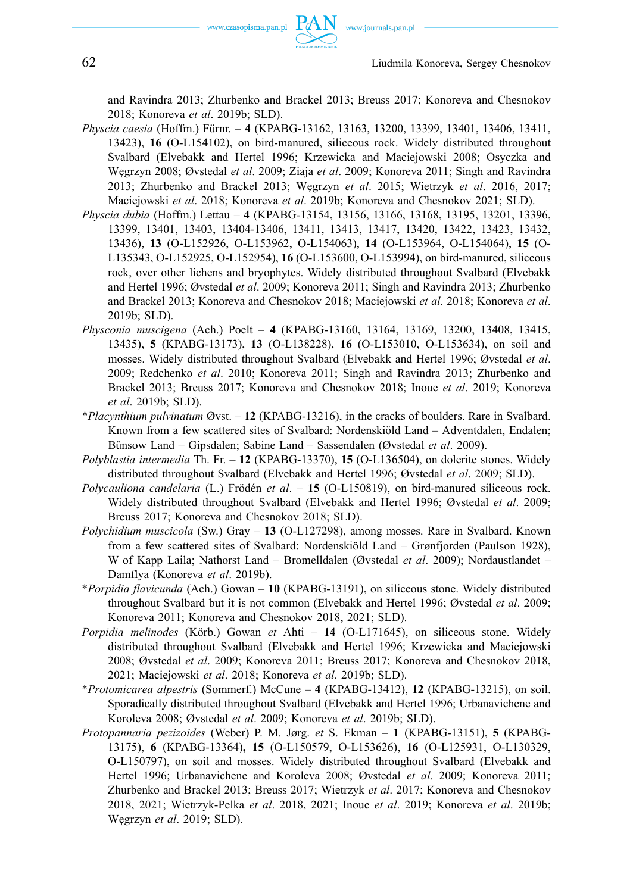and Ravindra 2013; Zhurbenko and Brackel 2013; Breuss 2017; Konoreva and Chesnokov 2018; Konoreva *et al*. 2019b; SLD).

*Physcia caesia* (Hoffm.) Fürnr. – **4** (KPABG-13162, 13163, 13200, 13399, 13401, 13406, 13411, 13423), **16** (O-L154102), on bird-manured, siliceous rock. Widely distributed throughout Svalbard (Elvebakk and Hertel 1996; Krzewicka and Maciejowski 2008; Osyczka and Węgrzyn 2008; Øvstedal *et al*. 2009; Ziaja *et al*. 2009; Konoreva 2011; Singh and Ravindra 2013; Zhurbenko and Brackel 2013; Węgrzyn *et al*. 2015; Wietrzyk *et al*. 2016, 2017; Maciejowski *et al*. 2018; Konoreva *et al*. 2019b; Konoreva and Chesnokov 2021; SLD).

*Physcia dubia* (Hoffm.) Lettau – **4** (KPABG-13154, 13156, 13166, 13168, 13195, 13201, 13396, 13399, 13401, 13403, 13404-13406, 13411, 13413, 13417, 13420, 13422, 13423, 13432, 13436), **13** (O-L152926, O-L153962, O-L154063), **14** (O-L153964, O-L154064), **15** (O-L135343, O-L152925, O-L152954), **16** (O-L153600, O-L153994), on bird-manured, siliceous rock, over other lichens and bryophytes. Widely distributed throughout Svalbard (Elvebakk and Hertel 1996; Øvstedal *et al*. 2009; Konoreva 2011; Singh and Ravindra 2013; Zhurbenko and Brackel 2013; Konoreva and Chesnokov 2018; Maciejowski *et al*. 2018; Konoreva *et al*. 2019b; SLD).

*Physconia muscigena* (Ach.) Poelt – **4** (KPABG-13160, 13164, 13169, 13200, 13408, 13415, 13435), **5** (KPABG-13173), **13** (O-L138228), **16** (O-L153010, O-L153634), on soil and mosses. Widely distributed throughout Svalbard (Elvebakk and Hertel 1996; Øvstedal *et al*. 2009; Redchenko *et al*. 2010; Konoreva 2011; Singh and Ravindra 2013; Zhurbenko and Brackel 2013; Breuss 2017; Konoreva and Chesnokov 2018; Inoue *et al*. 2019; Konoreva *et al*. 2019b; SLD).

\**Placynthium pulvinatum* Øvst. – **12** (KPABG-13216), in the cracks of boulders. Rare in Svalbard. Known from a few scattered sites of Svalbard: Nordenskiöld Land – Adventdalen, Endalen; Bünsow Land – Gipsdalen; Sabine Land – Sassendalen (Øvstedal *et al*. 2009).

*Polyblastia intermedia* Th. Fr. – **12** (KPABG-13370), **15** (O-L136504), on dolerite stones. Widely distributed throughout Svalbard (Elvebakk and Hertel 1996; Øvstedal *et al*. 2009; SLD).

*Polycauliona candelaria* (L.) Frödén *et al*. – **15** (O-L150819), on bird-manured siliceous rock. Widely distributed throughout Svalbard (Elvebakk and Hertel 1996; Øvstedal *et al*. 2009; Breuss 2017; Konoreva and Chesnokov 2018; SLD).

*Polychidium muscicola* (Sw.) Gray – **13** (O-L127298), among mosses. Rare in Svalbard. Known from a few scattered sites of Svalbard: Nordenskiöld Land – Grønfjorden (Paulson 1928), W of Kapp Laila; Nathorst Land – Bromelldalen (Øvstedal *et al*. 2009); Nordaustlandet – Damflya (Konoreva *et al*. 2019b).

\**Porpidia flavicunda* (Ach.) Gowan – **10** (KPABG-13191), on siliceous stone. Widely distributed throughout Svalbard but it is not common (Elvebakk and Hertel 1996; Øvstedal *et al*. 2009; Konoreva 2011; Konoreva and Chesnokov 2018, 2021; SLD).

*Porpidia melinodes* (Körb.) Gowan *et* Ahti – **14** (O-L171645), on siliceous stone. Widely distributed throughout Svalbard (Elvebakk and Hertel 1996; Krzewicka and Maciejowski 2008; Øvstedal *et al*. 2009; Konoreva 2011; Breuss 2017; Konoreva and Chesnokov 2018, 2021; Maciejowski *et al*. 2018; Konoreva *et al*. 2019b; SLD).

\**Protomicarea alpestris* (Sommerf.) McCune – **4** (KPABG-13412), **12** (KPABG-13215), on soil. Sporadically distributed throughout Svalbard (Elvebakk and Hertel 1996; Urbanavichene and Koroleva 2008; Øvstedal *et al*. 2009; Konoreva *et al*. 2019b; SLD).

*Protopannaria pezizoides* (Weber) P. M. Jørg. *et* S. Ekman – **1** (KPABG-13151), **5** (KPABG-13175), **6** (KPABG-13364), **15** (O-L150579, O-L153626), **16** (O-L125931, O-L130329, O-L150797), on soil and mosses. Widely distributed throughout Svalbard (Elvebakk and Hertel 1996; Urbanavichene and Koroleva 2008; Øvstedal *et al*. 2009; Konoreva 2011; Zhurbenko and Brackel 2013; Breuss 2017; Wietrzyk *et al*. 2017; Konoreva and Chesnokov 2018, 2021; Wietrzyk-Pelka *et al*. 2018, 2021; Inoue *et al*. 2019; Konoreva *et al*. 2019b; Węgrzyn *et al*. 2019; SLD).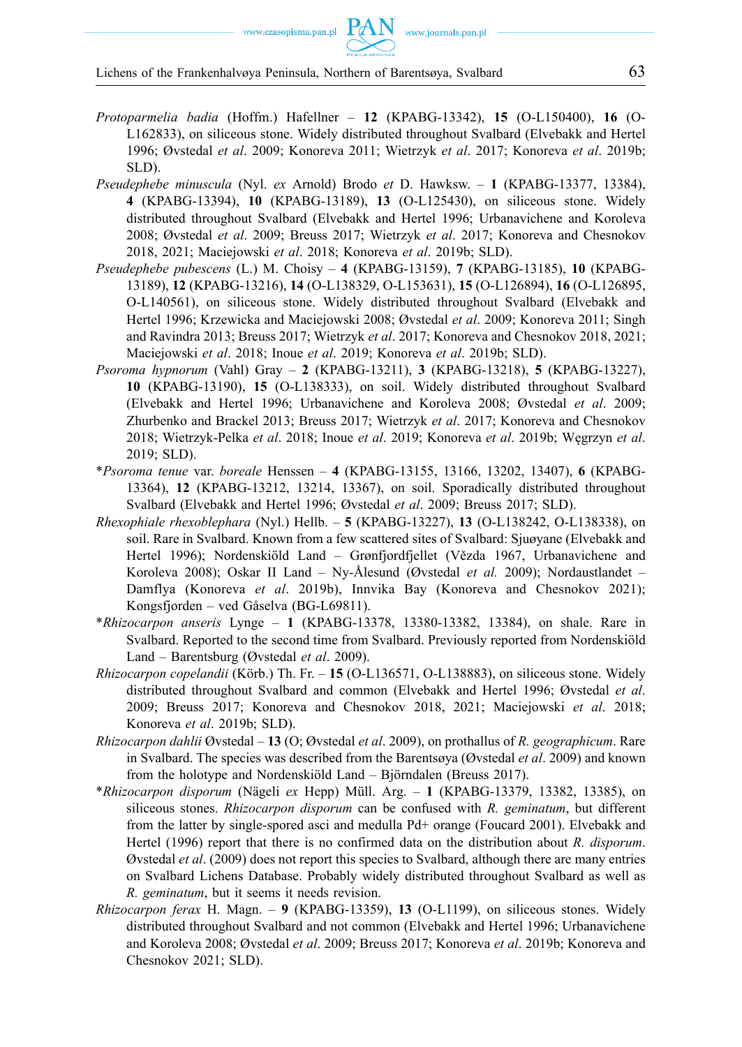*Protoparmelia badia* (Hoffm.) Hafellner – **12** (KPABG-13342), **15** (O-L150400), **16** (O-L162833), on siliceous stone. Widely distributed throughout Svalbard (Elvebakk and Hertel 1996; Øvstedal *et al*. 2009; Konoreva 2011; Wietrzyk *et al*. 2017; Konoreva *et al*. 2019b; SLD).

*Pseudephebe minuscula* (Nyl. *ex* Arnold) Brodo *et* D. Hawksw. – **1** (KPABG-13377, 13384), **4** (KPABG-13394), **10** (KPABG-13189), **13** (O-L125430), on siliceous stone. Widely distributed throughout Svalbard (Elvebakk and Hertel 1996; Urbanavichene and Koroleva 2008; Øvstedal *et al*. 2009; Breuss 2017; Wietrzyk *et al*. 2017; Konoreva and Chesnokov 2018, 2021; Maciejowski *et al*. 2018; Konoreva *et al*. 2019b; SLD).

*Pseudephebe pubescens* (L.) M. Choisy – **4** (KPABG-13159), **7** (KPABG-13185), **10** (KPABG-13189), **12** (KPABG-13216), **14** (O-L138329, O-L153631), **15** (O-L126894), **16** (O-L126895, O-L140561), on siliceous stone. Widely distributed throughout Svalbard (Elvebakk and Hertel 1996; Krzewicka and Maciejowski 2008; Øvstedal *et al*. 2009; Konoreva 2011; Singh and Ravindra 2013; Breuss 2017; Wietrzyk *et al*. 2017; Konoreva and Chesnokov 2018, 2021; Maciejowski *et al*. 2018; Inoue *et al*. 2019; Konoreva *et al*. 2019b; SLD).

*Psoroma hypnorum* (Vahl) Gray – **2** (KPABG-13211), **3** (KPABG-13218), **5** (KPABG-13227), **10** (KPABG-13190), **15** (O-L138333), on soil. Widely distributed throughout Svalbard (Elvebakk and Hertel 1996; Urbanavichene and Koroleva 2008; Øvstedal *et al*. 2009; Zhurbenko and Brackel 2013; Breuss 2017; Wietrzyk *et al*. 2017; Konoreva and Chesnokov 2018; Wietrzyk-Pelka *et al*. 2018; Inoue *et al*. 2019; Konoreva *et al*. 2019b; Węgrzyn *et al*. 2019; SLD).

*​*Psoroma tenue* var. *boreale* Henssen – **4** (KPABG-13155, 13166, 13202, 13407), **6** (KPABG-13364), **12** (KPABG-13212, 13214, 13367), on soil. Sporadically distributed throughout Svalbard (Elvebakk and Hertel 1996; Øvstedal *et al*. 2009; Breuss 2017; SLD).

*Rhexophiale rhexoblephara* (Nyl.) Hellb. – **5** (KPABG-13227), **13** (O-L138242, O-L138338), on soil. Rare in Svalbard. Known from a few scattered sites of Svalbard: Sjuøyane (Elvebakk and Hertel 1996); Nordenskiöld Land – Grønfjordfjellet (Vězda 1967, Urbanavichene and Koroleva 2008); Oskar II Land – Ny-Ålesund (Øvstedal *et al.* 2009); Nordaustlandet – Damflya (Konoreva *et al*. 2019b), Innvika Bay (Konoreva and Chesnokov 2021); Kongsfjorden – ved Gåselva (BG-L69811).

*​*Rhizocarpon anseris* Lynge – **1** (KPABG-13378, 13380-13382, 13384), on shale. Rare in Svalbard. Reported to the second time from Svalbard. Previously reported from Nordenskiöld Land – Barentsburg (Øvstedal *et al*. 2009).

*Rhizocarpon copelandii* (Körb.) Th. Fr. – **15** (O-L136571, O-L138883), on siliceous stone. Widely distributed throughout Svalbard and common (Elvebakk and Hertel 1996; Øvstedal *et al*. 2009; Breuss 2017; Konoreva and Chesnokov 2018, 2021; Maciejowski *et al*. 2018; Konoreva *et al*. 2019b; SLD).

*Rhizocarpon dahlii* Øvstedal – **13** (O; Øvstedal *et al*. 2009), on prothallus of *R. geographicum*. Rare in Svalbard. The species was described from the Barentsøya (Øvstedal *et al*. 2009) and known from the holotype and Nordenskiöld Land – Björndalen (Breuss 2017).

*​*Rhizocarpon disporum* (Nägeli *ex* Hepp) Müll. Arg. – **1** (KPABG-13379, 13382, 13385), on siliceous stones. *Rhizocarpon disporum* can be confused with *R. geminatum*, but different from the latter by single-spored asci and medulla Pd+ orange (Foucard 2001). Elvebakk and Hertel (1996) report that there is no confirmed data on the distribution about *R. disporum*. Øvstedal *et al*. (2009) does not report this species to Svalbard, although there are many entries on Svalbard Lichens Database. Probably widely distributed throughout Svalbard as well as *R. geminatum*, but it seems it needs revision.

*Rhizocarpon ferax* H. Magn. – **9** (KPABG-13359), **13** (O-L1199), on siliceous stones. Widely distributed throughout Svalbard and not common (Elvebakk and Hertel 1996; Urbanavichene and Koroleva 2008; Øvstedal *et al*. 2009; Breuss 2017; Konoreva *et al*. 2019b; Konoreva and Chesnokov 2021; SLD).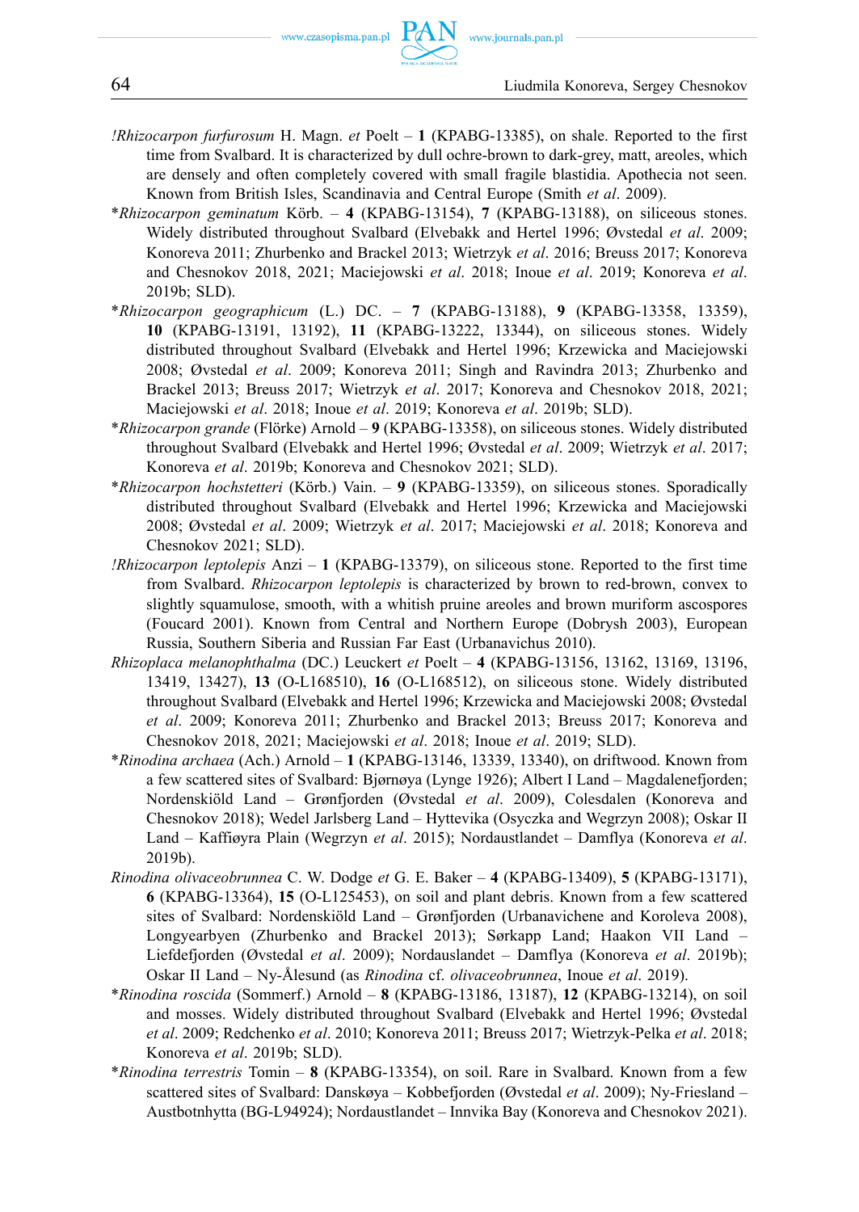*!Rhizocarpon furfurosum* H. Magn. *et* Poelt – **1** (KPABG-13385), on shale. Reported to the first time from Svalbard. It is characterized by dull ochre-brown to dark-grey, matt, areoles, which are densely and often completely covered with small fragile blastidia. Apothecia not seen. Known from British Isles, Scandinavia and Central Europe (Smith *et al*. 2009).

*\*Rhizocarpon geminatum* Körb. – **4** (KPABG-13154), **7** (KPABG-13188), on siliceous stones. Widely distributed throughout Svalbard (Elvebakk and Hertel 1996; Øvstedal *et al*. 2009; Konoreva 2011; Zhurbenko and Brackel 2013; Wietrzyk *et al*. 2016; Breuss 2017; Konoreva and Chesnokov 2018, 2021; Maciejowski *et al*. 2018; Inoue *et al*. 2019; Konoreva *et al*. 2019b; SLD).

*\*Rhizocarpon geographicum* (L.) DC. – **7** (KPABG-13188), **9** (KPABG-13358, 13359), **10** (KPABG-13191, 13192), **11** (KPABG-13222, 13344), on siliceous stones. Widely distributed throughout Svalbard (Elvebakk and Hertel 1996; Krzewicka and Maciejowski 2008; Øvstedal *et al*. 2009; Konoreva 2011; Singh and Ravindra 2013; Zhurbenko and Brackel 2013; Breuss 2017; Wietrzyk *et al*. 2017; Konoreva and Chesnokov 2018, 2021; Maciejowski *et al*. 2018; Inoue *et al*. 2019; Konoreva *et al*. 2019b; SLD).

*\*Rhizocarpon grande* (Flörke) Arnold – **9** (KPABG-13358), on siliceous stones. Widely distributed throughout Svalbard (Elvebakk and Hertel 1996; Øvstedal *et al*. 2009; Wietrzyk *et al*. 2017; Konoreva *et al*. 2019b; Konoreva and Chesnokov 2021; SLD).

*\*Rhizocarpon hochstetteri* (Körb.) Vain. – **9** (KPABG-13359), on siliceous stones. Sporadically distributed throughout Svalbard (Elvebakk and Hertel 1996; Krzewicka and Maciejowski 2008; Øvstedal *et al*. 2009; Wietrzyk *et al*. 2017; Maciejowski *et al*. 2018; Konoreva and Chesnokov 2021; SLD).

*!Rhizocarpon leptolepis* Anzi – **1** (KPABG-13379), on siliceous stone. Reported to the first time from Svalbard. *Rhizocarpon leptolepis* is characterized by brown to red-brown, convex to slightly squamulose, smooth, with a whitish pruine areoles and brown muriform ascospores (Foucard 2001). Known from Central and Northern Europe (Dobrysh 2003), European Russia, Southern Siberia and Russian Far East (Urbanavichus 2010).

*Rhizoplaca melanophthalma* (DC.) Leuckert *et* Poelt – **4** (KPABG-13156, 13162, 13169, 13196, 13419, 13427), **13** (O-L168510), **16** (O-L168512), on siliceous stone. Widely distributed throughout Svalbard (Elvebakk and Hertel 1996; Krzewicka and Maciejowski 2008; Øvstedal *et al*. 2009; Konoreva 2011; Zhurbenko and Brackel 2013; Breuss 2017; Konoreva and Chesnokov 2018, 2021; Maciejowski *et al*. 2018; Inoue *et al*. 2019; SLD).

*\*Rinodina archaea* (Ach.) Arnold – **1** (KPABG-13146, 13339, 13340), on driftwood. Known from a few scattered sites of Svalbard: Bjørnøya (Lynge 1926); Albert I Land – Magdalenefjorden; Nordenskiöld Land – Grønfjorden (Øvstedal *et al*. 2009), Colesdalen (Konoreva and Chesnokov 2018); Wedel Jarlsberg Land – Hyttevika (Osyczka and Wegrzyn 2008); Oskar II Land – Kaffiøyra Plain (Wegrzyn *et al*. 2015); Nordaustlandet – Damflya (Konoreva *et al*. 2019b).

*Rinodina olivaceobrunnea* C. W. Dodge *et* G. E. Baker – **4** (KPABG-13409), **5** (KPABG-13171), **6** (KPABG-13364), **15** (O-L125453), on soil and plant debris. Known from a few scattered sites of Svalbard: Nordenskiöld Land – Grønfjorden (Urbanavichene and Koroleva 2008), Longyearbyen (Zhurbenko and Brackel 2013); Sørkapp Land; Haakon VII Land – Liefdefjorden (Øvstedal *et al*. 2009); Nordauslandet – Damflya (Konoreva *et al*. 2019b); Oskar II Land – Ny-Ålesund (as *Rinodina* cf. *olivaceobrunnea*, Inoue *et al*. 2019).

*\*Rinodina roscida* (Sommerf.) Arnold – **8** (KPABG-13186, 13187), **12** (KPABG-13214), on soil and mosses. Widely distributed throughout Svalbard (Elvebakk and Hertel 1996; Øvstedal *et al*. 2009; Redchenko *et al*. 2010; Konoreva 2011; Breuss 2017; Wietrzyk-Pelka *et al*. 2018; Konoreva *et al*. 2019b; SLD).

*\*Rinodina terrestris* Tomin – **8** (KPABG-13354), on soil. Rare in Svalbard. Known from a few scattered sites of Svalbard: Danskøya – Kobbefjorden (Øvstedal *et al*. 2009); Ny-Friesland – Austbotnhytta (BG-L94924); Nordaustlandet – Innvika Bay (Konoreva and Chesnokov 2021).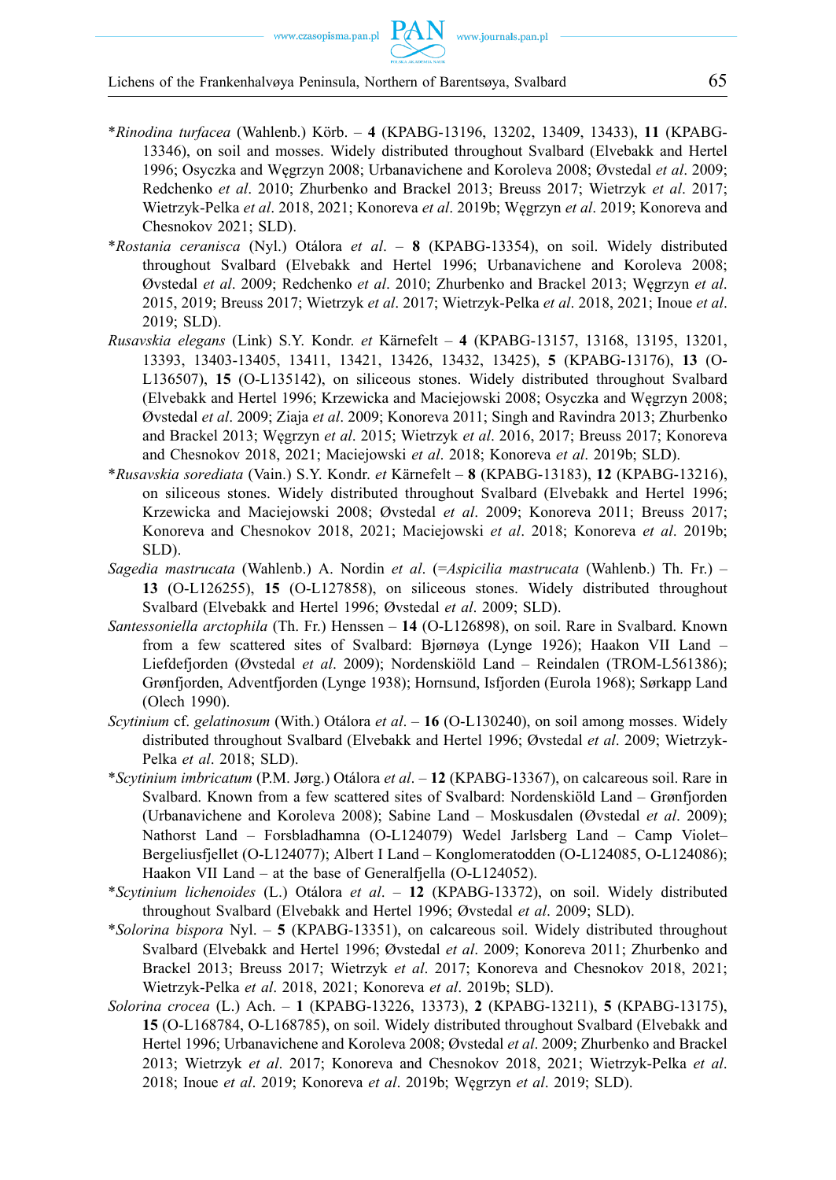*Rinodina turfacea* (Wahlenb.) Körb. – **4** (KPABG-13196, 13202, 13409, 13433), **11** (KPABG-13346), on soil and mosses. Widely distributed throughout Svalbard (Elvebakk and Hertel 1996; Osyczka and Węgrzyn 2008; Urbanavichene and Koroleva 2008; Øvstedal *et al*. 2009; Redchenko *et al*. 2010; Zhurbenko and Brackel 2013; Breuss 2017; Wietrzyk *et al*. 2017; Wietrzyk-Pelka *et al*. 2018, 2021; Konoreva *et al*. 2019b; Węgrzyn *et al*. 2019; Konoreva and Chesnokov 2021; SLD).

*Rostania ceranisca* (Nyl.) Otálora *et al*. – **8** (KPABG-13354), on soil. Widely distributed throughout Svalbard (Elvebakk and Hertel 1996; Urbanavichene and Koroleva 2008; Øvstedal *et al*. 2009; Redchenko *et al*. 2010; Zhurbenko and Brackel 2013; Węgrzyn *et al*. 2015, 2019; Breuss 2017; Wietrzyk *et al*. 2017; Wietrzyk-Pelka *et al*. 2018, 2021; Inoue *et al*. 2019; SLD).

*Rusavskia elegans* (Link) S.Y. Kondr. *et* Kärnefelt – **4** (KPABG-13157, 13168, 13195, 13201, 13393, 13403-13405, 13411, 13421, 13426, 13432, 13425), **5** (KPABG-13176), **13** (O-L136507), **15** (O-L135142), on siliceous stones. Widely distributed throughout Svalbard (Elvebakk and Hertel 1996; Krzewicka and Maciejowski 2008; Osyczka and Węgrzyn 2008; Øvstedal *et al*. 2009; Ziaja *et al*. 2009; Konoreva 2011; Singh and Ravindra 2013; Zhurbenko and Brackel 2013; Węgrzyn *et al*. 2015; Wietrzyk *et al*. 2016, 2017; Breuss 2017; Konoreva and Chesnokov 2018, 2021; Maciejowski *et al*. 2018; Konoreva *et al*. 2019b; SLD).

*Rusavskia sorediata* (Vain.) S.Y. Kondr. *et* Kärnefelt – **8** (KPABG-13183), **12** (KPABG-13216), on siliceous stones. Widely distributed throughout Svalbard (Elvebakk and Hertel 1996; Krzewicka and Maciejowski 2008; Øvstedal *et al*. 2009; Konoreva 2011; Breuss 2017; Konoreva and Chesnokov 2018, 2021; Maciejowski *et al*. 2018; Konoreva *et al*. 2019b; SLD).

*Sagedia mastrucata* (Wahlenb.) A. Nordin *et al*. (=*Aspicilia mastrucata* (Wahlenb.) Th. Fr.) – **13** (O-L126255), **15** (O-L127858), on siliceous stones. Widely distributed throughout Svalbard (Elvebakk and Hertel 1996; Øvstedal *et al*. 2009; SLD).

*Santessoniella arctophila* (Th. Fr.) Henssen – **14** (O-L126898), on soil. Rare in Svalbard. Known from a few scattered sites of Svalbard: Bjørnøya (Lynge 1926); Haakon VII Land – Liefdefjorden (Øvstedal *et al*. 2009); Nordenskiöld Land – Reindalen (TROM-L561386); Grønfjorden, Adventfjorden (Lynge 1938); Hornsund, Isfjorden (Eurola 1968); Sørkapp Land (Olech 1990).

*Scytinium* cf. *gelatinosum* (With.) Otálora *et al*. – **16** (O-L130240), on soil among mosses. Widely distributed throughout Svalbard (Elvebakk and Hertel 1996; Øvstedal *et al*. 2009; Wietrzyk-Pelka *et al*. 2018; SLD).

*Scytinium imbricatum* (P.M. Jørg.) Otálora *et al*. – **12** (KPABG-13367), on calcareous soil. Rare in Svalbard. Known from a few scattered sites of Svalbard: Nordenskiöld Land – Grønfjorden (Urbanavichene and Koroleva 2008); Sabine Land – Moskusdalen (Øvstedal *et al*. 2009); Nathorst Land – Forsbladhamna (O-L124079) Wedel Jarlsberg Land – Camp Violet–Bergeliusfjellet (O-L124077); Albert I Land – Konglomeratodden (O-L124085, O-L124086); Haakon VII Land – at the base of Generalfjella (O-L124052).

*Scytinium lichenoides* (L.) Otálora *et al*. – **12** (KPABG-13372), on soil. Widely distributed throughout Svalbard (Elvebakk and Hertel 1996; Øvstedal *et al*. 2009; SLD).

*Solorina bispora* Nyl. – **5** (KPABG-13351), on calcareous soil. Widely distributed throughout Svalbard (Elvebakk and Hertel 1996; Øvstedal *et al*. 2009; Konoreva 2011; Zhurbenko and Brackel 2013; Breuss 2017; Wietrzyk *et al*. 2017; Konoreva and Chesnokov 2018, 2021; Wietrzyk-Pelka *et al*. 2018, 2021; Konoreva *et al*. 2019b; SLD).

*Solorina crocea* (L.) Ach. – **1** (KPABG-13226, 13373), **2** (KPABG-13211), **5** (KPABG-13175), **15** (O-L168784, O-L168785), on soil. Widely distributed throughout Svalbard (Elvebakk and Hertel 1996; Urbanavichene and Koroleva 2008; Øvstedal *et al*. 2009; Zhurbenko and Brackel 2013; Wietrzyk *et al*. 2017; Konoreva and Chesnokov 2018, 2021; Wietrzyk-Pelka *et al*. 2018; Inoue *et al*. 2019; Konoreva *et al*. 2019b; Węgrzyn *et al*. 2019; SLD).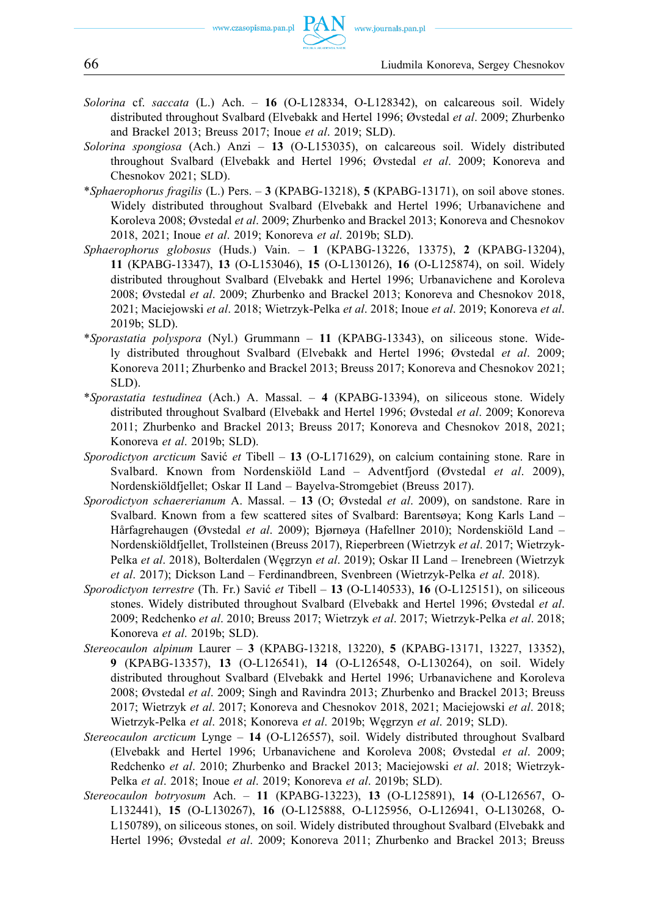*Solorina* cf. *saccata* (L.) Ach. – **16** (O-L128334, O-L128342), on calcareous soil. Widely distributed throughout Svalbard (Elvebakk and Hertel 1996; Øvstedal *et al*. 2009; Zhurbenko and Brackel 2013; Breuss 2017; Inoue *et al*. 2019; SLD).

*Solorina spongiosa* (Ach.) Anzi – **13** (O-L153035), on calcareous soil. Widely distributed throughout Svalbard (Elvebakk and Hertel 1996; Øvstedal *et al*. 2009; Konoreva and Chesnokov 2021; SLD).

**Sphaerophorus fragilis* (L.) Pers. – **3** (KPABG-13218), **5** (KPABG-13171), on soil above stones. Widely distributed throughout Svalbard (Elvebakk and Hertel 1996; Urbanavichene and Koroleva 2008; Øvstedal *et al*. 2009; Zhurbenko and Brackel 2013; Konoreva and Chesnokov 2018, 2021; Inoue *et al*. 2019; Konoreva *et al*. 2019b; SLD).

*Sphaerophorus globosus* (Huds.) Vain. – **1** (KPABG-13226, 13375), **2** (KPABG-13204), **11** (KPABG-13347), **13** (O-L153046), **15** (O-L130126), **16** (O-L125874), on soil. Widely distributed throughout Svalbard (Elvebakk and Hertel 1996; Urbanavichene and Koroleva 2008; Øvstedal *et al*. 2009; Zhurbenko and Brackel 2013; Konoreva and Chesnokov 2018, 2021; Maciejowski *et al*. 2018; Wietrzyk-Pelka *et al*. 2018; Inoue *et al*. 2019; Konoreva *et al*. 2019b; SLD).

**Sporastatia polyspora* (Nyl.) Grummann – **11** (KPABG-13343), on siliceous stone. Widely distributed throughout Svalbard (Elvebakk and Hertel 1996; Øvstedal *et al*. 2009; Konoreva 2011; Zhurbenko and Brackel 2013; Breuss 2017; Konoreva and Chesnokov 2021; SLD).

**Sporastatia testudinea* (Ach.) A. Massal. – **4** (KPABG-13394), on siliceous stone. Widely distributed throughout Svalbard (Elvebakk and Hertel 1996; Øvstedal *et al*. 2009; Konoreva 2011; Zhurbenko and Brackel 2013; Breuss 2017; Konoreva and Chesnokov 2018, 2021; Konoreva *et al*. 2019b; SLD).

*Sporodictyon arcticum* Savić *et* Tibell – **13** (O-L171629), on calcium containing stone. Rare in Svalbard. Known from Nordenskiöld Land – Adventfjord (Øvstedal *et al*. 2009), Nordenskiöldfjellet; Oskar II Land – Bayelva-Stromgebiet (Breuss 2017).

*Sporodictyon schaererianum* A. Massal. – **13** (O; Øvstedal *et al*. 2009), on sandstone. Rare in Svalbard. Known from a few scattered sites of Svalbard: Barentsøya; Kong Karls Land – Hårfagrehaugen (Øvstedal *et al*. 2009); Bjørnøya (Hafellner 2010); Nordenskiöld Land – Nordenskiöldfjellet, Trollsteinen (Breuss 2017), Rieperbreen (Wietrzyk *et al*. 2017; Wietrzyk-Pelka *et al*. 2018), Bolterdalen (Węgrzyn *et al*. 2019); Oskar II Land – Irenebreen (Wietrzyk *et al*. 2017); Dickson Land – Ferdinandbreen, Svenbreen (Wietrzyk-Pelka *et al*. 2018).

*Sporodictyon terrestre* (Th. Fr.) Savić *et* Tibell – **13** (O-L140533), **16** (O-L125151), on siliceous stones. Widely distributed throughout Svalbard (Elvebakk and Hertel 1996; Øvstedal *et al*. 2009; Redchenko *et al*. 2010; Breuss 2017; Wietrzyk *et al*. 2017; Wietrzyk-Pelka *et al*. 2018; Konoreva *et al*. 2019b; SLD).

*Stereocaulon alpinum* Laurer – **3** (KPABG-13218, 13220), **5** (KPABG-13171, 13227, 13352), **9** (KPABG-13357), **13** (O-L126541), **14** (O-L126548, O-L130264), on soil. Widely distributed throughout Svalbard (Elvebakk and Hertel 1996; Urbanavichene and Koroleva 2008; Øvstedal *et al*. 2009; Singh and Ravindra 2013; Zhurbenko and Brackel 2013; Breuss 2017; Wietrzyk *et al*. 2017; Konoreva and Chesnokov 2018, 2021; Maciejowski *et al*. 2018; Wietrzyk-Pelka *et al*. 2018; Konoreva *et al*. 2019b; Węgrzyn *et al*. 2019; SLD).

*Stereocaulon arcticum* Lynge – **14** (O-L126557), soil. Widely distributed throughout Svalbard (Elvebakk and Hertel 1996; Urbanavichene and Koroleva 2008; Øvstedal *et al*. 2009; Redchenko *et al*. 2010; Zhurbenko and Brackel 2013; Maciejowski *et al*. 2018; Wietrzyk-Pelka *et al*. 2018; Inoue *et al*. 2019; Konoreva *et al*. 2019b; SLD).

*Stereocaulon botryosum* Ach. – **11** (KPABG-13223), **13** (O-L125891), **14** (O-L126567, O-L132441), **15** (O-L130267), **16** (O-L125888, O-L125956, O-L126941, O-L130268, O-L150789), on siliceous stones, on soil. Widely distributed throughout Svalbard (Elvebakk and Hertel 1996; Øvstedal *et al*. 2009; Konoreva 2011; Zhurbenko and Brackel 2013; Breuss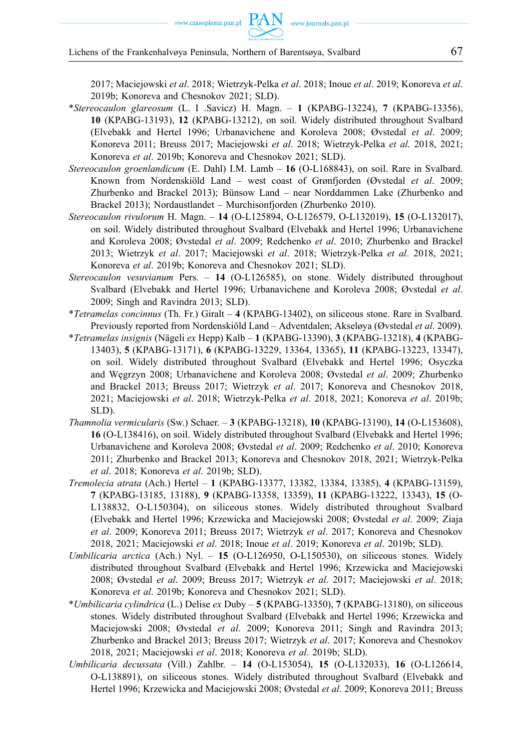2017; Maciejowski *et al*. 2018; Wietrzyk-Pelka *et al*. 2018; Inoue *et al*. 2019; Konoreva *et al*. 2019b; Konoreva and Chesnokov 2021; SLD).

*\*Stereocaulon glareosum* (L. I .Savicz) H. Magn. – **1** (KPABG-13224), **7** (KPABG-13356), **10** (KPABG-13193), **12** (KPABG-13212), on soil. Widely distributed throughout Svalbard (Elvebakk and Hertel 1996; Urbanavichene and Koroleva 2008; Øvstedal *et al*. 2009; Konoreva 2011; Breuss 2017; Maciejowski *et al*. 2018; Wietrzyk-Pelka *et al*. 2018, 2021; Konoreva *et al*. 2019b; Konoreva and Chesnokov 2021; SLD).

*Stereocaulon groenlandicum* (E. Dahl) I.M. Lamb – **16** (O-L168843), on soil. Rare in Svalbard. Known from Nordenskiöld Land – west coast of Grønfjorden (Øvstedal *et al*. 2009; Zhurbenko and Brackel 2013); Bünsow Land – near Norddammen Lake (Zhurbenko and Brackel 2013); Nordaustlandet – Murchisonfjorden (Zhurbenko 2010).

*Stereocaulon rivulorum* H. Magn. – **14** (O-L125894, O-L126579, O-L132019), **15** (O-L132017), on soil. Widely distributed throughout Svalbard (Elvebakk and Hertel 1996; Urbanavichene and Koroleva 2008; Øvstedal *et al*. 2009; Redchenko *et al*. 2010; Zhurbenko and Brackel 2013; Wietrzyk *et al*. 2017; Maciejowski *et al*. 2018; Wietrzyk-Pelka *et al*. 2018, 2021; Konoreva *et al*. 2019b; Konoreva and Chesnokov 2021; SLD).

*Stereocaulon vesuvianum* Pers. – **14** (O-L126585), on stone. Widely distributed throughout Svalbard (Elvebakk and Hertel 1996; Urbanavichene and Koroleva 2008; Øvstedal *et al*. 2009; Singh and Ravindra 2013; SLD).

*\*Tetramelas concinnus* (Th. Fr.) Giralt – **4** (KPABG-13402), on siliceous stone. Rare in Svalbard. Previously reported from Nordenskiöld Land – Adventdalen; Akseløya (Øvstedal *et al*. 2009).

*\*Tetramelas insignis* (Nägeli *ex* Hepp) Kalb – **1** (KPABG-13390), **3** (KPABG-13218), **4** (KPABG-13403), **5** (KPABG-13171), **6** (KPABG-13229, 13364, 13365), **11** (KPABG-13223, 13347), on soil. Widely distributed throughout Svalbard (Elvebakk and Hertel 1996; Osyczka and Węgrzyn 2008; Urbanavichene and Koroleva 2008; Øvstedal *et al*. 2009; Zhurbenko and Brackel 2013; Breuss 2017; Wietrzyk *et al*. 2017; Konoreva and Chesnokov 2018, 2021; Maciejowski *et al*. 2018; Wietrzyk-Pelka *et al*. 2018, 2021; Konoreva *et al*. 2019b; SLD).

*Thamnolia vermicularis* (Sw.) Schaer. – **3** (KPABG-13218), **10** (KPABG-13190), **14** (O-L153608), **16** (O-L138416), on soil. Widely distributed throughout Svalbard (Elvebakk and Hertel 1996; Urbanavichene and Koroleva 2008; Øvstedal *et al*. 2009; Redchenko *et al*. 2010; Konoreva 2011; Zhurbenko and Brackel 2013; Konoreva and Chesnokov 2018, 2021; Wietrzyk-Pelka *et al*. 2018; Konoreva *et al*. 2019b; SLD).

*Tremolecia atrata* (Ach.) Hertel – **1** (KPABG-13377, 13382, 13384, 13385), **4** (KPABG-13159), **7** (KPABG-13185, 13188), **9** (KPABG-13358, 13359), **11** (KPABG-13222, 13343), **15** (O-L138832, O-L150304), on siliceous stones. Widely distributed throughout Svalbard (Elvebakk and Hertel 1996; Krzewicka and Maciejowski 2008; Øvstedal *et al*. 2009; Ziaja *et al*. 2009; Konoreva 2011; Breuss 2017; Wietrzyk *et al*. 2017; Konoreva and Chesnokov 2018, 2021; Maciejowski *et al*. 2018; Inoue *et al*. 2019; Konoreva *et al*. 2019b; SLD).

*Umbilicaria arctica* (Ach.) Nyl. – **15** (O-L126950, O-L150530), on siliceous stones. Widely distributed throughout Svalbard (Elvebakk and Hertel 1996; Krzewicka and Maciejowski 2008; Øvstedal *et al*. 2009; Breuss 2017; Wietrzyk *et al*. 2017; Maciejowski *et al*. 2018; Konoreva *et al*. 2019b; Konoreva and Chesnokov 2021; SLD).

*\*Umbilicaria cylindrica* (L.) Delise *ex* Duby – **5** (KPABG-13350), **7** (KPABG-13180), on siliceous stones. Widely distributed throughout Svalbard (Elvebakk and Hertel 1996; Krzewicka and Maciejowski 2008; Øvstedal *et al*. 2009; Konoreva 2011; Singh and Ravindra 2013; Zhurbenko and Brackel 2013; Breuss 2017; Wietrzyk *et al*. 2017; Konoreva and Chesnokov 2018, 2021; Maciejowski *et al*. 2018; Konoreva *et al*. 2019b; SLD).

*Umbilicaria decussata* (Vill.) Zahlbr. – **14** (O-L153054), **15** (O-L132033), **16** (O-L126614, O-L138891), on siliceous stones. Widely distributed throughout Svalbard (Elvebakk and Hertel 1996; Krzewicka and Maciejowski 2008; Øvstedal *et al*. 2009; Konoreva 2011; Breuss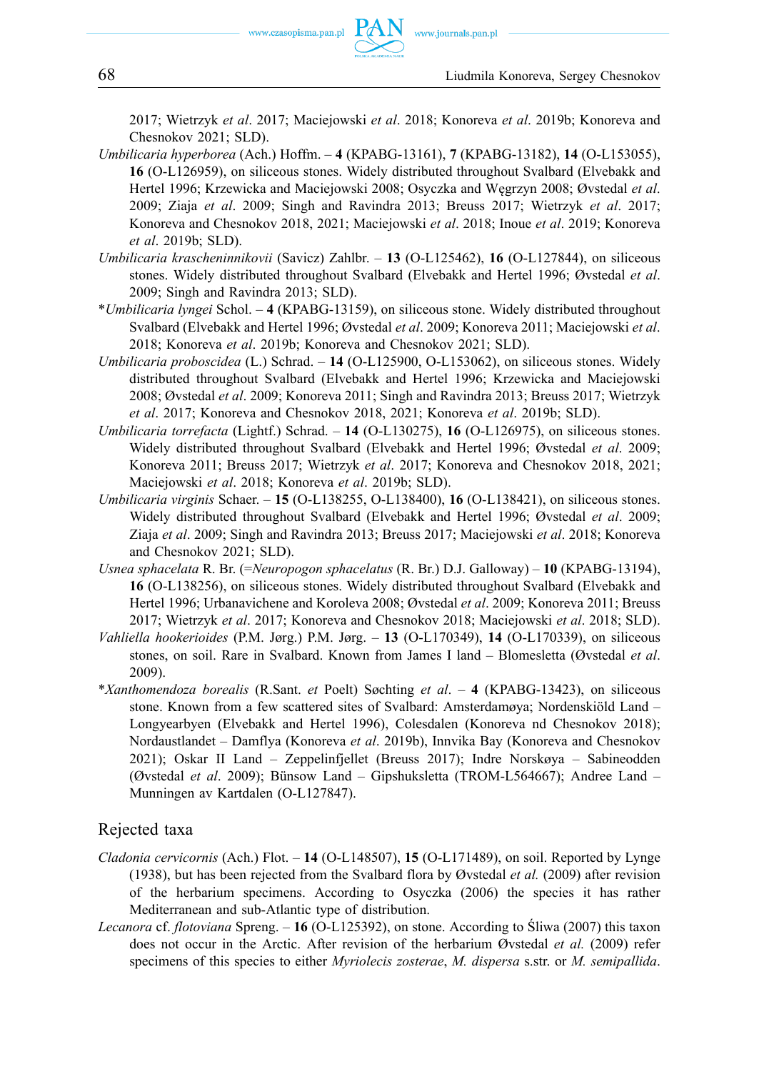2017; Wietrzyk *et al*. 2017; Maciejowski *et al*. 2018; Konoreva *et al*. 2019b; Konoreva and Chesnokov 2021; SLD).

*Umbilicaria hyperborea* (Ach.) Hoffm. – **4** (KPABG-13161), **7** (KPABG-13182), **14** (O-L153055), **16** (O-L126959), on siliceous stones. Widely distributed throughout Svalbard (Elvebakk and Hertel 1996; Krzewicka and Maciejowski 2008; Osyczka and Węgrzyn 2008; Øvstedal *et al*. 2009; Ziaja *et al*. 2009; Singh and Ravindra 2013; Breuss 2017; Wietrzyk *et al*. 2017; Konoreva and Chesnokov 2018, 2021; Maciejowski *et al*. 2018; Inoue *et al*. 2019; Konoreva *et al*. 2019b; SLD).

*Umbilicaria kraschenіnnikovii* (Savicz) Zahlbr. – **13** (O-L125462), **16** (O-L127844), on siliceous stones. Widely distributed throughout Svalbard (Elvebakk and Hertel 1996; Øvstedal *et al*. 2009; Singh and Ravindra 2013; SLD).

\**Umbilicaria lyngei* Schol. – **4** (KPABG-13159), on siliceous stone. Widely distributed throughout Svalbard (Elvebakk and Hertel 1996; Øvstedal *et al*. 2009; Konoreva 2011; Maciejowski *et al*. 2018; Konoreva and Chesnokov 2021; SLD).

*Umbilicaria proboscidea* (L.) Schrad. – **14** (O-L125900, O-L153062), on siliceous stones. Widely distributed throughout Svalbard (Elvebakk and Hertel 1996; Krzewicka and Maciejowski 2008; Øvstedal *et al*. 2009; Konoreva 2011; Singh and Ravindra 2013; Breuss 2017; Wietrzyk *et al*. 2017; Konoreva and Chesnokov 2018, 2021; Konoreva *et al*. 2019b; SLD).

*Umbilicaria torrefacta* (Lightf.) Schrad. – **14** (O-L130275), **16** (O-L126975), on siliceous stones. Widely distributed throughout Svalbard (Elvebakk and Hertel 1996; Øvstedal *et al*. 2009; Konoreva 2011; Breuss 2017; Wietrzyk *et al*. 2017; Konoreva and Chesnokov 2018, 2021; Maciejowski *et al*. 2018; Konoreva *et al*. 2019b; SLD).

*Umbilicaria virginis* Schaer. – **15** (O-L138255, O-L138400), **16** (O-L138421), on siliceous stones. Widely distributed throughout Svalbard (Elvebakk and Hertel 1996; Øvstedal *et al*. 2009; Ziaja *et al*. 2009; Singh and Ravindra 2013; Breuss 2017; Maciejowski *et al*. 2018; Konoreva and Chesnokov 2021; SLD).

*Usnea sphacelata* R. Br. (=*Neuropogon sphacelatus* (R. Br.) D.J. Galloway) – **10** (KPABG-13194), **16** (O-L138256), on siliceous stones. Widely distributed throughout Svalbard (Elvebakk and Hertel 1996; Urbanavichene and Koroleva 2008; Øvstedal *et al*. 2009; Konoreva 2011; Breuss 2017; Wietrzyk *et al*. 2017; Konoreva and Chesnokov 2018; Maciejowski *et al*. 2018; SLD).

*Vahliella hookerioides* (P.M. Jørg.) P.M. Jørg. – **13** (O-L170349), **14** (O-L170339), on siliceous stones, on soil. Rare in Svalbard. Known from James I land – Blomesletta (Øvstedal *et al*. 2009).

\**Xanthomendoza borealis* (R.Sant. *et* Poelt) Søchting *et al*. – **4** (KPABG-13423), on siliceous stone. Known from a few scattered sites of Svalbard: Amsterdamøya; Nordenskiöld Land – Longyearbyen (Elvebakk and Hertel 1996), Colesdalen (Konoreva nd Chesnokov 2018); Nordaustlandet – Damflya (Konoreva *et al*. 2019b), Innvika Bay (Konoreva and Chesnokov 2021); Oskar II Land – Zeppelinfjellet (Breuss 2017); Indre Norskøya – Sabineodden (Øvstedal *et al*. 2009); Bünsow Land – Gipshuksletta (TROM-L564667); Andree Land – Munningen av Kartdalen (O-L127847).

## Rejected taxa

*Cladonia cervicornis* (Ach.) Flot. – **14** (O-L148507), **15** (O-L171489), on soil. Reported by Lynge (1938), but has been rejected from the Svalbard flora by Øvstedal *et al.* (2009) after revision of the herbarium specimens. According to Osyczka (2006) the species it has rather Mediterranean and sub-Atlantic type of distribution.

*Lecanora* cf. *flotoviana* Spreng. – **16** (O-L125392), on stone. According to Śliwa (2007) this taxon does not occur in the Arctic. After revision of the herbarium Øvstedal *et al.* (2009) refer specimens of this species to either *Myriolecis zosterae*, *M. dispersa* s.str. or *M. semipallida*.